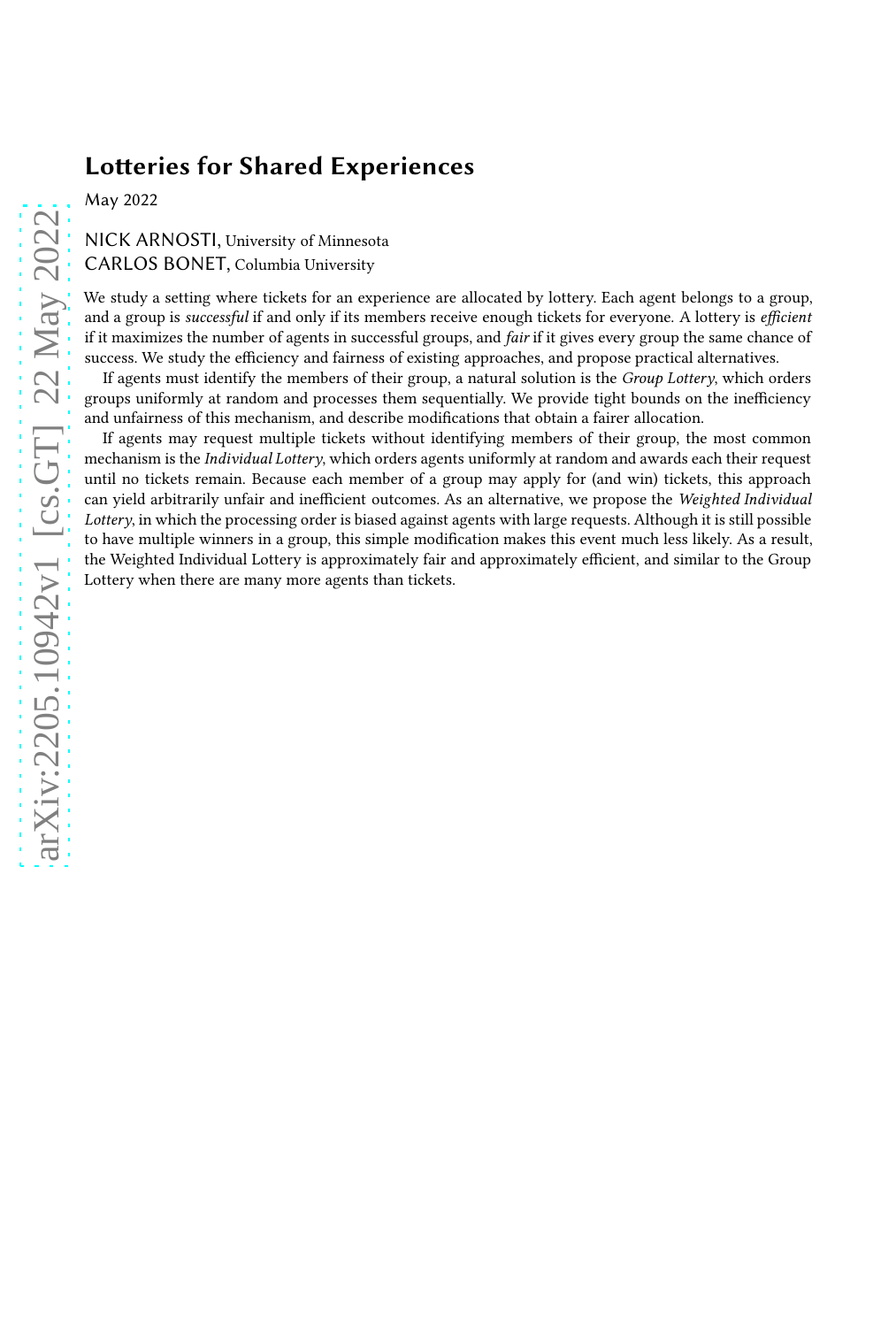# Lotteries for Shared Experiences

May 2022

NICK ARNOSTI, University of Minnesota
CARLOS BONET, Columbia University

We study a setting where tickets for an experience are allocated by lottery. Each agent belongs to a group, and a group is *successful* if and only if its members receive enough tickets for everyone. A lottery is *efficient* if it maximizes the number of agents in successful groups, and *fair* if it gives every group the same chance of success. We study the efficiency and fairness of existing approaches, and propose practical alternatives.

If agents must identify the members of their group, a natural solution is the *Group Lottery*, which orders groups uniformly at random and processes them sequentially. We provide tight bounds on the inefficiency and unfairness of this mechanism, and describe modifications that obtain a fairer allocation.

If agents may request multiple tickets without identifying members of their group, the most common mechanism is the *Individual Lottery*, which orders agents uniformly at random and awards each their request until no tickets remain. Because each member of a group may apply for (and win) tickets, this approach can yield arbitrarily unfair and inefficient outcomes. As an alternative, we propose the *Weighted Individual Lottery*, in which the processing order is biased against agents with large requests. Although it is still possible to have multiple winners in a group, this simple modification makes this event much less likely. As a result, the Weighted Individual Lottery is approximately fair and approximately efficient, and similar to the Group Lottery when there are many more agents than tickets.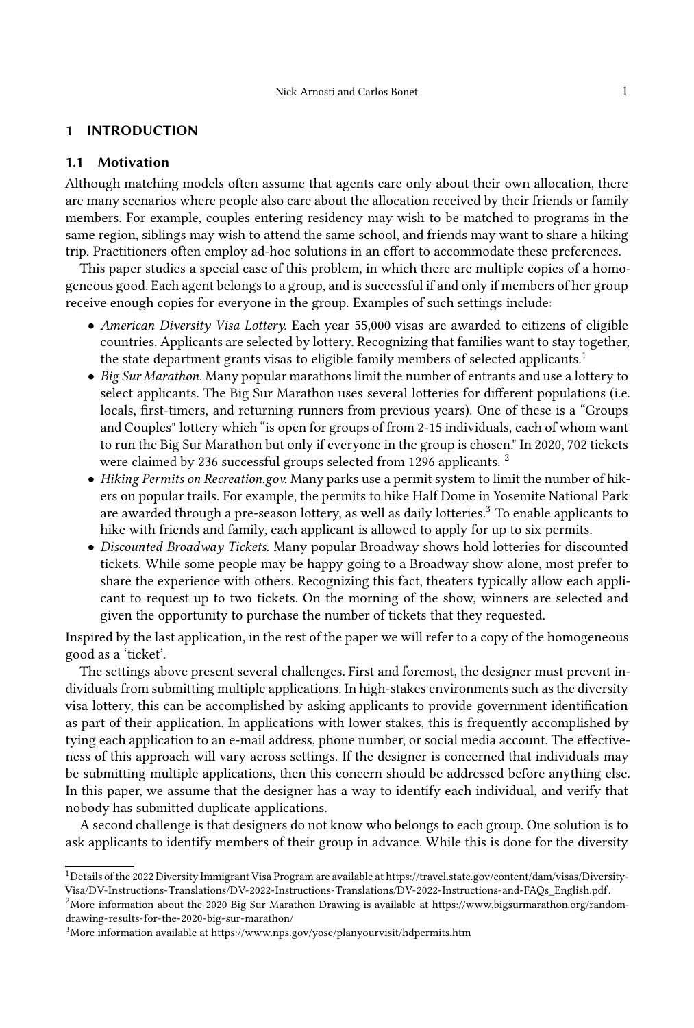## 1 INTRODUCTION

### 1.1 Motivation

Although matching models often assume that agents care only about their own allocation, there are many scenarios where people also care about the allocation received by their friends or family members. For example, couples entering residency may wish to be matched to programs in the same region, siblings may wish to attend the same school, and friends may want to share a hiking trip. Practitioners often employ ad-hoc solutions in an effort to accommodate these preferences.

This paper studies a special case of this problem, in which there are multiple copies of a homogeneous good. Each agent belongs to a group, and is successful if and only if members of her group receive enough copies for everyone in the group. Examples of such settings include:

- *American Diversity Visa Lottery.* Each year 55,000 visas are awarded to citizens of eligible countries. Applicants are selected by lottery. Recognizing that families want to stay together, the state department grants visas to eligible family members of selected applicants.[1]
- *Big Sur Marathon.* Many popular marathons limit the number of entrants and use a lottery to select applicants. The Big Sur Marathon uses several lotteries for different populations (i.e. locals, first-timers, and returning runners from previous years). One of these is a "Groups and Couples" lottery which "is open for groups of from 2-15 individuals, each of whom want to run the Big Sur Marathon but only if everyone in the group is chosen." In 2020, 702 tickets were claimed by 236 successful groups selected from 1296 applicants. [2]
- *Hiking Permits on Recreation.gov.* Many parks use a permit system to limit the number of hikers on popular trails. For example, the permits to hike Half Dome in Yosemite National Park are awarded through a pre-season lottery, as well as daily lotteries.[3] To enable applicants to hike with friends and family, each applicant is allowed to apply for up to six permits.
- *Discounted Broadway Tickets.* Many popular Broadway shows hold lotteries for discounted tickets. While some people may be happy going to a Broadway show alone, most prefer to share the experience with others. Recognizing this fact, theaters typically allow each applicant to request up to two tickets. On the morning of the show, winners are selected and given the opportunity to purchase the number of tickets that they requested.

Inspired by the last application, in the rest of the paper we will refer to a copy of the homogeneous good as a 'ticket'.

The settings above present several challenges. First and foremost, the designer must prevent individuals from submitting multiple applications. In high-stakes environments such as the diversity visa lottery, this can be accomplished by asking applicants to provide government identification as part of their application. In applications with lower stakes, this is frequently accomplished by tying each application to an e-mail address, phone number, or social media account. The effectiveness of this approach will vary across settings. If the designer is concerned that individuals may be submitting multiple applications, then this concern should be addressed before anything else. In this paper, we assume that the designer has a way to identify each individual, and verify that nobody has submitted duplicate applications.

A second challenge is that designers do not know who belongs to each group. One solution is to ask applicants to identify members of their group in advance. While this is done for the diversity

---

[1] Details of the 2022 Diversity Immigrant Visa Program are available at https://travel.state.gov/content/dam/visas/Diversity-Visa/DV-Instructions-Translations/DV-2022-Instructions-Translations/DV-2022-Instructions-and-FAQs_English.pdf.

[2] More information about the 2020 Big Sur Marathon Drawing is available at https://www.bigsurmarathon.org/random-drawing-results-for-the-2020-big-sur-marathon/

[3] More information available at https://www.nps.gov/yose/planyourvisit/hdpermits.htm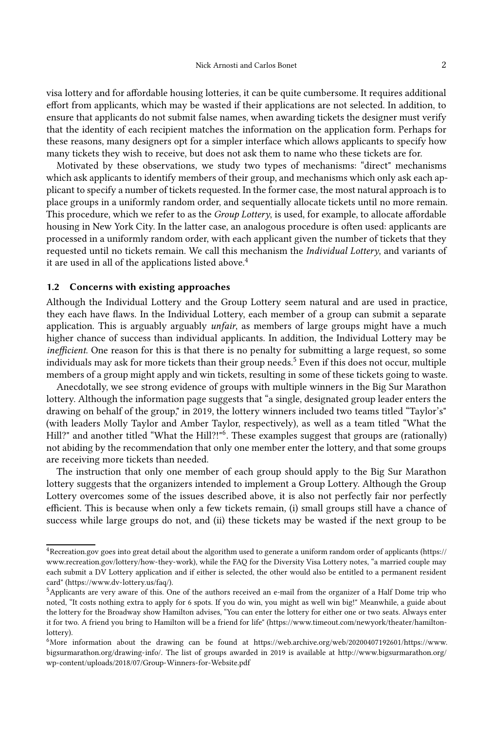visa lottery and for affordable housing lotteries, it can be quite cumbersome. It requires additional effort from applicants, which may be wasted if their applications are not selected. In addition, to ensure that applicants do not submit false names, when awarding tickets the designer must verify that the identity of each recipient matches the information on the application form. Perhaps for these reasons, many designers opt for a simpler interface which allows applicants to specify how many tickets they wish to receive, but does not ask them to name who these tickets are for.

Motivated by these observations, we study two types of mechanisms: "direct" mechanisms which ask applicants to identify members of their group, and mechanisms which only ask each applicant to specify a number of tickets requested. In the former case, the most natural approach is to place groups in a uniformly random order, and sequentially allocate tickets until no more remain. This procedure, which we refer to as the *Group Lottery*, is used, for example, to allocate affordable housing in New York City. In the latter case, an analogous procedure is often used: applicants are processed in a uniformly random order, with each applicant given the number of tickets that they requested until no tickets remain. We call this mechanism the *Individual Lottery*, and variants of it are used in all of the applications listed above.[4]

### 1.2 Concerns with existing approaches

Although the Individual Lottery and the Group Lottery seem natural and are used in practice, they each have flaws. In the Individual Lottery, each member of a group can submit a separate application. This is arguably arguably *unfair*, as members of large groups might have a much higher chance of success than individual applicants. In addition, the Individual Lottery may be *inefficient*. One reason for this is that there is no penalty for submitting a large request, so some individuals may ask for more tickets than their group needs.[5] Even if this does not occur, multiple members of a group might apply and win tickets, resulting in some of these tickets going to waste.

Anecdotally, we see strong evidence of groups with multiple winners in the Big Sur Marathon lottery. Although the information page suggests that "a single, designated group leader enters the drawing on behalf of the group," in 2019, the lottery winners included two teams titled "Taylor's" (with leaders Molly Taylor and Amber Taylor, respectively), as well as a team titled "What the Hill?" and another titled "What the Hill?!"[6]. These examples suggest that groups are (rationally) not abiding by the recommendation that only one member enter the lottery, and that some groups are receiving more tickets than needed.

The instruction that only one member of each group should apply to the Big Sur Marathon lottery suggests that the organizers intended to implement a Group Lottery. Although the Group Lottery overcomes some of the issues described above, it is also not perfectly fair nor perfectly efficient. This is because when only a few tickets remain, (i) small groups still have a chance of success while large groups do not, and (ii) these tickets may be wasted if the next group to be

---

[4]Recreation.gov goes into great detail about the algorithm used to generate a uniform random order of applicants (https://www.recreation.gov/lottery/how-they-work), while the FAQ for the Diversity Visa Lottery notes, "a married couple may each submit a DV Lottery application and if either is selected, the other would also be entitled to a permanent resident card" (https://www.dv-lottery.us/faq/).

[5]Applicants are very aware of this. One of the authors received an e-mail from the organizer of a Half Dome trip who noted, "It costs nothing extra to apply for 6 spots. If you do win, you might as well win big!" Meanwhile, a guide about the lottery for the Broadway show Hamilton advises, "You can enter the lottery for either one or two seats. Always enter it for two. A friend you bring to Hamilton will be a friend for life" (https://www.timeout.com/newyork/theater/hamilton-lottery).

[6]More information about the drawing can be found at https://web.archive.org/web/20200407192601/https://www.bigsurmarathon.org/drawing-info/. The list of groups awarded in 2019 is available at http://www.bigsurmarathon.org/wp-content/uploads/2018/07/Group-Winners-for-Website.pdf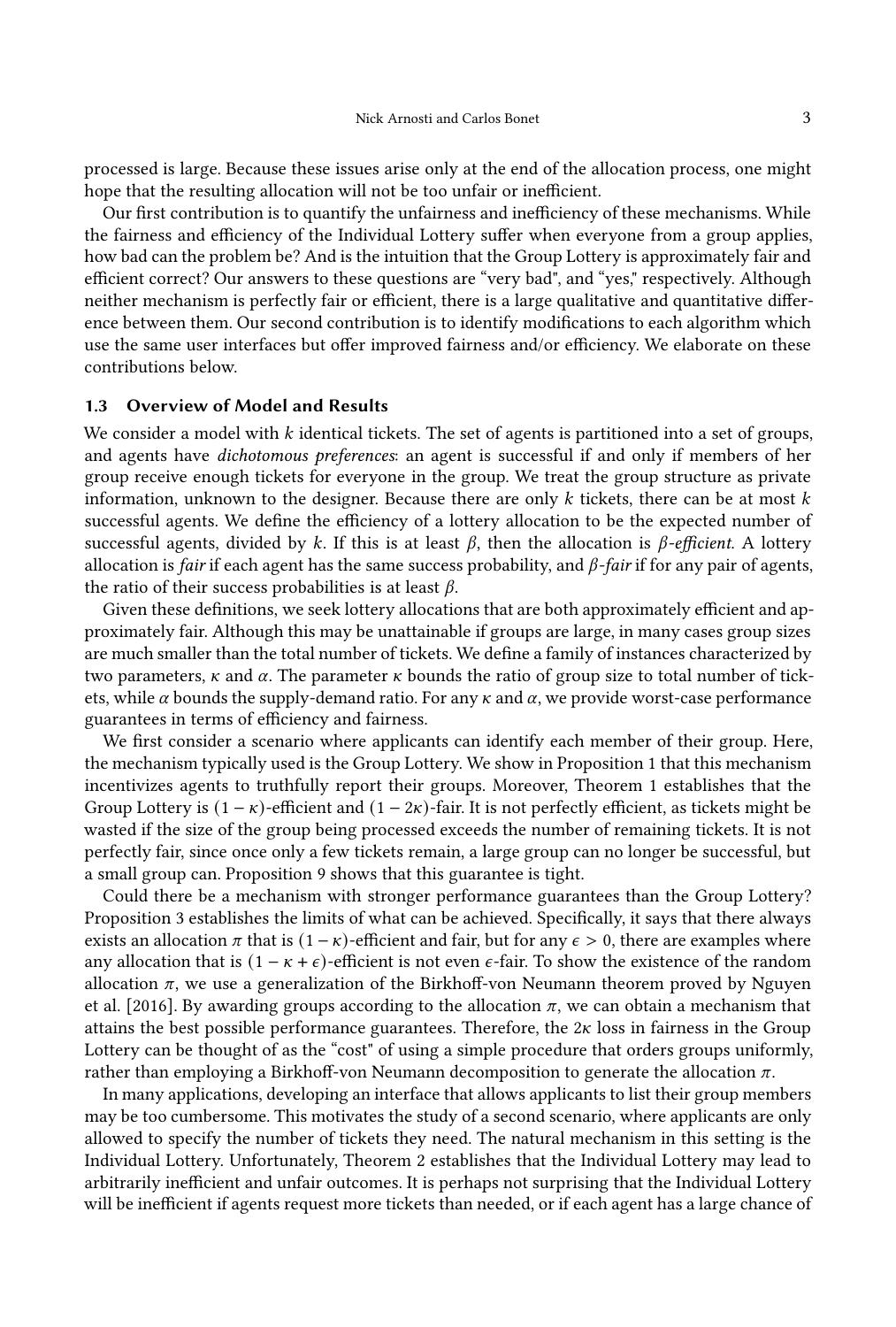processed is large. Because these issues arise only at the end of the allocation process, one might hope that the resulting allocation will not be too unfair or inefficient.

Our first contribution is to quantify the unfairness and inefficiency of these mechanisms. While the fairness and efficiency of the Individual Lottery suffer when everyone from a group applies, how bad can the problem be? And is the intuition that the Group Lottery is approximately fair and efficient correct? Our answers to these questions are "very bad", and "yes," respectively. Although neither mechanism is perfectly fair or efficient, there is a large qualitative and quantitative difference between them. Our second contribution is to identify modifications to each algorithm which use the same user interfaces but offer improved fairness and/or efficiency. We elaborate on these contributions below.

### 1.3 Overview of Model and Results

We consider a model with $k$ identical tickets. The set of agents is partitioned into a set of groups, and agents have *dichotomous preferences*: an agent is successful if and only if members of her group receive enough tickets for everyone in the group. We treat the group structure as private information, unknown to the designer. Because there are only $k$ tickets, there can be at most $k$ successful agents. We define the efficiency of a lottery allocation to be the expected number of successful agents, divided by $k$. If this is at least $\beta$, then the allocation is *$\beta$-efficient.* A lottery allocation is *fair* if each agent has the same success probability, and *$\beta$-fair* if for any pair of agents, the ratio of their success probabilities is at least $\beta$.

Given these definitions, we seek lottery allocations that are both approximately efficient and approximately fair. Although this may be unattainable if groups are large, in many cases group sizes are much smaller than the total number of tickets. We define a family of instances characterized by two parameters, $\kappa$ and $\alpha$. The parameter $\kappa$ bounds the ratio of group size to total number of tickets, while $\alpha$ bounds the supply-demand ratio. For any $\kappa$ and $\alpha$, we provide worst-case performance guarantees in terms of efficiency and fairness.

We first consider a scenario where applicants can identify each member of their group. Here, the mechanism typically used is the Group Lottery. We show in Proposition 1 that this mechanism incentivizes agents to truthfully report their groups. Moreover, Theorem 1 establishes that the Group Lottery is $(1-\kappa)$-efficient and $(1-2\kappa)$-fair. It is not perfectly efficient, as tickets might be wasted if the size of the group being processed exceeds the number of remaining tickets. It is not perfectly fair, since once only a few tickets remain, a large group can no longer be successful, but a small group can. Proposition 9 shows that this guarantee is tight.

Could there be a mechanism with stronger performance guarantees than the Group Lottery? Proposition 3 establishes the limits of what can be achieved. Specifically, it says that there always exists an allocation $\pi$ that is $(1-\kappa)$-efficient and fair, but for any $\epsilon > 0$, there are examples where any allocation that is $(1-\kappa+\epsilon)$-efficient is not even $\epsilon$-fair. To show the existence of the random allocation $\pi$, we use a generalization of the Birkhoff-von Neumann theorem proved by Nguyen et al. [2016]. By awarding groups according to the allocation $\pi$, we can obtain a mechanism that attains the best possible performance guarantees. Therefore, the $2\kappa$ loss in fairness in the Group Lottery can be thought of as the "cost" of using a simple procedure that orders groups uniformly, rather than employing a Birkhoff-von Neumann decomposition to generate the allocation $\pi$.

In many applications, developing an interface that allows applicants to list their group members may be too cumbersome. This motivates the study of a second scenario, where applicants are only allowed to specify the number of tickets they need. The natural mechanism in this setting is the Individual Lottery. Unfortunately, Theorem 2 establishes that the Individual Lottery may lead to arbitrarily inefficient and unfair outcomes. It is perhaps not surprising that the Individual Lottery will be inefficient if agents request more tickets than needed, or if each agent has a large chance of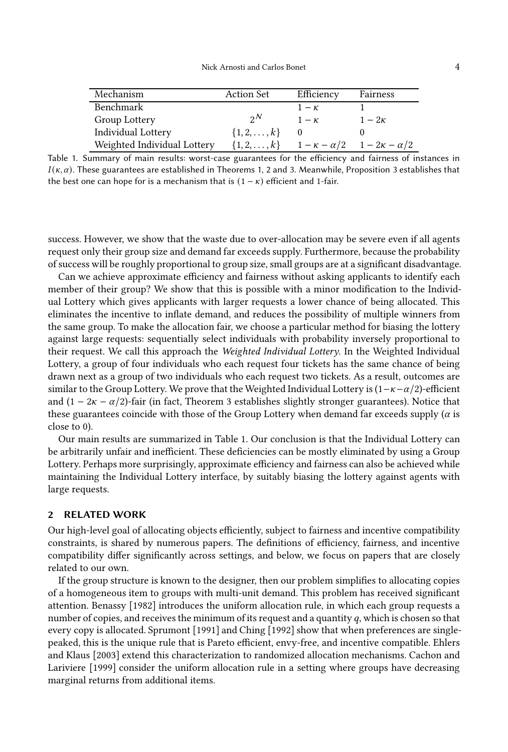| Mechanism | Action Set | Efficiency | Fairness |
|---|---|---|---|
| Benchmark | | $1-\kappa$ | 1 |
| Group Lottery | $2^{\mathcal{N}}$ | $1-\kappa$ | $1-2\kappa$ |
| Individual Lottery | $\{1,2,\ldots,k\}$ | 0 | 0 |
| Weighted Individual Lottery | $\{1,2,\ldots,k\}$ | $1-\kappa-\alpha/2$ | $1-2\kappa-\alpha/2$ |

Table 1. Summary of main results: worst-case guarantees for the efficiency and fairness of instances in $I(\kappa, \alpha)$. These guarantees are established in Theorems 1, 2 and 3. Meanwhile, Proposition 3 establishes that the best one can hope for is a mechanism that is $(1-\kappa)$ efficient and 1-fair.

success. However, we show that the waste due to over-allocation may be severe even if all agents request only their group size and demand far exceeds supply. Furthermore, because the probability of success will be roughly proportional to group size, small groups are at a significant disadvantage.

Can we achieve approximate efficiency and fairness without asking applicants to identify each member of their group? We show that this is possible with a minor modification to the Individual Lottery which gives applicants with larger requests a lower chance of being allocated. This eliminates the incentive to inflate demand, and reduces the possibility of multiple winners from the same group. To make the allocation fair, we choose a particular method for biasing the lottery against large requests: sequentially select individuals with probability inversely proportional to their request. We call this approach the *Weighted Individual Lottery*. In the Weighted Individual Lottery, a group of four individuals who each request four tickets has the same chance of being drawn next as a group of two individuals who each request two tickets. As a result, outcomes are similar to the Group Lottery. We prove that the Weighted Individual Lottery is $(1-\kappa-\alpha/2)$-efficient and $(1-2\kappa-\alpha/2)$-fair (in fact, Theorem 3 establishes slightly stronger guarantees). Notice that these guarantees coincide with those of the Group Lottery when demand far exceeds supply ($\alpha$ is close to 0).

Our main results are summarized in Table 1. Our conclusion is that the Individual Lottery can be arbitrarily unfair and inefficient. These deficiencies can be mostly eliminated by using a Group Lottery. Perhaps more surprisingly, approximate efficiency and fairness can also be achieved while maintaining the Individual Lottery interface, by suitably biasing the lottery against agents with large requests.

## 2 RELATED WORK

Our high-level goal of allocating objects efficiently, subject to fairness and incentive compatibility constraints, is shared by numerous papers. The definitions of efficiency, fairness, and incentive compatibility differ significantly across settings, and below, we focus on papers that are closely related to our own.

If the group structure is known to the designer, then our problem simplifies to allocating copies of a homogeneous item to groups with multi-unit demand. This problem has received significant attention. Benassy [1982] introduces the uniform allocation rule, in which each group requests a number of copies, and receives the minimum of its request and a quantity $q$, which is chosen so that every copy is allocated. Sprumont [1991] and Ching [1992] show that when preferences are single-peaked, this is the unique rule that is Pareto efficient, envy-free, and incentive compatible. Ehlers and Klaus [2003] extend this characterization to randomized allocation mechanisms. Cachon and Lariviere [1999] consider the uniform allocation rule in a setting where groups have decreasing marginal returns from additional items.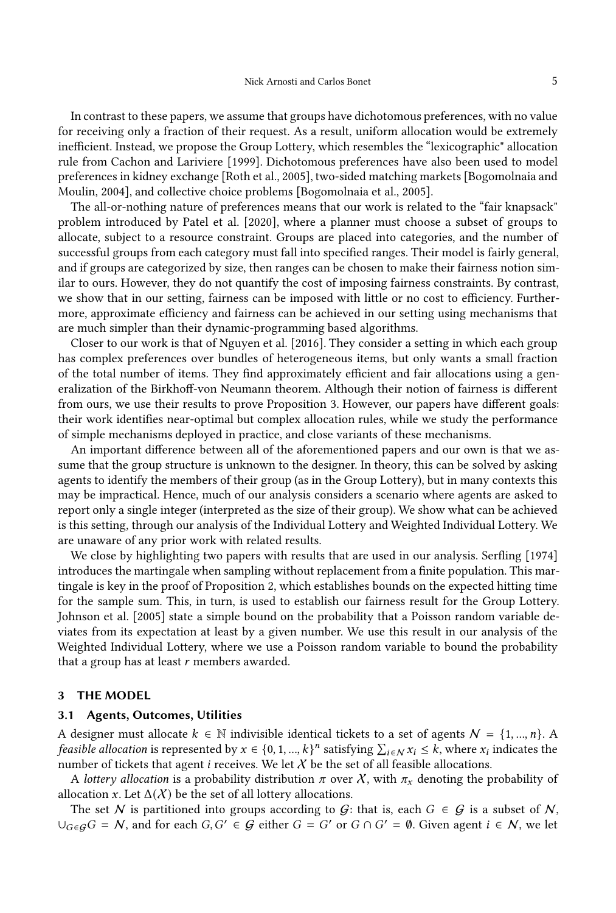In contrast to these papers, we assume that groups have dichotomous preferences, with no value for receiving only a fraction of their request. As a result, uniform allocation would be extremely inefficient. Instead, we propose the Group Lottery, which resembles the "lexicographic" allocation rule from Cachon and Lariviere [1999]. Dichotomous preferences have also been used to model preferences in kidney exchange [Roth et al., 2005], two-sided matching markets [Bogomolnaia and Moulin, 2004], and collective choice problems [Bogomolnaia et al., 2005].

The all-or-nothing nature of preferences means that our work is related to the "fair knapsack" problem introduced by Patel et al. [2020], where a planner must choose a subset of groups to allocate, subject to a resource constraint. Groups are placed into categories, and the number of successful groups from each category must fall into specified ranges. Their model is fairly general, and if groups are categorized by size, then ranges can be chosen to make their fairness notion similar to ours. However, they do not quantify the cost of imposing fairness constraints. By contrast, we show that in our setting, fairness can be imposed with little or no cost to efficiency. Furthermore, approximate efficiency and fairness can be achieved in our setting using mechanisms that are much simpler than their dynamic-programming based algorithms.

Closer to our work is that of Nguyen et al. [2016]. They consider a setting in which each group has complex preferences over bundles of heterogeneous items, but only wants a small fraction of the total number of items. They find approximately efficient and fair allocations using a generalization of the Birkhoff-von Neumann theorem. Although their notion of fairness is different from ours, we use their results to prove Proposition 3. However, our papers have different goals: their work identifies near-optimal but complex allocation rules, while we study the performance of simple mechanisms deployed in practice, and close variants of these mechanisms.

An important difference between all of the aforementioned papers and our own is that we assume that the group structure is unknown to the designer. In theory, this can be solved by asking agents to identify the members of their group (as in the Group Lottery), but in many contexts this may be impractical. Hence, much of our analysis considers a scenario where agents are asked to report only a single integer (interpreted as the size of their group). We show what can be achieved is this setting, through our analysis of the Individual Lottery and Weighted Individual Lottery. We are unaware of any prior work with related results.

We close by highlighting two papers with results that are used in our analysis. Serfling [1974] introduces the martingale when sampling without replacement from a finite population. This martingale is key in the proof of Proposition 2, which establishes bounds on the expected hitting time for the sample sum. This, in turn, is used to establish our fairness result for the Group Lottery. Johnson et al. [2005] state a simple bound on the probability that a Poisson random variable deviates from its expectation at least by a given number. We use this result in our analysis of the Weighted Individual Lottery, where we use a Poisson random variable to bound the probability that a group has at least $r$ members awarded.

## 3 THE MODEL

### 3.1 Agents, Outcomes, Utilities

A designer must allocate $k \in \mathbb{N}$ indivisible identical tickets to a set of agents $\mathcal{N} = \{1, ..., n\}$. A *feasible allocation* is represented by $x \in \{0, 1, ..., k\}^n$ satisfying $\sum_{i \in \mathcal{N}} x_i \leq k$, where $x_i$ indicates the number of tickets that agent $i$ receives. We let $\mathcal{X}$ be the set of all feasible allocations.

A *lottery allocation* is a probability distribution $\pi$ over $\mathcal{X}$, with $\pi_x$ denoting the probability of allocation $x$. Let $\Delta(\mathcal{X})$ be the set of all lottery allocations.

The set $\mathcal{N}$ is partitioned into groups according to $\mathcal{G}$: that is, each $G \in \mathcal{G}$ is a subset of $\mathcal{N}$, $\cup_{G \in \mathcal{G}} G = \mathcal{N}$, and for each $G, G' \in \mathcal{G}$ either $G = G'$ or $G \cap G' = \emptyset$. Given agent $i \in \mathcal{N}$, we let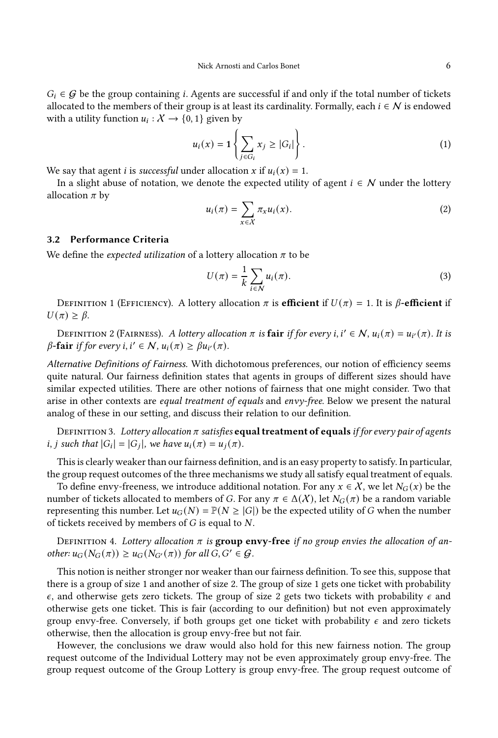$G_i \in \mathcal{G}$ be the group containing $i$. Agents are successful if and only if the total number of tickets allocated to the members of their group is at least its cardinality. Formally, each $i \in \mathcal{N}$ is endowed with a utility function $u_i : \mathcal{X} \to \{0, 1\}$ given by

$$u_i(x) = \mathbf{1}\left\{\sum_{j \in G_i} x_j \geq |G_i|\right\}. \tag{1}$$

We say that agent $i$ is *successful* under allocation $x$ if $u_i(x) = 1$.

In a slight abuse of notation, we denote the expected utility of agent $i \in \mathcal{N}$ under the lottery allocation $\pi$ by

$$u_i(\pi) = \sum_{x \in \mathcal{X}} \pi_x u_i(x). \tag{2}$$

### 3.2 Performance Criteria

We define the *expected utilization* of a lottery allocation $\pi$ to be

$$U(\pi) = \frac{1}{k} \sum_{i \in \mathcal{N}} u_i(\pi). \tag{3}$$

Definition 1 (Efficiency). A lottery allocation $\pi$ is **efficient** if $U(\pi) = 1$. It is $\beta$**-efficient** if $U(\pi) \geq \beta$.

Definition 2 (Fairness). *A lottery allocation $\pi$ is* **fair** *if for every $i, i' \in \mathcal{N}$, $u_i(\pi) = u_{i'}(\pi)$. It is* $\beta$**-fair** *if for every $i, i' \in \mathcal{N}$, $u_i(\pi) \geq \beta u_{i'}(\pi)$.*

*Alternative Definitions of Fairness.* With dichotomous preferences, our notion of efficiency seems quite natural. Our fairness definition states that agents in groups of different sizes should have similar expected utilities. There are other notions of fairness that one might consider. Two that arise in other contexts are *equal treatment of equals* and *envy-free*. Below we present the natural analog of these in our setting, and discuss their relation to our definition.

Definition 3. *Lottery allocation $\pi$ satisfies* **equal treatment of equals** *if for every pair of agents $i, j$ such that $|G_i| = |G_j|$, we have $u_i(\pi) = u_j(\pi)$.*

This is clearly weaker than our fairness definition, and is an easy property to satisfy. In particular, the group request outcomes of the three mechanisms we study all satisfy equal treatment of equals.

To define envy-freeness, we introduce additional notation. For any $x \in \mathcal{X}$, we let $N_G(x)$ be the number of tickets allocated to members of $G$. For any $\pi \in \Delta(\mathcal{X})$, let $N_G(\pi)$ be a random variable representing this number. Let $u_G(N) = \mathbb{P}(N \geq |G|)$ be the expected utility of $G$ when the number of tickets received by members of $G$ is equal to $N$.

Definition 4. *Lottery allocation $\pi$ is* **group envy-free** *if no group envies the allocation of another: $u_G(N_G(\pi)) \geq u_G(N_{G'}(\pi))$ for all $G, G' \in \mathcal{G}$.*

This notion is neither stronger nor weaker than our fairness definition. To see this, suppose that there is a group of size 1 and another of size 2. The group of size 1 gets one ticket with probability $\epsilon$, and otherwise gets zero tickets. The group of size 2 gets two tickets with probability $\epsilon$ and otherwise gets one ticket. This is fair (according to our definition) but not even approximately group envy-free. Conversely, if both groups get one ticket with probability $\epsilon$ and zero tickets otherwise, then the allocation is group envy-free but not fair.

However, the conclusions we draw would also hold for this new fairness notion. The group request outcome of the Individual Lottery may not be even approximately group envy-free. The group request outcome of the Group Lottery is group envy-free. The group request outcome of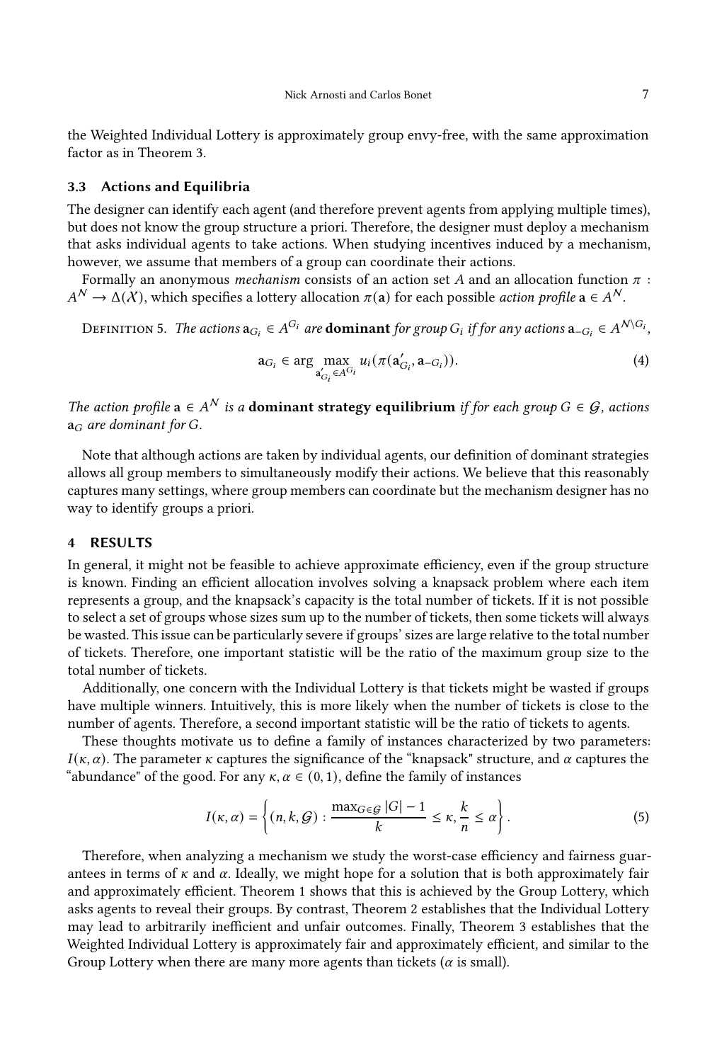the Weighted Individual Lottery is approximately group envy-free, with the same approximation factor as in Theorem 3.

### 3.3 Actions and Equilibria

The designer can identify each agent (and therefore prevent agents from applying multiple times), but does not know the group structure a priori. Therefore, the designer must deploy a mechanism that asks individual agents to take actions. When studying incentives induced by a mechanism, however, we assume that members of a group can coordinate their actions.

Formally an anonymous *mechanism* consists of an action set $A$ and an allocation function $\pi : A^{\mathcal{N}} \to \Delta(\mathcal{X})$, which specifies a lottery allocation $\pi(\mathbf{a})$ for each possible *action profile* $\mathbf{a} \in A^{\mathcal{N}}$.

Definition 5. *The actions $\mathbf{a}_{G_i} \in A^{G_i}$ are* **dominant** *for group $G_i$ if for any actions $\mathbf{a}_{-G_i} \in A^{\mathcal{N} \setminus G_i}$,*

$$\mathbf{a}_{G_i} \in \arg\max_{\mathbf{a}'_{G_i} \in A^{G_i}} u_i(\pi(\mathbf{a}'_{G_i}, \mathbf{a}_{-G_i})). \tag{4}$$

*The action profile $\mathbf{a} \in A^{\mathcal{N}}$ is a* **dominant strategy equilibrium** *if for each group $G \in \mathcal{G}$, actions $\mathbf{a}_G$ are dominant for $G$.*

Note that although actions are taken by individual agents, our definition of dominant strategies allows all group members to simultaneously modify their actions. We believe that this reasonably captures many settings, where group members can coordinate but the mechanism designer has no way to identify groups a priori.

## 4 RESULTS

In general, it might not be feasible to achieve approximate efficiency, even if the group structure is known. Finding an efficient allocation involves solving a knapsack problem where each item represents a group, and the knapsack's capacity is the total number of tickets. If it is not possible to select a set of groups whose sizes sum up to the number of tickets, then some tickets will always be wasted. This issue can be particularly severe if groups' sizes are large relative to the total number of tickets. Therefore, one important statistic will be the ratio of the maximum group size to the total number of tickets.

Additionally, one concern with the Individual Lottery is that tickets might be wasted if groups have multiple winners. Intuitively, this is more likely when the number of tickets is close to the number of agents. Therefore, a second important statistic will be the ratio of tickets to agents.

These thoughts motivate us to define a family of instances characterized by two parameters: $I(\kappa, \alpha)$. The parameter $\kappa$ captures the significance of the "knapsack" structure, and $\alpha$ captures the "abundance" of the good. For any $\kappa, \alpha \in (0, 1)$, define the family of instances

$$I(\kappa, \alpha) = \left\{ (n, k, \mathcal{G}) : \frac{\max_{G \in \mathcal{G}} |G| - 1}{k} \le \kappa, \frac{k}{n} \le \alpha \right\}. \tag{5}$$

Therefore, when analyzing a mechanism we study the worst-case efficiency and fairness guarantees in terms of $\kappa$ and $\alpha$. Ideally, we might hope for a solution that is both approximately fair and approximately efficient. Theorem 1 shows that this is achieved by the Group Lottery, which asks agents to reveal their groups. By contrast, Theorem 2 establishes that the Individual Lottery may lead to arbitrarily inefficient and unfair outcomes. Finally, Theorem 3 establishes that the Weighted Individual Lottery is approximately fair and approximately efficient, and similar to the Group Lottery when there are many more agents than tickets ($\alpha$ is small).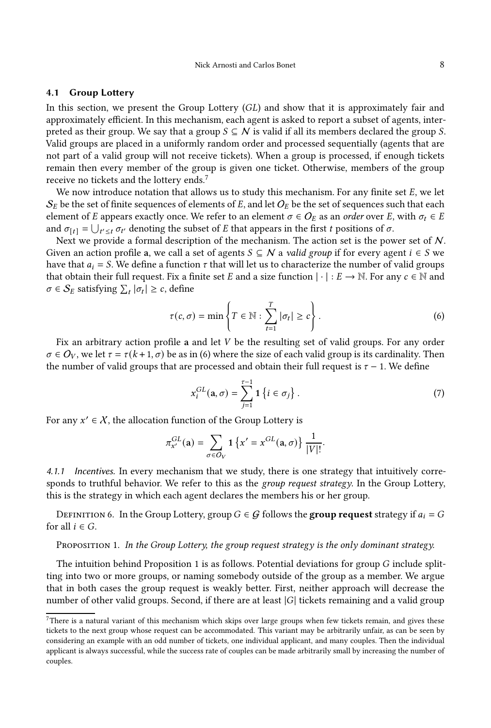### 4.1 Group Lottery

In this section, we present the Group Lottery (*GL*) and show that it is approximately fair and approximately efficient. In this mechanism, each agent is asked to report a subset of agents, interpreted as their group. We say that a group $S \subseteq \mathcal{N}$ is valid if all its members declared the group $S$. Valid groups are placed in a uniformly random order and processed sequentially (agents that are not part of a valid group will not receive tickets). When a group is processed, if enough tickets remain then every member of the group is given one ticket. Otherwise, members of the group receive no tickets and the lottery ends.[7]

We now introduce notation that allows us to study this mechanism. For any finite set $E$, we let $\mathcal{S}_E$ be the set of finite sequences of elements of $E$, and let $\mathcal{O}_E$ be the set of sequences such that each element of $E$ appears exactly once. We refer to an element $\sigma \in \mathcal{O}_E$ as an *order* over $E$, with $\sigma_t \in E$ and $\sigma_{[t]} = \bigcup_{t' \le t} \sigma_{t'}$ denoting the subset of $E$ that appears in the first $t$ positions of $\sigma$.

Next we provide a formal description of the mechanism. The action set is the power set of $\mathcal{N}$. Given an action profile $\mathbf{a}$, we call a set of agents $S \subseteq \mathcal{N}$ a *valid group* if for every agent $i \in S$ we have that $a_i = S$. We define a function $\tau$ that will let us to characterize the number of valid groups that obtain their full request. Fix a finite set $E$ and a size function $|\cdot| : E \to \mathbb{N}$. For any $c \in \mathbb{N}$ and $\sigma \in \mathcal{S}_E$ satisfying $\sum_t |\sigma_t| \ge c$, define

$$\tau(c, \sigma) = \min \left\{ T \in \mathbb{N} : \sum_{t=1}^{T} |\sigma_t| \ge c \right\}. \tag{6}$$

Fix an arbitrary action profile $\mathbf{a}$ and let $V$ be the resulting set of valid groups. For any order $\sigma \in \mathcal{O}_V$, we let $\tau = \tau(k+1, \sigma)$ be as in (6) where the size of each valid group is its cardinality. Then the number of valid groups that are processed and obtain their full request is $\tau - 1$. We define

$$x_i^{GL}(\mathbf{a}, \sigma) = \sum_{j=1}^{\tau - 1} \mathbf{1}\left\{ i \in \sigma_j \right\}. \tag{7}$$

For any $x' \in \mathcal{X}$, the allocation function of the Group Lottery is

$$\pi_{x'}^{GL}(\mathbf{a}) = \sum_{\sigma \in \mathcal{O}_V} \mathbf{1}\left\{ x' = x^{GL}(\mathbf{a}, \sigma) \right\} \frac{1}{|V|!}.$$

#### 4.1.1 *Incentives.*

In every mechanism that we study, there is one strategy that intuitively corresponds to truthful behavior. We refer to this as the *group request strategy*. In the Group Lottery, this is the strategy in which each agent declares the members his or her group.

Definition 6. In the Group Lottery, group $G \in \mathcal{G}$ follows the **group request** strategy if $a_i = G$ for all $i \in G$.

Proposition 1. *In the Group Lottery, the group request strategy is the only dominant strategy.*

The intuition behind Proposition 1 is as follows. Potential deviations for group $G$ include splitting into two or more groups, or naming somebody outside of the group as a member. We argue that in both cases the group request is weakly better. First, neither approach will decrease the number of other valid groups. Second, if there are at least $|G|$ tickets remaining and a valid group

[7] There is a natural variant of this mechanism which skips over large groups when few tickets remain, and gives these tickets to the next group whose request can be accommodated. This variant may be arbitrarily unfair, as can be seen by considering an example with an odd number of tickets, one individual applicant, and many couples. Then the individual applicant is always successful, while the success rate of couples can be made arbitrarily small by increasing the number of couples.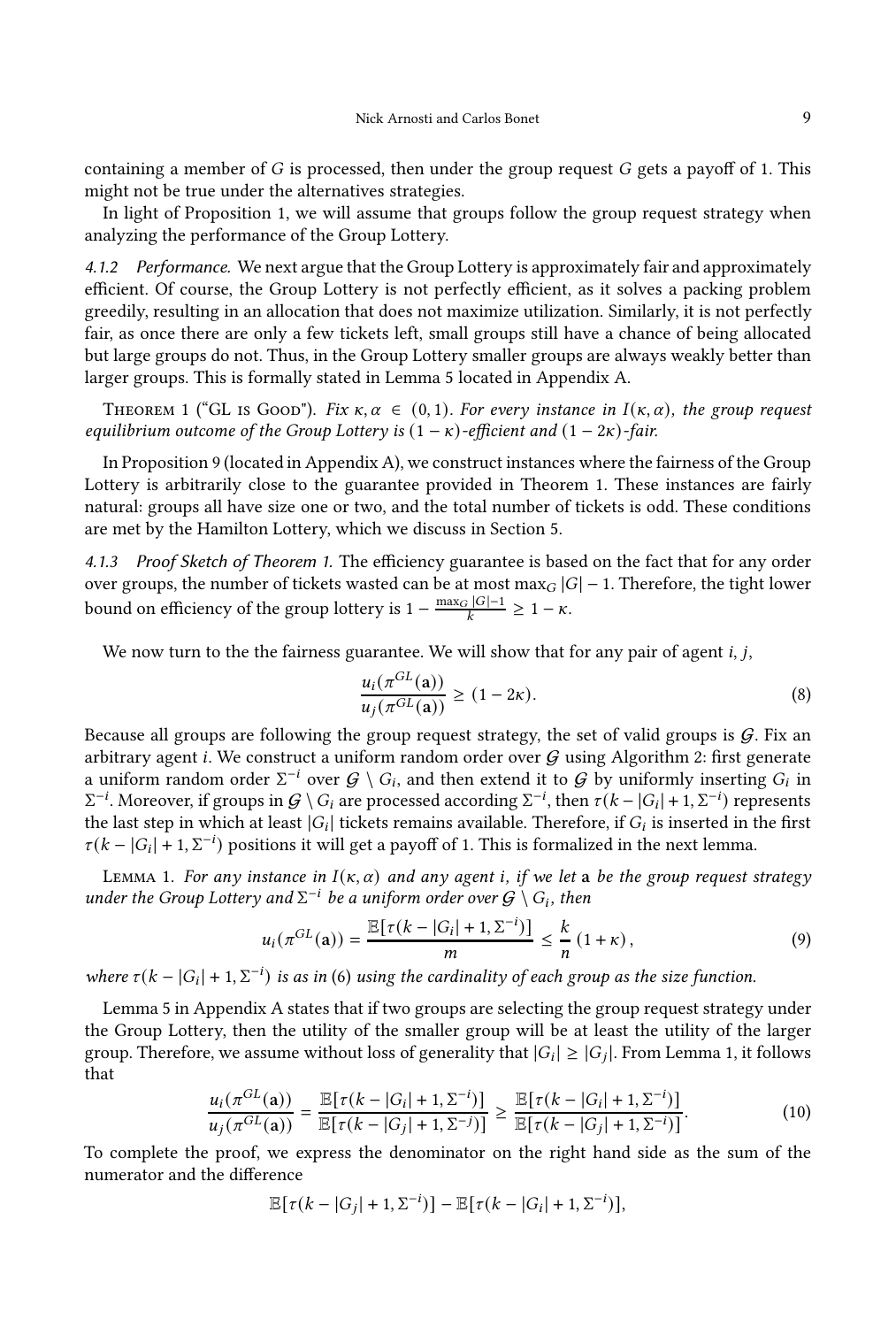containing a member of $G$ is processed, then under the group request $G$ gets a payoff of 1. This might not be true under the alternatives strategies.

In light of Proposition 1, we will assume that groups follow the group request strategy when analyzing the performance of the Group Lottery.

*4.1.2 Performance.* We next argue that the Group Lottery is approximately fair and approximately efficient. Of course, the Group Lottery is not perfectly efficient, as it solves a packing problem greedily, resulting in an allocation that does not maximize utilization. Similarly, it is not perfectly fair, as once there are only a few tickets left, small groups still have a chance of being allocated but large groups do not. Thus, in the Group Lottery smaller groups are always weakly better than larger groups. This is formally stated in Lemma 5 located in Appendix A.

Theorem 1 ("GL is Good"). *Fix $\kappa, \alpha \in (0, 1)$. For every instance in $I(\kappa, \alpha)$, the group request equilibrium outcome of the Group Lottery is $(1-\kappa)$-efficient and $(1-2\kappa)$-fair.*

In Proposition 9 (located in Appendix A), we construct instances where the fairness of the Group Lottery is arbitrarily close to the guarantee provided in Theorem 1. These instances are fairly natural: groups all have size one or two, and the total number of tickets is odd. These conditions are met by the Hamilton Lottery, which we discuss in Section 5.

*4.1.3 Proof Sketch of Theorem 1.* The efficiency guarantee is based on the fact that for any order over groups, the number of tickets wasted can be at most $\max_G |G| - 1$. Therefore, the tight lower bound on efficiency of the group lottery is $1 - \frac{\max_G |G|-1}{k} \geq 1 - \kappa$.

We now turn to the the fairness guarantee. We will show that for any pair of agent $i, j$,

$$\frac{u_i(\pi^{GL}(\mathbf{a}))}{u_j(\pi^{GL}(\mathbf{a}))} \geq (1 - 2\kappa). \tag{8}$$

Because all groups are following the group request strategy, the set of valid groups is $\mathcal{G}$. Fix an arbitrary agent $i$. We construct a uniform random order over $\mathcal{G}$ using Algorithm 2: first generate a uniform random order $\Sigma^{-i}$ over $\mathcal{G} \setminus G_i$, and then extend it to $\mathcal{G}$ by uniformly inserting $G_i$ in $\Sigma^{-i}$. Moreover, if groups in $\mathcal{G} \setminus G_i$ are processed according $\Sigma^{-i}$, then $\tau(k - |G_i| + 1, \Sigma^{-i})$ represents the last step in which at least $|G_i|$ tickets remains available. Therefore, if $G_i$ is inserted in the first $\tau(k - |G_i| + 1, \Sigma^{-i})$ positions it will get a payoff of 1. This is formalized in the next lemma.

Lemma 1. *For any instance in $I(\kappa, \alpha)$ and any agent $i$, if we let $\mathbf{a}$ be the group request strategy under the Group Lottery and $\Sigma^{-i}$ be a uniform order over $\mathcal{G} \setminus G_i$, then*

$$u_i(\pi^{GL}(\mathbf{a})) = \frac{\mathbb{E}[\tau(k - |G_i| + 1, \Sigma^{-i})]}{m} \leq \frac{k}{n}(1 + \kappa), \tag{9}$$

*where $\tau(k - |G_i| + 1, \Sigma^{-i})$ is as in (6) using the cardinality of each group as the size function.*

Lemma 5 in Appendix A states that if two groups are selecting the group request strategy under the Group Lottery, then the utility of the smaller group will be at least the utility of the larger group. Therefore, we assume without loss of generality that $|G_i| \geq |G_j|$. From Lemma 1, it follows that

$$\frac{u_i(\pi^{GL}(\mathbf{a}))}{u_j(\pi^{GL}(\mathbf{a}))} = \frac{\mathbb{E}[\tau(k - |G_i| + 1, \Sigma^{-i})]}{\mathbb{E}[\tau(k - |G_j| + 1, \Sigma^{-j})]} \geq \frac{\mathbb{E}[\tau(k - |G_i| + 1, \Sigma^{-i})]}{\mathbb{E}[\tau(k - |G_j| + 1, \Sigma^{-i})]}. \tag{10}$$

To complete the proof, we express the denominator on the right hand side as the sum of the numerator and the difference

$$\mathbb{E}[\tau(k - |G_j| + 1, \Sigma^{-i})] - \mathbb{E}[\tau(k - |G_i| + 1, \Sigma^{-i})],$$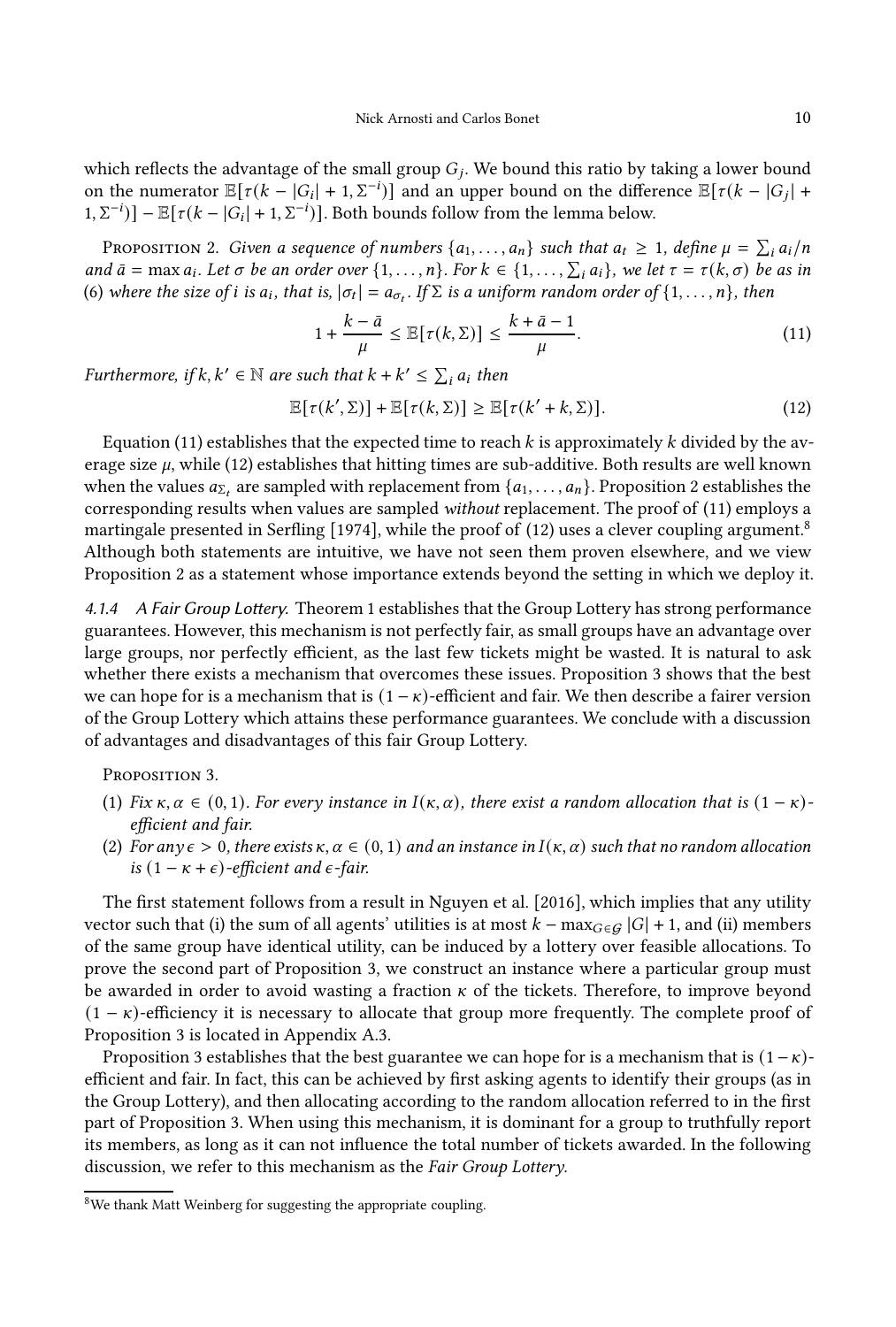which reflects the advantage of the small group $G_j$. We bound this ratio by taking a lower bound on the numerator $\mathbb{E}[\tau(k - |G_i| + 1, \Sigma^{-i})]$ and an upper bound on the difference $\mathbb{E}[\tau(k - |G_j| + 1, \Sigma^{-i})] - \mathbb{E}[\tau(k - |G_i| + 1, \Sigma^{-i})]$. Both bounds follow from the lemma below.

Proposition 2. *Given a sequence of numbers $\{a_1, \ldots, a_n\}$ such that $a_t \geq 1$, define $\mu = \sum_i a_i/n$ and $\bar{a} = \max a_i$. Let $\sigma$ be an order over $\{1, \ldots, n\}$. For $k \in \{1, \ldots, \sum_i a_i\}$, we let $\tau = \tau(k, \sigma)$ be as in (6) where the size of $i$ is $a_i$, that is, $|\sigma_t| = a_{\sigma_t}$. If $\Sigma$ is a uniform random order of $\{1, \ldots, n\}$, then*

$$1 + \frac{k - \bar{a}}{\mu} \leq \mathbb{E}[\tau(k, \Sigma)] \leq \frac{k + \bar{a} - 1}{\mu}. \tag{11}$$

*Furthermore, if $k, k' \in \mathbb{N}$ are such that $k + k' \leq \sum_i a_i$ then*

$$\mathbb{E}[\tau(k', \Sigma)] + \mathbb{E}[\tau(k, \Sigma)] \geq \mathbb{E}[\tau(k' + k, \Sigma)]. \tag{12}$$

Equation (11) establishes that the expected time to reach $k$ is approximately $k$ divided by the average size $\mu$, while (12) establishes that hitting times are sub-additive. Both results are well known when the values $a_{\Sigma_t}$ are sampled with replacement from $\{a_1, \ldots, a_n\}$. Proposition 2 establishes the corresponding results when values are sampled *without* replacement. The proof of (11) employs a martingale presented in Serfling [1974], while the proof of (12) uses a clever coupling argument.[8] Although both statements are intuitive, we have not seen them proven elsewhere, and we view Proposition 2 as a statement whose importance extends beyond the setting in which we deploy it.

#### 4.1.4 A Fair Group Lottery.

Theorem 1 establishes that the Group Lottery has strong performance guarantees. However, this mechanism is not perfectly fair, as small groups have an advantage over large groups, nor perfectly efficient, as the last few tickets might be wasted. It is natural to ask whether there exists a mechanism that overcomes these issues. Proposition 3 shows that the best we can hope for is a mechanism that is $(1 - \kappa)$-efficient and fair. We then describe a fairer version of the Group Lottery which attains these performance guarantees. We conclude with a discussion of advantages and disadvantages of this fair Group Lottery.

Proposition 3.

1. *Fix $\kappa, \alpha \in (0, 1)$. For every instance in $I(\kappa, \alpha)$, there exist a random allocation that is $(1 - \kappa)$-efficient and fair.*
2. *For any $\epsilon > 0$, there exists $\kappa, \alpha \in (0, 1)$ and an instance in $I(\kappa, \alpha)$ such that no random allocation is $(1 - \kappa + \epsilon)$-efficient and $\epsilon$-fair.*

The first statement follows from a result in Nguyen et al. [2016], which implies that any utility vector such that (i) the sum of all agents' utilities is at most $k - \max_{G \in \mathcal{G}} |G| + 1$, and (ii) members of the same group have identical utility, can be induced by a lottery over feasible allocations. To prove the second part of Proposition 3, we construct an instance where a particular group must be awarded in order to avoid wasting a fraction $\kappa$ of the tickets. Therefore, to improve beyond $(1 - \kappa)$-efficiency it is necessary to allocate that group more frequently. The complete proof of Proposition 3 is located in Appendix A.3.

Proposition 3 establishes that the best guarantee we can hope for is a mechanism that is $(1 - \kappa)$-efficient and fair. In fact, this can be achieved by first asking agents to identify their groups (as in the Group Lottery), and then allocating according to the random allocation referred to in the first part of Proposition 3. When using this mechanism, it is dominant for a group to truthfully report its members, as long as it can not influence the total number of tickets awarded. In the following discussion, we refer to this mechanism as the *Fair Group Lottery*.

[8] We thank Matt Weinberg for suggesting the appropriate coupling.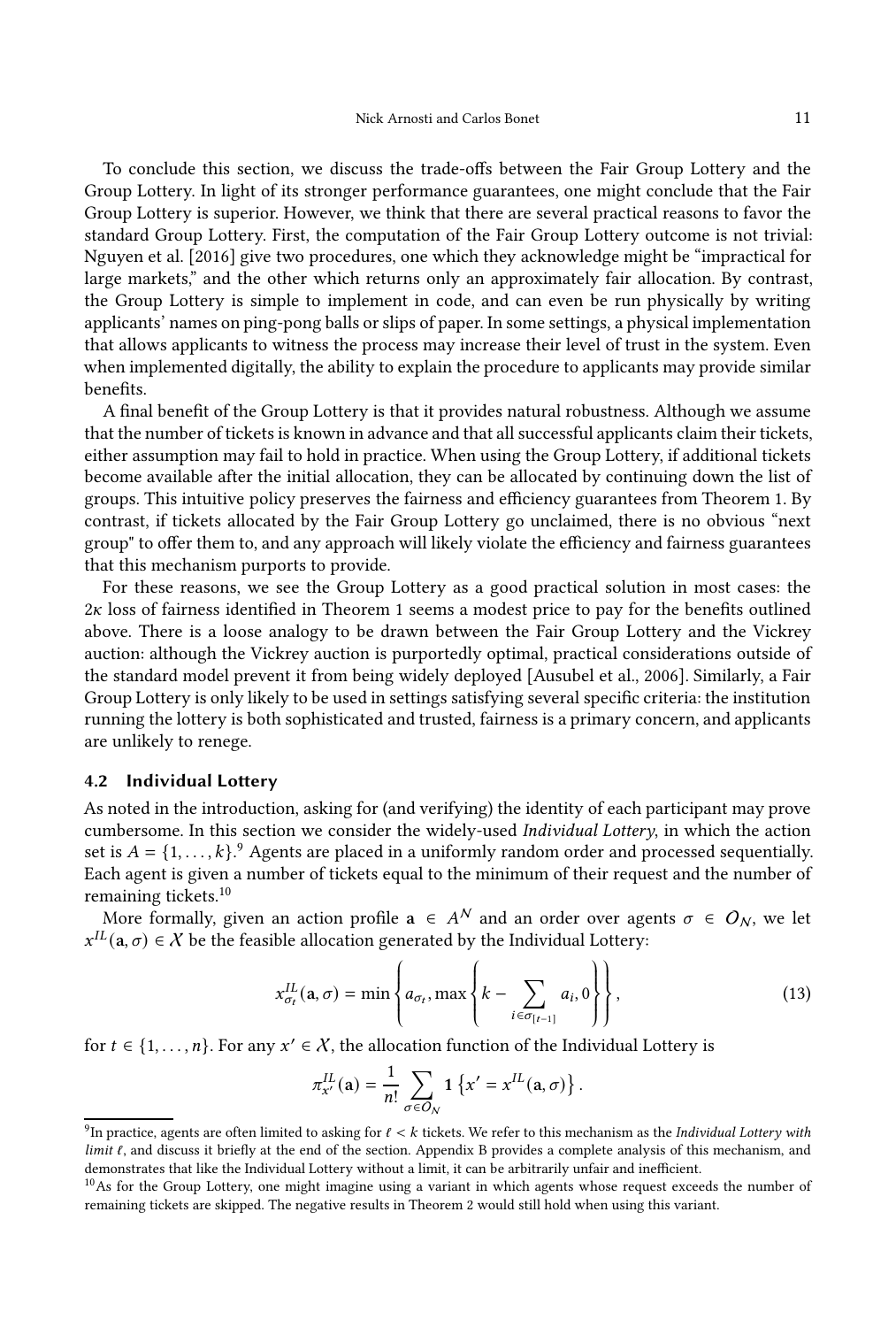To conclude this section, we discuss the trade-offs between the Fair Group Lottery and the Group Lottery. In light of its stronger performance guarantees, one might conclude that the Fair Group Lottery is superior. However, we think that there are several practical reasons to favor the standard Group Lottery. First, the computation of the Fair Group Lottery outcome is not trivial: Nguyen et al. [2016] give two procedures, one which they acknowledge might be "impractical for large markets," and the other which returns only an approximately fair allocation. By contrast, the Group Lottery is simple to implement in code, and can even be run physically by writing applicants' names on ping-pong balls or slips of paper. In some settings, a physical implementation that allows applicants to witness the process may increase their level of trust in the system. Even when implemented digitally, the ability to explain the procedure to applicants may provide similar benefits.

A final benefit of the Group Lottery is that it provides natural robustness. Although we assume that the number of tickets is known in advance and that all successful applicants claim their tickets, either assumption may fail to hold in practice. When using the Group Lottery, if additional tickets become available after the initial allocation, they can be allocated by continuing down the list of groups. This intuitive policy preserves the fairness and efficiency guarantees from Theorem 1. By contrast, if tickets allocated by the Fair Group Lottery go unclaimed, there is no obvious "next group" to offer them to, and any approach will likely violate the efficiency and fairness guarantees that this mechanism purports to provide.

For these reasons, we see the Group Lottery as a good practical solution in most cases: the $2\kappa$ loss of fairness identified in Theorem 1 seems a modest price to pay for the benefits outlined above. There is a loose analogy to be drawn between the Fair Group Lottery and the Vickrey auction: although the Vickrey auction is purportedly optimal, practical considerations outside of the standard model prevent it from being widely deployed [Ausubel et al., 2006]. Similarly, a Fair Group Lottery is only likely to be used in settings satisfying several specific criteria: the institution running the lottery is both sophisticated and trusted, fairness is a primary concern, and applicants are unlikely to renege.

### 4.2 Individual Lottery

As noted in the introduction, asking for (and verifying) the identity of each participant may prove cumbersome. In this section we consider the widely-used *Individual Lottery*, in which the action set is $A = \{1, \ldots, k\}$.[9] Agents are placed in a uniformly random order and processed sequentially. Each agent is given a number of tickets equal to the minimum of their request and the number of remaining tickets.[10]

More formally, given an action profile $\mathbf{a} \in A^{\mathcal{N}}$ and an order over agents $\sigma \in O_{\mathcal{N}}$, we let $x^{IL}(\mathbf{a}, \sigma) \in \mathcal{X}$ be the feasible allocation generated by the Individual Lottery:

$$x^{IL}_{\sigma_t}(\mathbf{a}, \sigma) = \min\left\{a_{\sigma_t}, \max\left\{k - \sum_{i \in \sigma_{[t-1]}} a_i, 0\right\}\right\}, \tag{13}$$

for $t \in \{1, \ldots, n\}$. For any $x' \in \mathcal{X}$, the allocation function of the Individual Lottery is

$$\pi^{IL}_{x'}(\mathbf{a}) = \frac{1}{n!} \sum_{\sigma \in O_{\mathcal{N}}} \mathbf{1}\left\{x' = x^{IL}(\mathbf{a}, \sigma)\right\}.$$

[9] In practice, agents are often limited to asking for $\ell < k$ tickets. We refer to this mechanism as the *Individual Lottery with limit* $\ell$, and discuss it briefly at the end of the section. Appendix B provides a complete analysis of this mechanism, and demonstrates that like the Individual Lottery without a limit, it can be arbitrarily unfair and inefficient.

[10] As for the Group Lottery, one might imagine using a variant in which agents whose request exceeds the number of remaining tickets are skipped. The negative results in Theorem 2 would still hold when using this variant.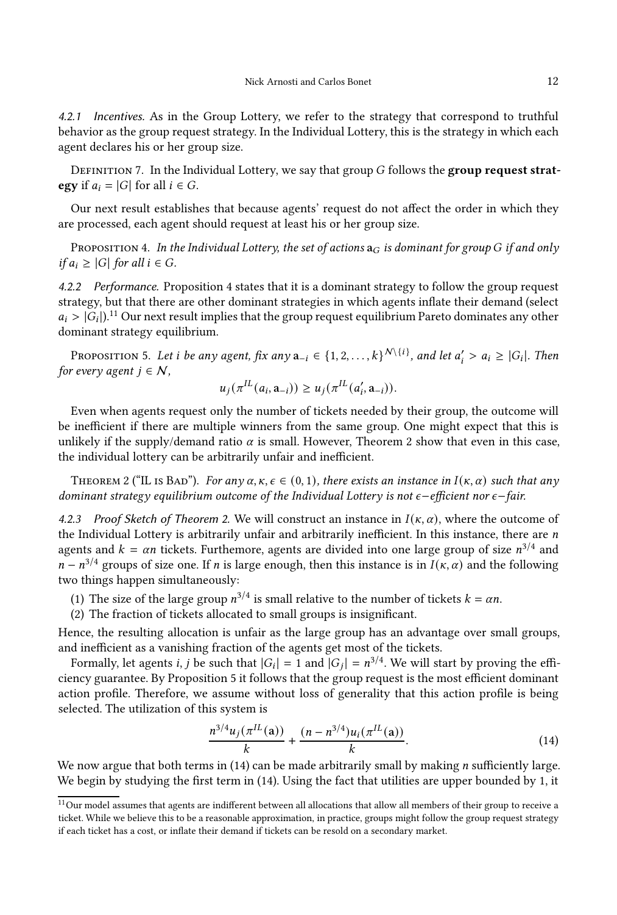#### 4.2.1 Incentives.

As in the Group Lottery, we refer to the strategy that correspond to truthful behavior as the group request strategy. In the Individual Lottery, this is the strategy in which each agent declares his or her group size.

Definition 7. In the Individual Lottery, we say that group $G$ follows the **group request strategy** if $a_i = |G|$ for all $i \in G$.

Our next result establishes that because agents' request do not affect the order in which they are processed, each agent should request at least his or her group size.

Proposition 4. *In the Individual Lottery, the set of actions $\mathbf{a}_G$ is dominant for group $G$ if and only if $a_i \geq |G|$ for all $i \in G$.*

#### 4.2.2 Performance.

Proposition 4 states that it is a dominant strategy to follow the group request strategy, but that there are other dominant strategies in which agents inflate their demand (select $a_i > |G_i|$).[11] Our next result implies that the group request equilibrium Pareto dominates any other dominant strategy equilibrium.

Proposition 5. *Let $i$ be any agent, fix any $\mathbf{a}_{-i} \in \{1, 2, \ldots, k\}^{\mathcal{N}\setminus\{i\}}$, and let $a_i' > a_i \geq |G_i|$. Then for every agent $j \in \mathcal{N}$,*

$$u_j(\pi^{IL}(a_i, \mathbf{a}_{-i})) \geq u_j(\pi^{IL}(a_i', \mathbf{a}_{-i})).$$

Even when agents request only the number of tickets needed by their group, the outcome will be inefficient if there are multiple winners from the same group. One might expect that this is unlikely if the supply/demand ratio $\alpha$ is small. However, Theorem 2 show that even in this case, the individual lottery can be arbitrarily unfair and inefficient.

Theorem 2 ("IL is Bad"). *For any $\alpha, \kappa, \epsilon \in (0, 1)$, there exists an instance in $I(\kappa, \alpha)$ such that any dominant strategy equilibrium outcome of the Individual Lottery is not $\epsilon$−efficient nor $\epsilon$−fair.*

#### 4.2.3 Proof Sketch of Theorem 2.

We will construct an instance in $I(\kappa, \alpha)$, where the outcome of the Individual Lottery is arbitrarily unfair and arbitrarily inefficient. In this instance, there are $n$ agents and $k = \alpha n$ tickets. Furthermore, agents are divided into one large group of size $n^{3/4}$ and $n - n^{3/4}$ groups of size one. If $n$ is large enough, then this instance is in $I(\kappa, \alpha)$ and the following two things happen simultaneously:

(1) The size of the large group $n^{3/4}$ is small relative to the number of tickets $k = \alpha n$.
(2) The fraction of tickets allocated to small groups is insignificant.

Hence, the resulting allocation is unfair as the large group has an advantage over small groups, and inefficient as a vanishing fraction of the agents get most of the tickets.

Formally, let agents $i, j$ be such that $|G_i| = 1$ and $|G_j| = n^{3/4}$. We will start by proving the efficiency guarantee. By Proposition 5 it follows that the group request is the most efficient dominant action profile. Therefore, we assume without loss of generality that this action profile is being selected. The utilization of this system is

$$\frac{n^{3/4} u_j(\pi^{IL}(\mathbf{a}))}{k} + \frac{(n - n^{3/4}) u_i(\pi^{IL}(\mathbf{a}))}{k}. \tag{14}$$

We now argue that both terms in (14) can be made arbitrarily small by making $n$ sufficiently large. We begin by studying the first term in (14). Using the fact that utilities are upper bounded by 1, it

[11] Our model assumes that agents are indifferent between all allocations that allow all members of their group to receive a ticket. While we believe this to be a reasonable approximation, in practice, groups might follow the group request strategy if each ticket has a cost, or inflate their demand if tickets can be resold on a secondary market.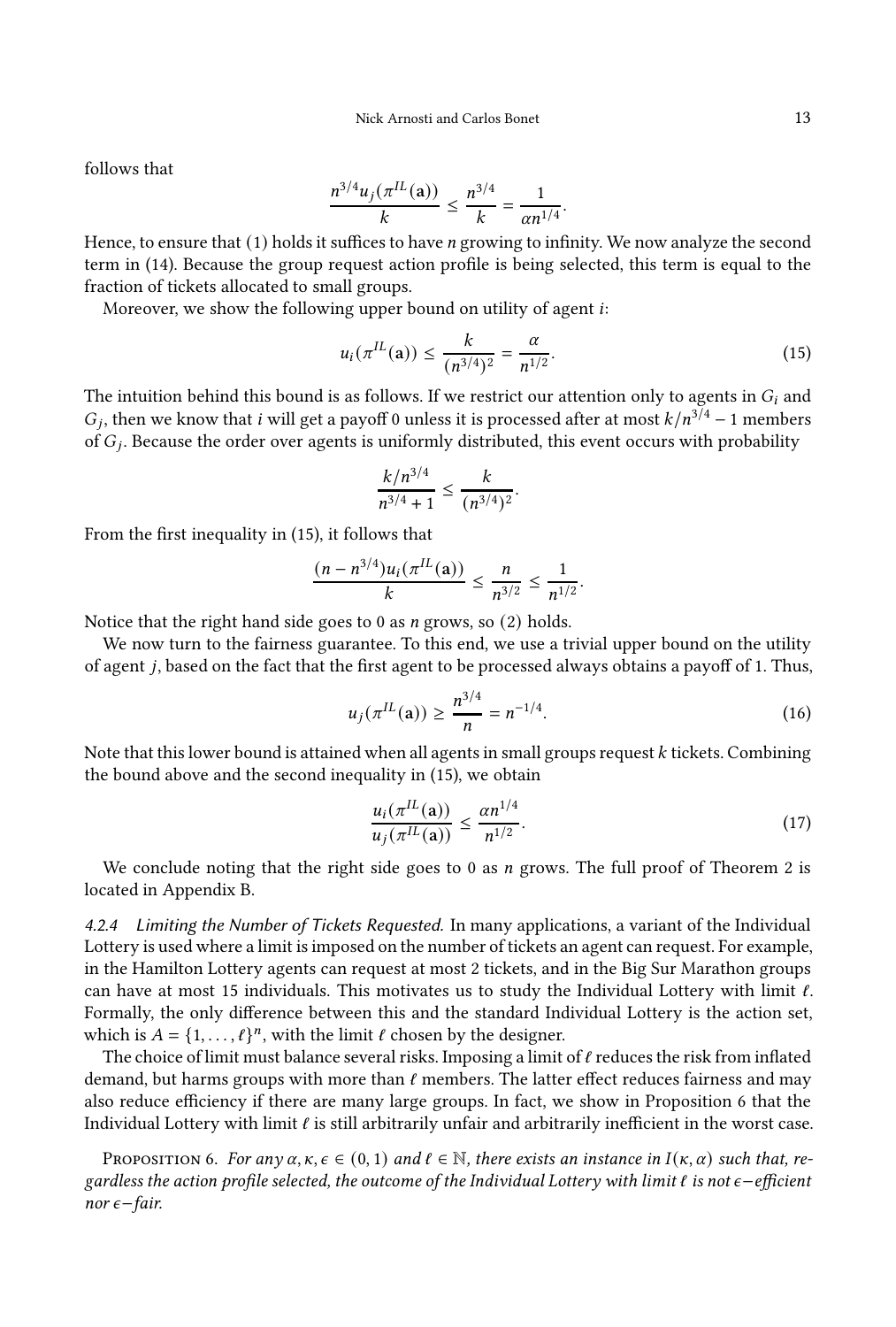follows that

$$\frac{n^{3/4} u_j(\pi^{IL}(\mathbf{a}))}{k} \leq \frac{n^{3/4}}{k} = \frac{1}{\alpha n^{1/4}}.$$

Hence, to ensure that (1) holds it suffices to have $n$ growing to infinity. We now analyze the second term in (14). Because the group request action profile is being selected, this term is equal to the fraction of tickets allocated to small groups.

Moreover, we show the following upper bound on utility of agent $i$:

$$u_i(\pi^{IL}(\mathbf{a})) \leq \frac{k}{(n^{3/4})^2} = \frac{\alpha}{n^{1/2}}. \tag{15}$$

The intuition behind this bound is as follows. If we restrict our attention only to agents in $G_i$ and $G_j$, then we know that $i$ will get a payoff 0 unless it is processed after at most $k/n^{3/4} - 1$ members of $G_j$. Because the order over agents is uniformly distributed, this event occurs with probability

$$\frac{k/n^{3/4}}{n^{3/4}+1} \leq \frac{k}{(n^{3/4})^2}.$$

From the first inequality in (15), it follows that

$$\frac{(n - n^{3/4}) u_i(\pi^{IL}(\mathbf{a}))}{k} \leq \frac{n}{n^{3/2}} \leq \frac{1}{n^{1/2}}.$$

Notice that the right hand side goes to 0 as $n$ grows, so (2) holds.

We now turn to the fairness guarantee. To this end, we use a trivial upper bound on the utility of agent $j$, based on the fact that the first agent to be processed always obtains a payoff of 1. Thus,

$$u_j(\pi^{IL}(\mathbf{a})) \geq \frac{n^{3/4}}{n} = n^{-1/4}. \tag{16}$$

Note that this lower bound is attained when all agents in small groups request $k$ tickets. Combining the bound above and the second inequality in (15), we obtain

$$\frac{u_i(\pi^{IL}(\mathbf{a}))}{u_j(\pi^{IL}(\mathbf{a}))} \leq \frac{\alpha n^{1/4}}{n^{1/2}}. \tag{17}$$

We conclude noting that the right side goes to 0 as $n$ grows. The full proof of Theorem 2 is located in Appendix B.

#### 4.2.4 Limiting the Number of Tickets Requested.

In many applications, a variant of the Individual Lottery is used where a limit is imposed on the number of tickets an agent can request. For example, in the Hamilton Lottery agents can request at most 2 tickets, and in the Big Sur Marathon groups can have at most 15 individuals. This motivates us to study the Individual Lottery with limit $\ell$. Formally, the only difference between this and the standard Individual Lottery is the action set, which is $A = \{1, \dots, \ell\}^n$, with the limit $\ell$ chosen by the designer.

The choice of limit must balance several risks. Imposing a limit of $\ell$ reduces the risk from inflated demand, but harms groups with more than $\ell$ members. The latter effect reduces fairness and may also reduce efficiency if there are many large groups. In fact, we show in Proposition 6 that the Individual Lottery with limit $\ell$ is still arbitrarily unfair and arbitrarily inefficient in the worst case.

Proposition 6. *For any $\alpha, \kappa, \epsilon \in (0, 1)$ and $\ell \in \mathbb{N}$, there exists an instance in $I(\kappa, \alpha)$ such that, regardless the action profile selected, the outcome of the Individual Lottery with limit $\ell$ is not $\epsilon$−efficient nor $\epsilon$−fair.*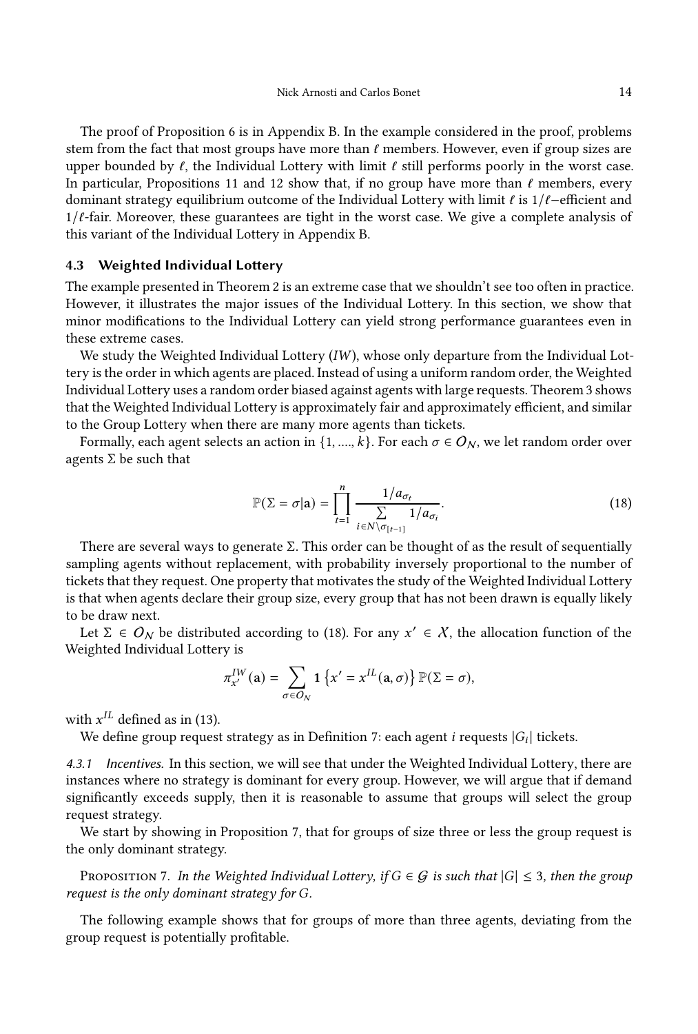The proof of Proposition 6 is in Appendix B. In the example considered in the proof, problems stem from the fact that most groups have more than $\ell$ members. However, even if group sizes are upper bounded by $\ell$, the Individual Lottery with limit $\ell$ still performs poorly in the worst case. In particular, Propositions 11 and 12 show that, if no group have more than $\ell$ members, every dominant strategy equilibrium outcome of the Individual Lottery with limit $\ell$ is $1/\ell$−efficient and $1/\ell$-fair. Moreover, these guarantees are tight in the worst case. We give a complete analysis of this variant of the Individual Lottery in Appendix B.

### 4.3 Weighted Individual Lottery

The example presented in Theorem 2 is an extreme case that we shouldn't see too often in practice. However, it illustrates the major issues of the Individual Lottery. In this section, we show that minor modifications to the Individual Lottery can yield strong performance guarantees even in these extreme cases.

We study the Weighted Individual Lottery (*IW*), whose only departure from the Individual Lottery is the order in which agents are placed. Instead of using a uniform random order, the Weighted Individual Lottery uses a random order biased against agents with large requests. Theorem 3 shows that the Weighted Individual Lottery is approximately fair and approximately efficient, and similar to the Group Lottery when there are many more agents than tickets.

Formally, each agent selects an action in $\{1, ...., k\}$. For each $\sigma \in \mathcal{O}_N$, we let random order over agents $\Sigma$ be such that

$$\mathbb{P}(\Sigma = \sigma|\mathbf{a}) = \prod_{t=1}^{n} \frac{1/a_{\sigma_t}}{\sum\limits_{i \in N \setminus \sigma_{[t-1]}} 1/a_{\sigma_i}}. \tag{18}$$

There are several ways to generate $\Sigma$. This order can be thought of as the result of sequentially sampling agents without replacement, with probability inversely proportional to the number of tickets that they request. One property that motivates the study of the Weighted Individual Lottery is that when agents declare their group size, every group that has not been drawn is equally likely to be draw next.

Let $\Sigma \in \mathcal{O}_N$ be distributed according to (18). For any $x' \in \mathcal{X}$, the allocation function of the Weighted Individual Lottery is

$$\pi_{x'}^{IW}(\mathbf{a}) = \sum_{\sigma \in \mathcal{O}_N} \mathbf{1}\left\{x' = x^{IL}(\mathbf{a}, \sigma)\right\} \mathbb{P}(\Sigma = \sigma),$$

with $x^{IL}$ defined as in (13).

We define group request strategy as in Definition 7: each agent $i$ requests $|G_i|$ tickets.

*4.3.1 Incentives.* In this section, we will see that under the Weighted Individual Lottery, there are instances where no strategy is dominant for every group. However, we will argue that if demand significantly exceeds supply, then it is reasonable to assume that groups will select the group request strategy.

We start by showing in Proposition 7, that for groups of size three or less the group request is the only dominant strategy.

Proposition 7. *In the Weighted Individual Lottery, if $G \in \mathcal{G}$ is such that $|G| \leq 3$, then the group request is the only dominant strategy for $G$.*

The following example shows that for groups of more than three agents, deviating from the group request is potentially profitable.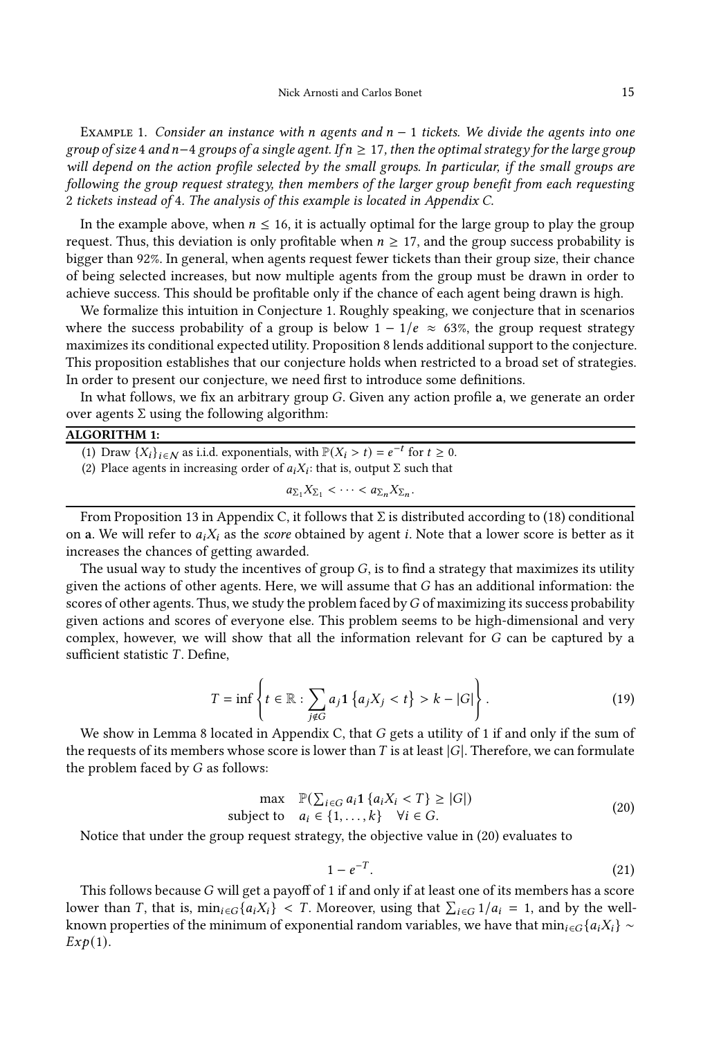Example 1. *Consider an instance with $n$ agents and $n-1$ tickets. We divide the agents into one group of size 4 and $n-4$ groups of a single agent. If $n \geq 17$, then the optimal strategy for the large group will depend on the action profile selected by the small groups. In particular, if the small groups are following the group request strategy, then members of the larger group benefit from each requesting 2 tickets instead of 4. The analysis of this example is located in Appendix C.*

In the example above, when $n \leq 16$, it is actually optimal for the large group to play the group request. Thus, this deviation is only profitable when $n \geq 17$, and the group success probability is bigger than 92%. In general, when agents request fewer tickets than their group size, their chance of being selected increases, but now multiple agents from the group must be drawn in order to achieve success. This should be profitable only if the chance of each agent being drawn is high.

We formalize this intuition in Conjecture 1. Roughly speaking, we conjecture that in scenarios where the success probability of a group is below $1 - 1/e \approx 63\%$, the group request strategy maximizes its conditional expected utility. Proposition 8 lends additional support to the conjecture. This proposition establishes that our conjecture holds when restricted to a broad set of strategies. In order to present our conjecture, we need first to introduce some definitions.

In what follows, we fix an arbitrary group $G$. Given any action profile $\mathbf{a}$, we generate an order over agents $\Sigma$ using the following algorithm:

**ALGORITHM 1:**

(1) Draw $\{X_i\}_{i \in \mathcal{N}}$ as i.i.d. exponentials, with $\mathbb{P}(X_i > t) = e^{-t}$ for $t \geq 0$.

(2) Place agents in increasing order of $a_i X_i$: that is, output $\Sigma$ such that

$$a_{\Sigma_1} X_{\Sigma_1} < \cdots < a_{\Sigma_n} X_{\Sigma_n}.$$

From Proposition 13 in Appendix C, it follows that $\Sigma$ is distributed according to (18) conditional on $\mathbf{a}$. We will refer to $a_i X_i$ as the *score* obtained by agent $i$. Note that a lower score is better as it increases the chances of getting awarded.

The usual way to study the incentives of group $G$, is to find a strategy that maximizes its utility given the actions of other agents. Here, we will assume that $G$ has an additional information: the scores of other agents. Thus, we study the problem faced by $G$ of maximizing its success probability given actions and scores of everyone else. This problem seems to be high-dimensional and very complex, however, we will show that all the information relevant for $G$ can be captured by a sufficient statistic $T$. Define,

$$T = \inf \left\{ t \in \mathbb{R} : \sum_{j \notin G} a_j \mathbf{1}\left\{ a_j X_j < t \right\} > k - |G| \right\}. \tag{19}$$

We show in Lemma 8 located in Appendix C, that $G$ gets a utility of 1 if and only if the sum of the requests of its members whose score is lower than $T$ is at least $|G|$. Therefore, we can formulate the problem faced by $G$ as follows:

$$\begin{array}{ll} \max & \mathbb{P}(\sum_{i \in G} a_i \mathbf{1}\{a_i X_i < T\} \geq |G|) \\ \text{subject to} & a_i \in \{1, \ldots, k\} \quad \forall i \in G. \end{array} \tag{20}$$

Notice that under the group request strategy, the objective value in (20) evaluates to

$$1 - e^{-T}. \tag{21}$$

This follows because $G$ will get a payoff of 1 if and only if at least one of its members has a score lower than $T$, that is, $\min_{i \in G}\{a_i X_i\} < T$. Moreover, using that $\sum_{i \in G} 1/a_i = 1$, and by the well-known properties of the minimum of exponential random variables, we have that $\min_{i \in G}\{a_i X_i\} \sim Exp(1)$.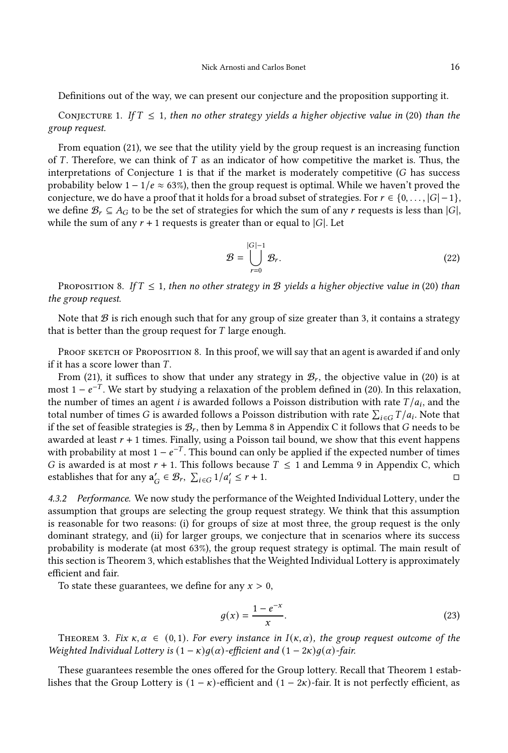Definitions out of the way, we can present our conjecture and the proposition supporting it.

Conjecture 1. *If $T \leq 1$, then no other strategy yields a higher objective value in (20) than the group request.*

From equation (21), we see that the utility yield by the group request is an increasing function of $T$. Therefore, we can think of $T$ as an indicator of how competitive the market is. Thus, the interpretations of Conjecture 1 is that if the market is moderately competitive ($G$ has success probability below $1 - 1/e \approx 63\%$), then the group request is optimal. While we haven't proved the conjecture, we do have a proof that it holds for a broad subset of strategies. For $r \in \{0, \dots, |G| - 1\}$, we define $\mathcal{B}_r \subseteq A_G$ to be the set of strategies for which the sum of any $r$ requests is less than $|G|$, while the sum of any $r + 1$ requests is greater than or equal to $|G|$. Let

$$\mathcal{B} = \bigcup_{r=0}^{|G|-1} \mathcal{B}_r. \tag{22}$$

Proposition 8. *If $T \leq 1$, then no other strategy in $\mathcal{B}$ yields a higher objective value in (20) than the group request.*

Note that $\mathcal{B}$ is rich enough such that for any group of size greater than 3, it contains a strategy that is better than the group request for $T$ large enough.

Proof sketch of Proposition 8. In this proof, we will say that an agent is awarded if and only if it has a score lower than $T$.

From (21), it suffices to show that under any strategy in $\mathcal{B}_r$, the objective value in (20) is at most $1 - e^{-T}$. We start by studying a relaxation of the problem defined in (20). In this relaxation, the number of times an agent $i$ is awarded follows a Poisson distribution with rate $T/a_i$, and the total number of times $G$ is awarded follows a Poisson distribution with rate $\sum_{i \in G} T/a_i$. Note that if the set of feasible strategies is $\mathcal{B}_r$, then by Lemma 8 in Appendix C it follows that $G$ needs to be awarded at least $r + 1$ times. Finally, using a Poisson tail bound, we show that this event happens with probability at most $1 - e^{-T}$. This bound can only be applied if the expected number of times $G$ is awarded is at most $r + 1$. This follows because $T \leq 1$ and Lemma 9 in Appendix C, which establishes that for any $\mathbf{a}'_G \in \mathcal{B}_r$, $\sum_{i \in G} 1/a'_i \leq r + 1$. □

*4.3.2 Performance.* We now study the performance of the Weighted Individual Lottery, under the assumption that groups are selecting the group request strategy. We think that this assumption is reasonable for two reasons: (i) for groups of size at most three, the group request is the only dominant strategy, and (ii) for larger groups, we conjecture that in scenarios where its success probability is moderate (at most 63%), the group request strategy is optimal. The main result of this section is Theorem 3, which establishes that the Weighted Individual Lottery is approximately efficient and fair.

To state these guarantees, we define for any $x > 0$,

$$g(x) = \frac{1 - e^{-x}}{x}. \tag{23}$$

Theorem 3. *Fix $\kappa, \alpha \in (0, 1)$. For every instance in $I(\kappa, \alpha)$, the group request outcome of the Weighted Individual Lottery is $(1 - \kappa)g(\alpha)$-efficient and $(1 - 2\kappa)g(\alpha)$-fair.*

These guarantees resemble the ones offered for the Group lottery. Recall that Theorem 1 establishes that the Group Lottery is $(1 - \kappa)$-efficient and $(1 - 2\kappa)$-fair. It is not perfectly efficient, as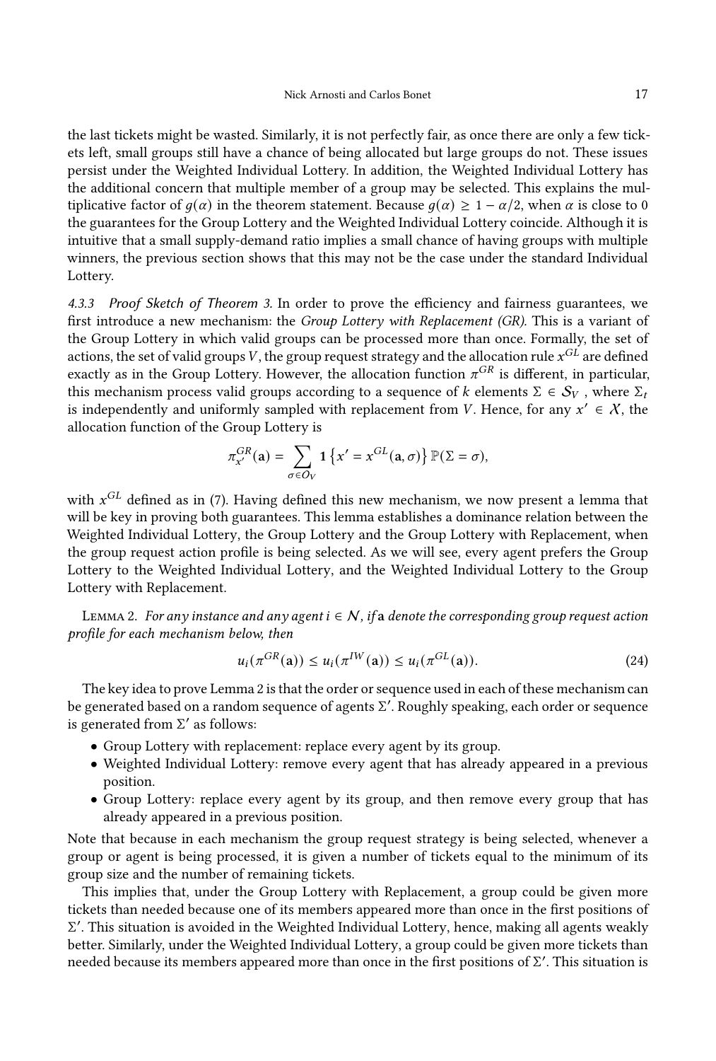the last tickets might be wasted. Similarly, it is not perfectly fair, as once there are only a few tickets left, small groups still have a chance of being allocated but large groups do not. These issues persist under the Weighted Individual Lottery. In addition, the Weighted Individual Lottery has the additional concern that multiple member of a group may be selected. This explains the multiplicative factor of $g(\alpha)$ in the theorem statement. Because $g(\alpha) \geq 1 - \alpha/2$, when $\alpha$ is close to 0 the guarantees for the Group Lottery and the Weighted Individual Lottery coincide. Although it is intuitive that a small supply-demand ratio implies a small chance of having groups with multiple winners, the previous section shows that this may not be the case under the standard Individual Lottery.

*4.3.3 Proof Sketch of Theorem 3.* In order to prove the efficiency and fairness guarantees, we first introduce a new mechanism: the *Group Lottery with Replacement (GR)*. This is a variant of the Group Lottery in which valid groups can be processed more than once. Formally, the set of actions, the set of valid groups $V$, the group request strategy and the allocation rule $x^{GL}$ are defined exactly as in the Group Lottery. However, the allocation function $\pi^{GR}$ is different, in particular, this mechanism process valid groups according to a sequence of $k$ elements $\Sigma \in \mathcal{S}_V$ , where $\Sigma_t$ is independently and uniformly sampled with replacement from $V$. Hence, for any $x' \in \mathcal{X}$, the allocation function of the Group Lottery is

$$\pi^{GR}_{x'}(\mathbf{a}) = \sum_{\sigma \in O_V} \mathbf{1}\left\{x' = x^{GL}(\mathbf{a}, \sigma)\right\} \mathbb{P}(\Sigma = \sigma),$$

with $x^{GL}$ defined as in (7). Having defined this new mechanism, we now present a lemma that will be key in proving both guarantees. This lemma establishes a dominance relation between the Weighted Individual Lottery, the Group Lottery and the Group Lottery with Replacement, when the group request action profile is being selected. As we will see, every agent prefers the Group Lottery to the Weighted Individual Lottery, and the Weighted Individual Lottery to the Group Lottery with Replacement.

Lemma 2. *For any instance and any agent $i \in \mathcal{N}$, if $\mathbf{a}$ denote the corresponding group request action profile for each mechanism below, then*

$$u_i(\pi^{GR}(\mathbf{a})) \leq u_i(\pi^{IW}(\mathbf{a})) \leq u_i(\pi^{GL}(\mathbf{a})). \tag{24}$$

The key idea to prove Lemma 2 is that the order or sequence used in each of these mechanism can be generated based on a random sequence of agents $\Sigma'$. Roughly speaking, each order or sequence is generated from $\Sigma'$ as follows:

- Group Lottery with replacement: replace every agent by its group.
- Weighted Individual Lottery: remove every agent that has already appeared in a previous position.
- Group Lottery: replace every agent by its group, and then remove every group that has already appeared in a previous position.

Note that because in each mechanism the group request strategy is being selected, whenever a group or agent is being processed, it is given a number of tickets equal to the minimum of its group size and the number of remaining tickets.

This implies that, under the Group Lottery with Replacement, a group could be given more tickets than needed because one of its members appeared more than once in the first positions of $\Sigma'$. This situation is avoided in the Weighted Individual Lottery, hence, making all agents weakly better. Similarly, under the Weighted Individual Lottery, a group could be given more tickets than needed because its members appeared more than once in the first positions of $\Sigma'$. This situation is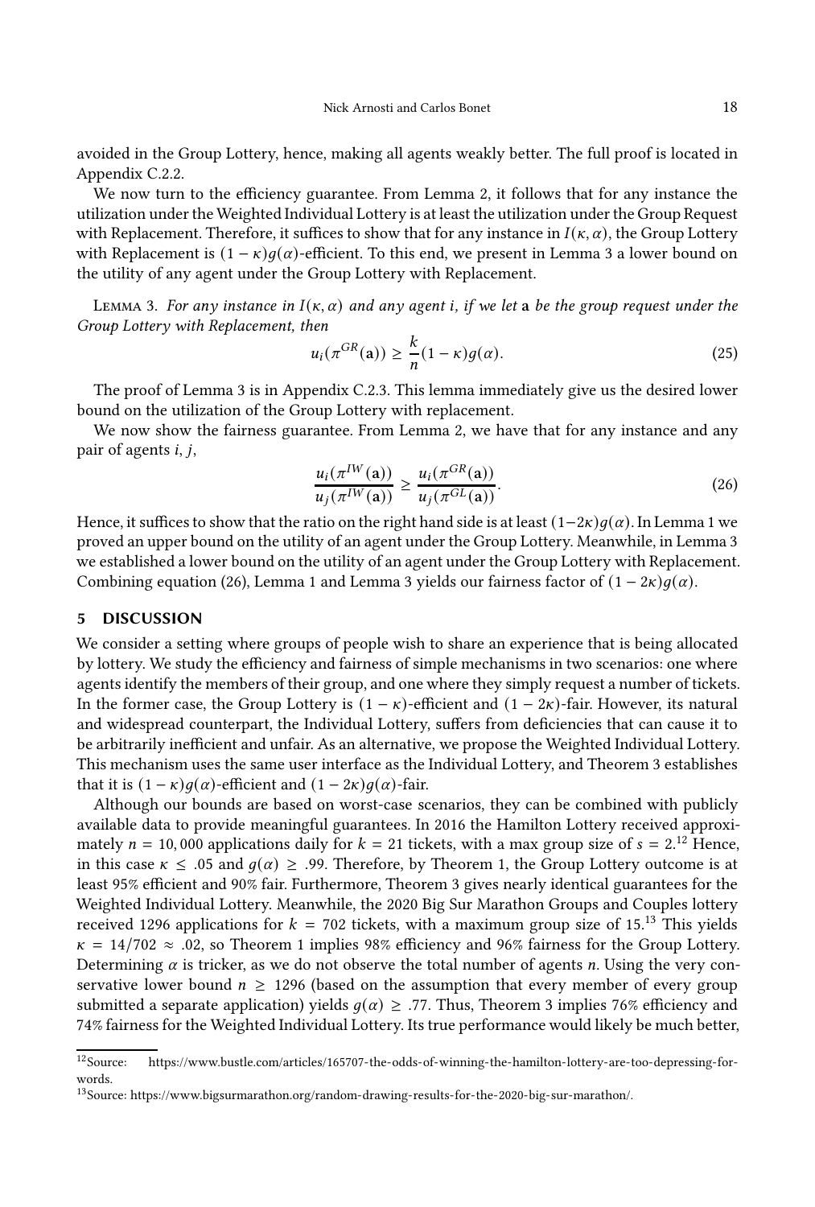avoided in the Group Lottery, hence, making all agents weakly better. The full proof is located in Appendix C.2.2.

We now turn to the efficiency guarantee. From Lemma 2, it follows that for any instance the utilization under the Weighted Individual Lottery is at least the utilization under the Group Request with Replacement. Therefore, it suffices to show that for any instance in $I(\kappa, \alpha)$, the Group Lottery with Replacement is $(1-\kappa)g(\alpha)$-efficient. To this end, we present in Lemma 3 a lower bound on the utility of any agent under the Group Lottery with Replacement.

Lemma 3. *For any instance in $I(\kappa, \alpha)$ and any agent $i$, if we let $\mathbf{a}$ be the group request under the Group Lottery with Replacement, then*

$$u_i(\pi^{GR}(\mathbf{a})) \geq \frac{k}{n}(1-\kappa)g(\alpha). \tag{25}$$

The proof of Lemma 3 is in Appendix C.2.3. This lemma immediately give us the desired lower bound on the utilization of the Group Lottery with replacement.

We now show the fairness guarantee. From Lemma 2, we have that for any instance and any pair of agents $i, j$,

$$\frac{u_i(\pi^{IW}(\mathbf{a}))}{u_j(\pi^{IW}(\mathbf{a}))} \geq \frac{u_i(\pi^{GR}(\mathbf{a}))}{u_j(\pi^{GL}(\mathbf{a}))}. \tag{26}$$

Hence, it suffices to show that the ratio on the right hand side is at least $(1-2\kappa)g(\alpha)$. In Lemma 1 we proved an upper bound on the utility of an agent under the Group Lottery. Meanwhile, in Lemma 3 we established a lower bound on the utility of an agent under the Group Lottery with Replacement. Combining equation (26), Lemma 1 and Lemma 3 yields our fairness factor of $(1-2\kappa)g(\alpha)$.

## 5 DISCUSSION

We consider a setting where groups of people wish to share an experience that is being allocated by lottery. We study the efficiency and fairness of simple mechanisms in two scenarios: one where agents identify the members of their group, and one where they simply request a number of tickets. In the former case, the Group Lottery is $(1-\kappa)$-efficient and $(1-2\kappa)$-fair. However, its natural and widespread counterpart, the Individual Lottery, suffers from deficiencies that can cause it to be arbitrarily inefficient and unfair. As an alternative, we propose the Weighted Individual Lottery. This mechanism uses the same user interface as the Individual Lottery, and Theorem 3 establishes that it is $(1-\kappa)g(\alpha)$-efficient and $(1-2\kappa)g(\alpha)$-fair.

Although our bounds are based on worst-case scenarios, they can be combined with publicly available data to provide meaningful guarantees. In 2016 the Hamilton Lottery received approximately $n = 10,000$ applications daily for $k = 21$ tickets, with a max group size of $s = 2$.[12] Hence, in this case $\kappa \leq .05$ and $g(\alpha) \geq .99$. Therefore, by Theorem 1, the Group Lottery outcome is at least 95% efficient and 90% fair. Furthermore, Theorem 3 gives nearly identical guarantees for the Weighted Individual Lottery. Meanwhile, the 2020 Big Sur Marathon Groups and Couples lottery received 1296 applications for $k = 702$ tickets, with a maximum group size of 15.[13] This yields $\kappa = 14/702 \approx .02$, so Theorem 1 implies 98% efficiency and 96% fairness for the Group Lottery. Determining $\alpha$ is tricker, as we do not observe the total number of agents $n$. Using the very conservative lower bound $n \geq 1296$ (based on the assumption that every member of every group submitted a separate application) yields $g(\alpha) \geq .77$. Thus, Theorem 3 implies 76% efficiency and 74% fairness for the Weighted Individual Lottery. Its true performance would likely be much better,

[12] Source: https://www.bustle.com/articles/165707-the-odds-of-winning-the-hamilton-lottery-are-too-depressing-for-words.

[13] Source: https://www.bigsurmarathon.org/random-drawing-results-for-the-2020-big-sur-marathon/.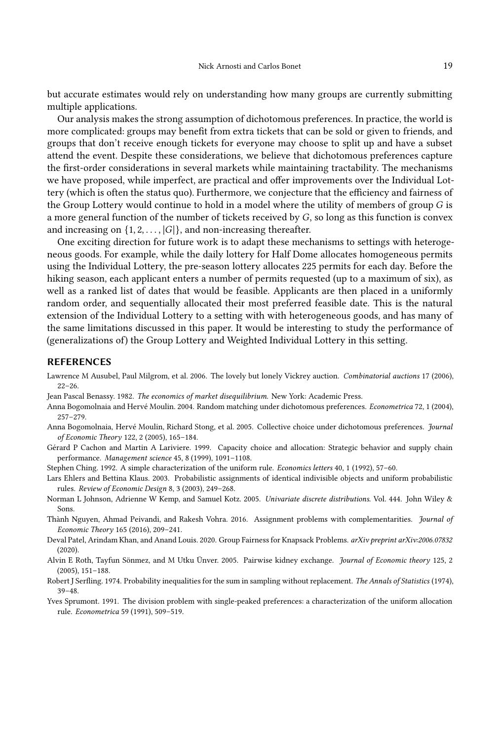but accurate estimates would rely on understanding how many groups are currently submitting multiple applications.

Our analysis makes the strong assumption of dichotomous preferences. In practice, the world is more complicated: groups may benefit from extra tickets that can be sold or given to friends, and groups that don't receive enough tickets for everyone may choose to split up and have a subset attend the event. Despite these considerations, we believe that dichotomous preferences capture the first-order considerations in several markets while maintaining tractability. The mechanisms we have proposed, while imperfect, are practical and offer improvements over the Individual Lottery (which is often the status quo). Furthermore, we conjecture that the efficiency and fairness of the Group Lottery would continue to hold in a model where the utility of members of group $G$ is a more general function of the number of tickets received by $G$, so long as this function is convex and increasing on $\{1, 2, \ldots, |G|\}$, and non-increasing thereafter.

One exciting direction for future work is to adapt these mechanisms to settings with heterogeneous goods. For example, while the daily lottery for Half Dome allocates homogeneous permits using the Individual Lottery, the pre-season lottery allocates 225 permits for each day. Before the hiking season, each applicant enters a number of permits requested (up to a maximum of six), as well as a ranked list of dates that would be feasible. Applicants are then placed in a uniformly random order, and sequentially allocated their most preferred feasible date. This is the natural extension of the Individual Lottery to a setting with with heterogeneous goods, and has many of the same limitations discussed in this paper. It would be interesting to study the performance of (generalizations of) the Group Lottery and Weighted Individual Lottery in this setting.

## REFERENCES

Lawrence M Ausubel, Paul Milgrom, et al. 2006. The lovely but lonely Vickrey auction. *Combinatorial auctions* 17 (2006), 22–26.

Jean Pascal Benassy. 1982. *The economics of market disequilibrium.* New York: Academic Press.

Anna Bogomolnaia and Hervé Moulin. 2004. Random matching under dichotomous preferences. *Econometrica* 72, 1 (2004), 257–279.

Anna Bogomolnaia, Hervé Moulin, Richard Stong, et al. 2005. Collective choice under dichotomous preferences. *Journal of Economic Theory* 122, 2 (2005), 165–184.

Gérard P Cachon and Martin A Lariviere. 1999. Capacity choice and allocation: Strategic behavior and supply chain performance. *Management science* 45, 8 (1999), 1091–1108.

Stephen Ching. 1992. A simple characterization of the uniform rule. *Economics letters* 40, 1 (1992), 57–60.

Lars Ehlers and Bettina Klaus. 2003. Probabilistic assignments of identical indivisible objects and uniform probabilistic rules. *Review of Economic Design* 8, 3 (2003), 249–268.

Norman L Johnson, Adrienne W Kemp, and Samuel Kotz. 2005. *Univariate discrete distributions.* Vol. 444. John Wiley & Sons.

Thành Nguyen, Ahmad Peivandi, and Rakesh Vohra. 2016. Assignment problems with complementarities. *Journal of Economic Theory* 165 (2016), 209–241.

Deval Patel, Arindam Khan, and Anand Louis. 2020. Group Fairness for Knapsack Problems. *arXiv preprint arXiv:2006.07832* (2020).

Alvin E Roth, Tayfun Sönmez, and M Utku Ünver. 2005. Pairwise kidney exchange. *Journal of Economic theory* 125, 2 (2005), 151–188.

Robert J Serfling. 1974. Probability inequalities for the sum in sampling without replacement. *The Annals of Statistics* (1974), 39–48.

Yves Sprumont. 1991. The division problem with single-peaked preferences: a characterization of the uniform allocation rule. *Econometrica* 59 (1991), 509–519.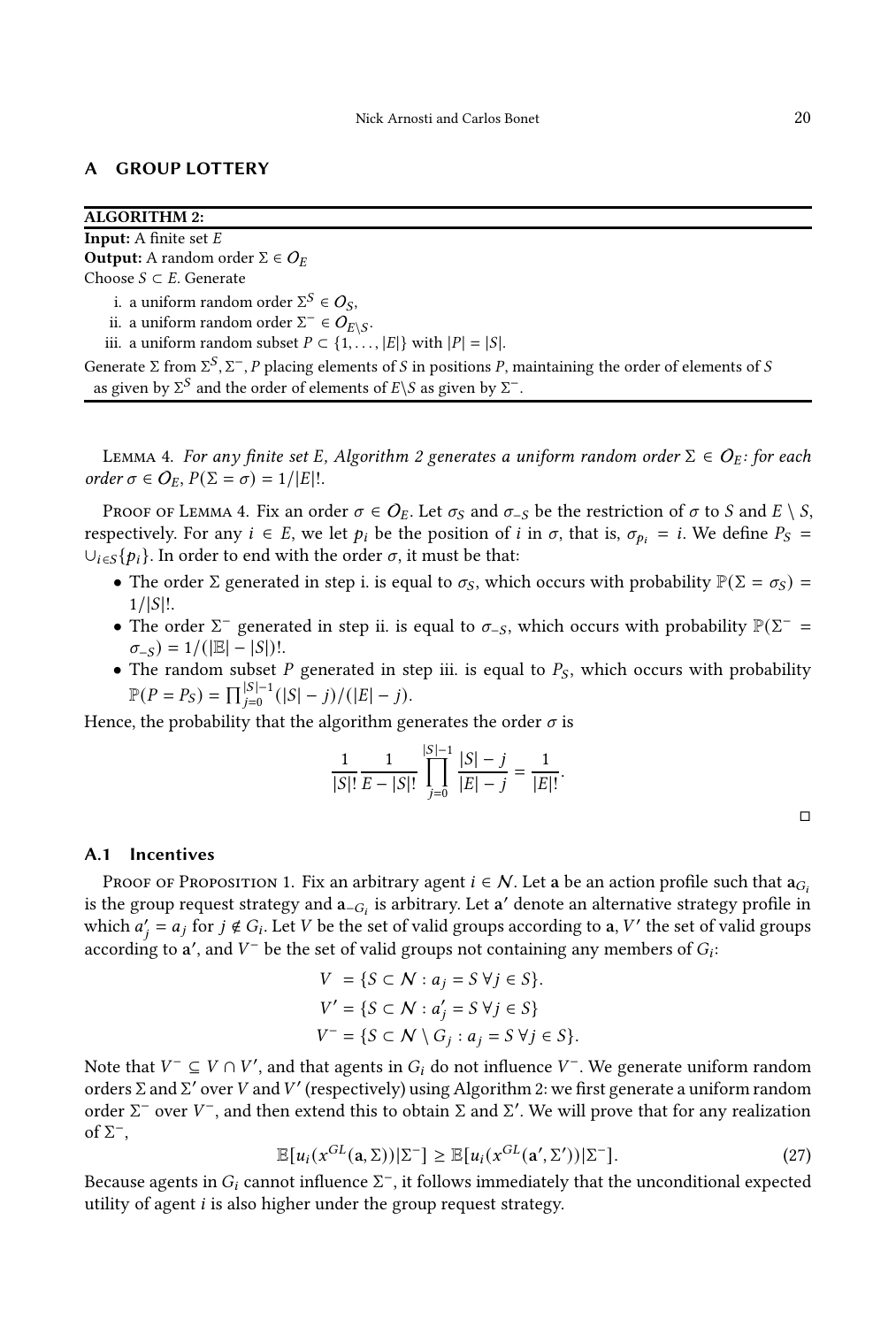## A GROUP LOTTERY

---

**ALGORITHM 2:**

**Input:** A finite set $E$

**Output:** A random order $\Sigma \in O_E$

Choose $S \subset E$. Generate

i. a uniform random order $\Sigma^S \in O_S$,

ii. a uniform random order $\Sigma^- \in O_{E \setminus S}$.

iii. a uniform random subset $P \subset \{1, \dots, |E|\}$ with $|P| = |S|$.

Generate $\Sigma$ from $\Sigma^S, \Sigma^-, P$ placing elements of $S$ in positions $P$, maintaining the order of elements of $S$ as given by $\Sigma^S$ and the order of elements of $E \setminus S$ as given by $\Sigma^-$.

---

Lemma 4. *For any finite set E, Algorithm 2 generates a uniform random order $\Sigma \in O_E$: for each order $\sigma \in O_E$, $P(\Sigma = \sigma) = 1/|E|!$.*

Proof of Lemma 4. Fix an order $\sigma \in O_E$. Let $\sigma_S$ and $\sigma_{-S}$ be the restriction of $\sigma$ to $S$ and $E \setminus S$, respectively. For any $i \in E$, we let $p_i$ be the position of $i$ in $\sigma$, that is, $\sigma_{p_i} = i$. We define $P_S = \cup_{i \in S}\{p_i\}$. In order to end with the order $\sigma$, it must be that:

- The order $\Sigma$ generated in step i. is equal to $\sigma_S$, which occurs with probability $\mathbb{P}(\Sigma = \sigma_S) = 1/|S|!$.
- The order $\Sigma^-$ generated in step ii. is equal to $\sigma_{-S}$, which occurs with probability $\mathbb{P}(\Sigma^- = \sigma_{-S}) = 1/(|\mathbb{E}| - |S|)!$.
- The random subset $P$ generated in step iii. is equal to $P_S$, which occurs with probability $\mathbb{P}(P = P_S) = \prod_{j=0}^{|S|-1}(|S| - j)/(|E| - j)$.

Hence, the probability that the algorithm generates the order $\sigma$ is

$$\frac{1}{|S|!}\frac{1}{E - |S|!}\prod_{j=0}^{|S|-1}\frac{|S| - j}{|E| - j} = \frac{1}{|E|!}.$$

□

### A.1 Incentives

Proof of Proposition 1. Fix an arbitrary agent $i \in \mathcal{N}$. Let $\mathbf{a}$ be an action profile such that $\mathbf{a}_{G_i}$ is the group request strategy and $\mathbf{a}_{-G_i}$ is arbitrary. Let $\mathbf{a}'$ denote an alternative strategy profile in which $a'_j = a_j$ for $j \notin G_i$. Let $V$ be the set of valid groups according to $\mathbf{a}$, $V'$ the set of valid groups according to $\mathbf{a}'$, and $V^-$ be the set of valid groups not containing any members of $G_i$:

$$\begin{aligned}
V &= \{S \subset \mathcal{N} : a_j = S \; \forall j \in S\}. \\
V' &= \{S \subset \mathcal{N} : a'_j = S \; \forall j \in S\} \\
V^- &= \{S \subset \mathcal{N} \setminus G_j : a_j = S \; \forall j \in S\}.
\end{aligned}$$

Note that $V^- \subseteq V \cap V'$, and that agents in $G_i$ do not influence $V^-$. We generate uniform random orders $\Sigma$ and $\Sigma'$ over $V$ and $V'$ (respectively) using Algorithm 2: we first generate a uniform random order $\Sigma^-$ over $V^-$, and then extend this to obtain $\Sigma$ and $\Sigma'$. We will prove that for any realization of $\Sigma^-$,

$$\mathbb{E}[u_i(x^{GL}(\mathbf{a}, \Sigma))|\Sigma^-] \geq \mathbb{E}[u_i(x^{GL}(\mathbf{a}', \Sigma'))|\Sigma^-]. \tag{27}$$

Because agents in $G_i$ cannot influence $\Sigma^-$, it follows immediately that the unconditional expected utility of agent $i$ is also higher under the group request strategy.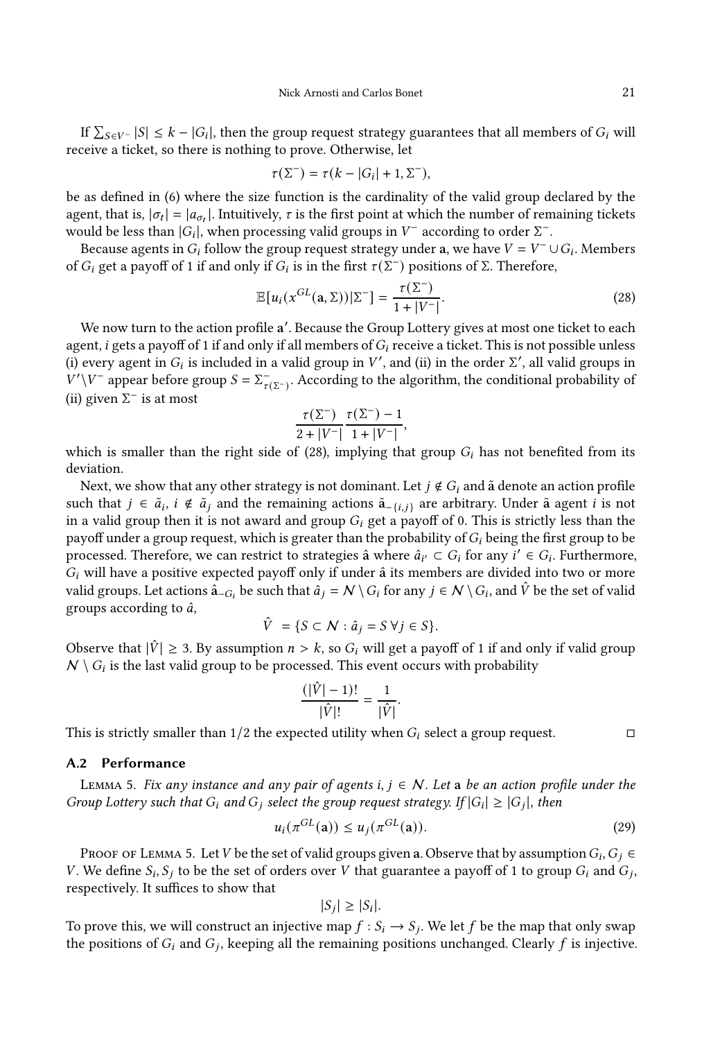If $\sum_{S \in V^-} |S| \leq k - |G_i|$, then the group request strategy guarantees that all members of $G_i$ will receive a ticket, so there is nothing to prove. Otherwise, let

$$\tau(\Sigma^-) = \tau(k - |G_i| + 1, \Sigma^-),$$

be as defined in (6) where the size function is the cardinality of the valid group declared by the agent, that is, $|\sigma_t| = |a_{\sigma_t}|$. Intuitively, $\tau$ is the first point at which the number of remaining tickets would be less than $|G_i|$, when processing valid groups in $V^-$ according to order $\Sigma^-$.

Because agents in $G_i$ follow the group request strategy under $\mathbf{a}$, we have $V = V^- \cup G_i$. Members of $G_i$ get a payoff of 1 if and only if $G_i$ is in the first $\tau(\Sigma^-)$ positions of $\Sigma$. Therefore,

$$\mathbb{E}[u_i(x^{GL}(\mathbf{a}, \Sigma))|\Sigma^-] = \frac{\tau(\Sigma^-)}{1 + |V^-|}. \tag{28}$$

We now turn to the action profile $\mathbf{a}'$. Because the Group Lottery gives at most one ticket to each agent, $i$ gets a payoff of 1 if and only if all members of $G_i$ receive a ticket. This is not possible unless (i) every agent in $G_i$ is included in a valid group in $V'$, and (ii) in the order $\Sigma'$, all valid groups in $V' \backslash V^-$ appear before group $S = \Sigma^-_{\tau(\Sigma^-)}$. According to the algorithm, the conditional probability of (ii) given $\Sigma^-$ is at most

$$\frac{\tau(\Sigma^-)}{2 + |V^-|} \frac{\tau(\Sigma^-) - 1}{1 + |V^-|},$$

which is smaller than the right side of (28), implying that group $G_i$ has not benefited from its deviation.

Next, we show that any other strategy is not dominant. Let $j \notin G_i$ and $\tilde{\mathbf{a}}$ denote an action profile such that $j \in \tilde{a}_i$, $i \notin \tilde{a}_j$ and the remaining actions $\tilde{\mathbf{a}}_{-\{i,j\}}$ are arbitrary. Under $\tilde{\mathbf{a}}$ agent $i$ is not in a valid group then it is not award and group $G_i$ get a payoff of 0. This is strictly less than the payoff under a group request, which is greater than the probability of $G_i$ being the first group to be processed. Therefore, we can restrict to strategies $\hat{\mathbf{a}}$ where $\hat{a}_{i'} \subset G_i$ for any $i' \in G_i$. Furthermore, $G_i$ will have a positive expected payoff only if under $\hat{\mathbf{a}}$ its members are divided into two or more valid groups. Let actions $\hat{\mathbf{a}}_{-G_i}$ be such that $\hat{a}_j = \mathcal{N} \setminus G_i$ for any $j \in \mathcal{N} \setminus G_i$, and $\hat{V}$ be the set of valid groups according to $\hat{a}$,

$$\hat{V} \ = \{S \subset \mathcal{N} : \hat{a}_j = S \, \forall j \in S\}.$$

Observe that $|\hat{V}| \geq 3$. By assumption $n > k$, so $G_i$ will get a payoff of 1 if and only if valid group $\mathcal{N} \setminus G_i$ is the last valid group to be processed. This event occurs with probability

$$\frac{(|\hat{V}| - 1)!}{|\hat{V}|!} = \frac{1}{|\hat{V}|}.$$

This is strictly smaller than 1/2 the expected utility when $G_i$ select a group request. □

### A.2 Performance

Lemma 5. *Fix any instance and any pair of agents $i, j \in \mathcal{N}$. Let $\mathbf{a}$ be an action profile under the Group Lottery such that $G_i$ and $G_j$ select the group request strategy. If $|G_i| \geq |G_j|$, then*

$$u_i(\pi^{GL}(\mathbf{a})) \leq u_j(\pi^{GL}(\mathbf{a})). \tag{29}$$

Proof of Lemma 5. Let $V$ be the set of valid groups given $\mathbf{a}$. Observe that by assumption $G_i, G_j \in V$. We define $S_i, S_j$ to be the set of orders over $V$ that guarantee a payoff of 1 to group $G_i$ and $G_j$, respectively. It suffices to show that

$$|S_j| \geq |S_i|.$$

To prove this, we will construct an injective map $f : S_i \to S_j$. We let $f$ be the map that only swap the positions of $G_i$ and $G_j$, keeping all the remaining positions unchanged. Clearly $f$ is injective.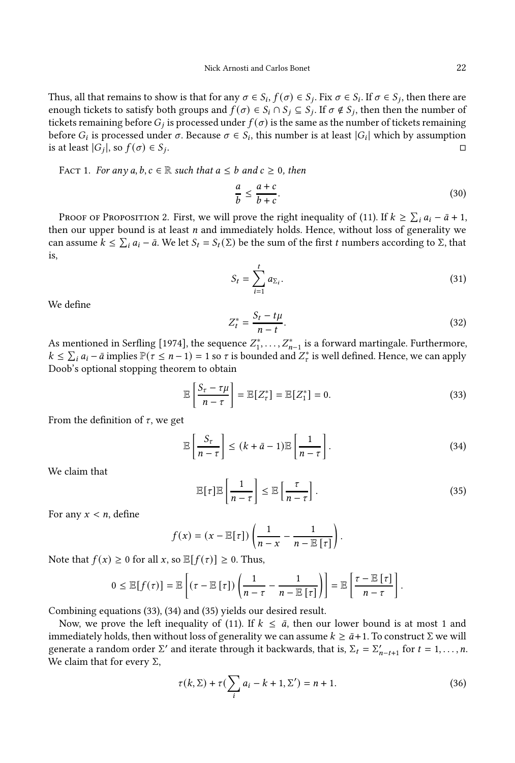Thus, all that remains to show is that for any $\sigma \in S_i$, $f(\sigma) \in S_j$. Fix $\sigma \in S_i$. If $\sigma \in S_j$, then there are enough tickets to satisfy both groups and $f(\sigma) \in S_i \cap S_j \subseteq S_j$. If $\sigma \notin S_j$, then then the number of tickets remaining before $G_j$ is processed under $f(\sigma)$ is the same as the number of tickets remaining before $G_i$ is processed under $\sigma$. Because $\sigma \in S_i$, this number is at least $|G_i|$ which by assumption is at least $|G_j|$, so $f(\sigma) \in S_j$. □

Fact 1. *For any $a, b, c \in \mathbb{R}$ such that $a \leq b$ and $c \geq 0$, then*

$$\frac{a}{b} \leq \frac{a+c}{b+c}. \tag{30}$$

Proof of Proposition 2. First, we will prove the right inequality of (11). If $k \geq \sum_i a_i - \bar{a} + 1$, then our upper bound is at least $n$ and immediately holds. Hence, without loss of generality we can assume $k \leq \sum_i a_i - \bar{a}$. We let $S_t = S_t(\Sigma)$ be the sum of the first $t$ numbers according to $\Sigma$, that is,

$$S_t = \sum_{i=1}^{t} a_{\Sigma_i}. \tag{31}$$

We define

$$Z_t^* = \frac{S_t - t\mu}{n-t}. \tag{32}$$

As mentioned in Serfling [1974], the sequence $Z_1^*, \ldots, Z_{n-1}^*$ is a forward martingale. Furthermore, $k \leq \sum_i a_i - \bar{a}$ implies $\mathbb{P}(\tau \leq n-1) = 1$ so $\tau$ is bounded and $Z_\tau^*$ is well defined. Hence, we can apply Doob's optional stopping theorem to obtain

$$\mathbb{E}\left[\frac{S_\tau - \tau\mu}{n-\tau}\right] = \mathbb{E}[Z_\tau^*] = \mathbb{E}[Z_1^*] = 0. \tag{33}$$

From the definition of $\tau$, we get

$$\mathbb{E}\left[\frac{S_\tau}{n-\tau}\right] \leq (k + \bar{a} - 1)\mathbb{E}\left[\frac{1}{n-\tau}\right]. \tag{34}$$

We claim that

$$\mathbb{E}[\tau]\mathbb{E}\left[\frac{1}{n-\tau}\right] \leq \mathbb{E}\left[\frac{\tau}{n-\tau}\right]. \tag{35}$$

For any $x < n$, define

$$f(x) = (x - \mathbb{E}[\tau])\left(\frac{1}{n-x} - \frac{1}{n - \mathbb{E}[\tau]}\right).$$

Note that $f(x) \geq 0$ for all $x$, so $\mathbb{E}[f(\tau)] \geq 0$. Thus,

$$0 \leq \mathbb{E}[f(\tau)] = \mathbb{E}\left[(\tau - \mathbb{E}[\tau])\left(\frac{1}{n-\tau} - \frac{1}{n-\mathbb{E}[\tau]}\right)\right] = \mathbb{E}\left[\frac{\tau - \mathbb{E}[\tau]}{n-\tau}\right].$$

Combining equations (33), (34) and (35) yields our desired result.

Now, we prove the left inequality of (11). If $k \leq \bar{a}$, then our lower bound is at most 1 and immediately holds, then without loss of generality we can assume $k \geq \bar{a}+1$. To construct $\Sigma$ we will generate a random order $\Sigma'$ and iterate through it backwards, that is, $\Sigma_t = \Sigma'_{n-t+1}$ for $t = 1, \ldots, n$. We claim that for every $\Sigma$,

$$\tau(k, \Sigma) + \tau(\sum_i a_i - k + 1, \Sigma') = n + 1. \tag{36}$$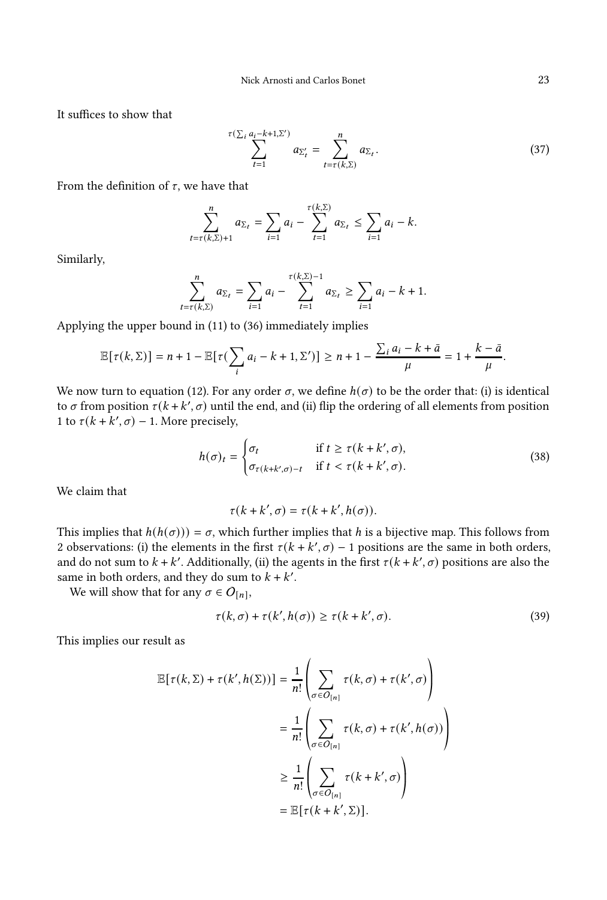It suffices to show that

$$\sum_{t=1}^{\tau(\sum_i a_i - k+1, \Sigma')} a_{\Sigma'_t} = \sum_{t=\tau(k,\Sigma)}^{n} a_{\Sigma_t}. \tag{37}$$

From the definition of $\tau$, we have that

$$\sum_{t=\tau(k,\Sigma)+1}^{n} a_{\Sigma_t} = \sum_{i=1} a_i - \sum_{t=1}^{\tau(k,\Sigma)} a_{\Sigma_t} \leq \sum_{i=1} a_i - k.$$

Similarly,

$$\sum_{t=\tau(k,\Sigma)}^{n} a_{\Sigma_t} = \sum_{i=1} a_i - \sum_{t=1}^{\tau(k,\Sigma)-1} a_{\Sigma_t} \geq \sum_{i=1} a_i - k + 1.$$

Applying the upper bound in (11) to (36) immediately implies

$$\mathbb{E}[\tau(k, \Sigma)] = n + 1 - \mathbb{E}[\tau(\sum_i a_i - k + 1, \Sigma')] \geq n + 1 - \frac{\sum_i a_i - k + \bar{a}}{\mu} = 1 + \frac{k - \bar{a}}{\mu}.$$

We now turn to equation (12). For any order $\sigma$, we define $h(\sigma)$ to be the order that: (i) is identical to $\sigma$ from position $\tau(k + k', \sigma)$ until the end, and (ii) flip the ordering of all elements from position 1 to $\tau(k + k', \sigma) - 1$. More precisely,

$$h(\sigma)_t = \begin{cases} \sigma_t & \text{if } t \geq \tau(k + k', \sigma), \\ \sigma_{\tau(k+k',\sigma)-t} & \text{if } t < \tau(k + k', \sigma). \end{cases} \tag{38}$$

We claim that

$$\tau(k + k', \sigma) = \tau(k + k', h(\sigma)).$$

This implies that $h(h(\sigma))) = \sigma$, which further implies that $h$ is a bijective map. This follows from 2 observations: (i) the elements in the first $\tau(k + k', \sigma) - 1$ positions are the same in both orders, and do not sum to $k + k'$. Additionally, (ii) the agents in the first $\tau(k + k', \sigma)$ positions are also the same in both orders, and they do sum to $k + k'$.

We will show that for any $\sigma \in O_{[n]}$,

$$\tau(k, \sigma) + \tau(k', h(\sigma)) \geq \tau(k + k', \sigma). \tag{39}$$

This implies our result as

$$\begin{aligned}
\mathbb{E}[\tau(k, \Sigma) + \tau(k', h(\Sigma))] &= \frac{1}{n!}\left(\sum_{\sigma \in O_{[n]}} \tau(k, \sigma) + \tau(k', \sigma)\right) \\
&= \frac{1}{n!}\left(\sum_{\sigma \in O_{[n]}} \tau(k, \sigma) + \tau(k', h(\sigma))\right) \\
&\geq \frac{1}{n!}\left(\sum_{\sigma \in O_{[n]}} \tau(k + k', \sigma)\right) \\
&= \mathbb{E}[\tau(k + k', \Sigma)].
\end{aligned}$$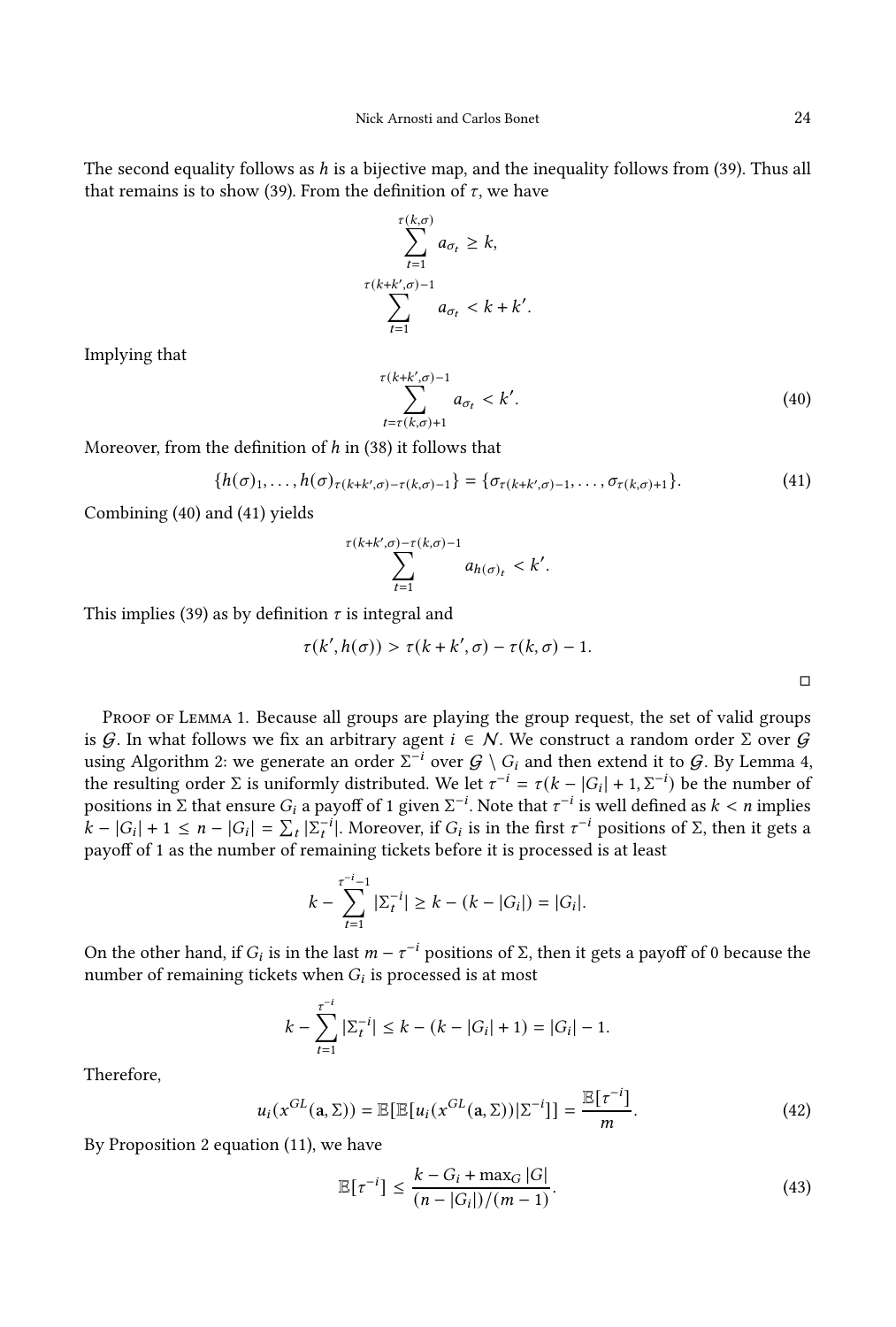The second equality follows as $h$ is a bijective map, and the inequality follows from (39). Thus all that remains is to show (39). From the definition of $\tau$, we have

$$\sum_{t=1}^{\tau(k,\sigma)} a_{\sigma_t} \geq k,$$

$$\sum_{t=1}^{\tau(k+k',\sigma)-1} a_{\sigma_t} < k + k'.$$

Implying that

$$\sum_{t=\tau(k,\sigma)+1}^{\tau(k+k',\sigma)-1} a_{\sigma_t} < k'. \tag{40}$$

Moreover, from the definition of $h$ in (38) it follows that

$$\{h(\sigma)_1, \ldots, h(\sigma)_{\tau(k+k',\sigma)-\tau(k,\sigma)-1}\} = \{\sigma_{\tau(k+k',\sigma)-1}, \ldots, \sigma_{\tau(k,\sigma)+1}\}. \tag{41}$$

Combining (40) and (41) yields

$$\sum_{t=1}^{\tau(k+k',\sigma)-\tau(k,\sigma)-1} a_{h(\sigma)_t} < k'.$$

This implies (39) as by definition $\tau$ is integral and

$$\tau(k', h(\sigma)) > \tau(k + k', \sigma) - \tau(k, \sigma) - 1.$$

$\square$

Proof of Lemma 1. Because all groups are playing the group request, the set of valid groups is $\mathcal{G}$. In what follows we fix an arbitrary agent $i \in \mathcal{N}$. We construct a random order $\Sigma$ over $\mathcal{G}$ using Algorithm 2: we generate an order $\Sigma^{-i}$ over $\mathcal{G} \setminus G_i$ and then extend it to $\mathcal{G}$. By Lemma 4, the resulting order $\Sigma$ is uniformly distributed. We let $\tau^{-i} = \tau(k - |G_i| + 1, \Sigma^{-i})$ be the number of positions in $\Sigma$ that ensure $G_i$ a payoff of 1 given $\Sigma^{-i}$. Note that $\tau^{-i}$ is well defined as $k < n$ implies $k - |G_i| + 1 \leq n - |G_i| = \sum_t |\Sigma_t^{-i}|$. Moreover, if $G_i$ is in the first $\tau^{-i}$ positions of $\Sigma$, then it gets a payoff of 1 as the number of remaining tickets before it is processed is at least

$$k - \sum_{t=1}^{\tau^{-i}-1} |\Sigma_t^{-i}| \geq k - (k - |G_i|) = |G_i|.$$

On the other hand, if $G_i$ is in the last $m - \tau^{-i}$ positions of $\Sigma$, then it gets a payoff of 0 because the number of remaining tickets when $G_i$ is processed is at most

$$k - \sum_{t=1}^{\tau^{-i}} |\Sigma_t^{-i}| \leq k - (k - |G_i| + 1) = |G_i| - 1.$$

Therefore,

$$u_i(x^{GL}(\mathbf{a}, \Sigma)) = \mathbb{E}[\mathbb{E}[u_i(x^{GL}(\mathbf{a}, \Sigma))|\Sigma^{-i}]] = \frac{\mathbb{E}[\tau^{-i}]}{m}. \tag{42}$$

By Proposition 2 equation (11), we have

$$\mathbb{E}[\tau^{-i}] \leq \frac{k - G_i + \max_G |G|}{(n - |G_i|)/(m-1)}. \tag{43}$$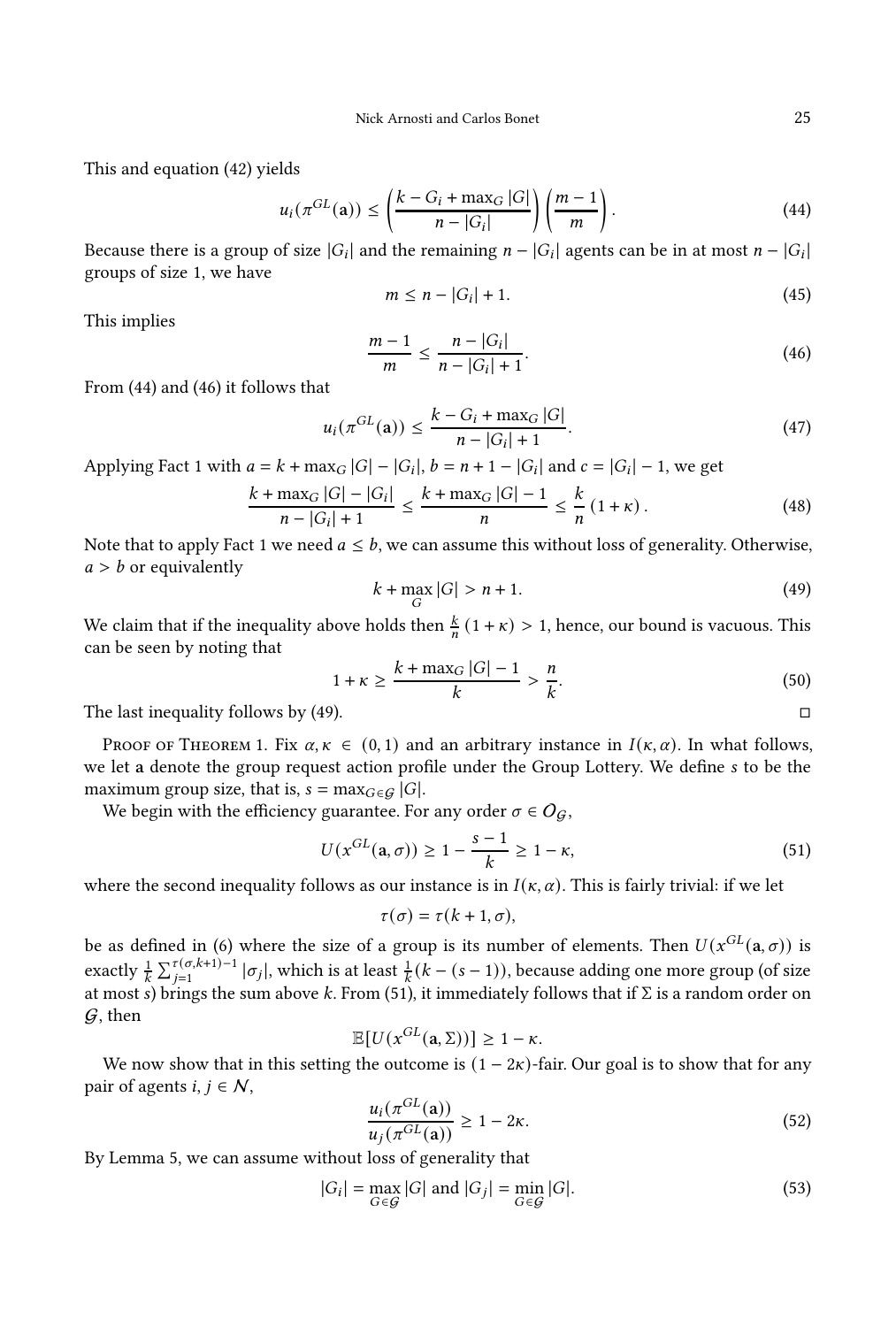This and equation (42) yields

$$u_i(\pi^{GL}(\mathbf{a})) \leq \left(\frac{k - G_i + \max_G |G|}{n - |G_i|}\right)\left(\frac{m-1}{m}\right). \tag{44}$$

Because there is a group of size $|G_i|$ and the remaining $n - |G_i|$ agents can be in at most $n - |G_i|$ groups of size 1, we have

$$m \leq n - |G_i| + 1. \tag{45}$$

This implies

$$\frac{m-1}{m} \leq \frac{n - |G_i|}{n - |G_i| + 1}. \tag{46}$$

From (44) and (46) it follows that

$$u_i(\pi^{GL}(\mathbf{a})) \leq \frac{k - G_i + \max_G |G|}{n - |G_i| + 1}. \tag{47}$$

Applying Fact 1 with $a = k + \max_G |G| - |G_i|$, $b = n + 1 - |G_i|$ and $c = |G_i| - 1$, we get

$$\frac{k + \max_G |G| - |G_i|}{n - |G_i| + 1} \leq \frac{k + \max_G |G| - 1}{n} \leq \frac{k}{n}(1 + \kappa). \tag{48}$$

Note that to apply Fact 1 we need $a \leq b$, we can assume this without loss of generality. Otherwise, $a > b$ or equivalently

$$k + \max_G |G| > n + 1. \tag{49}$$

We claim that if the inequality above holds then $\frac{k}{n}(1+\kappa) > 1$, hence, our bound is vacuous. This can be seen by noting that

$$1 + \kappa \geq \frac{k + \max_G |G| - 1}{k} > \frac{n}{k}. \tag{50}$$

The last inequality follows by (49). □

Proof of Theorem 1. Fix $\alpha, \kappa \in (0, 1)$ and an arbitrary instance in $I(\kappa, \alpha)$. In what follows, we let $\mathbf{a}$ denote the group request action profile under the Group Lottery. We define $s$ to be the maximum group size, that is, $s = \max_{G \in \mathcal{G}} |G|$.

We begin with the efficiency guarantee. For any order $\sigma \in \mathcal{O}_{\mathcal{G}}$,

$$U(x^{GL}(\mathbf{a}, \sigma)) \geq 1 - \frac{s-1}{k} \geq 1 - \kappa, \tag{51}$$

where the second inequality follows as our instance is in $I(\kappa, \alpha)$. This is fairly trivial: if we let

$$\tau(\sigma) = \tau(k+1, \sigma),$$

be as defined in (6) where the size of a group is its number of elements. Then $U(x^{GL}(\mathbf{a}, \sigma))$ is exactly $\frac{1}{k}\sum_{j=1}^{\tau(\sigma,k+1)-1} |\sigma_j|$, which is at least $\frac{1}{k}(k - (s-1))$, because adding one more group (of size at most $s$) brings the sum above $k$. From (51), it immediately follows that if $\Sigma$ is a random order on $\mathcal{G}$, then

$$\mathbb{E}[U(x^{GL}(\mathbf{a}, \Sigma))] \geq 1 - \kappa.$$

We now show that in this setting the outcome is $(1 - 2\kappa)$-fair. Our goal is to show that for any pair of agents $i, j \in \mathcal{N}$,

$$\frac{u_i(\pi^{GL}(\mathbf{a}))}{u_j(\pi^{GL}(\mathbf{a}))} \geq 1 - 2\kappa. \tag{52}$$

By Lemma 5, we can assume without loss of generality that

$$|G_i| = \max_{G \in \mathcal{G}} |G| \text{ and } |G_j| = \min_{G \in \mathcal{G}} |G|. \tag{53}$$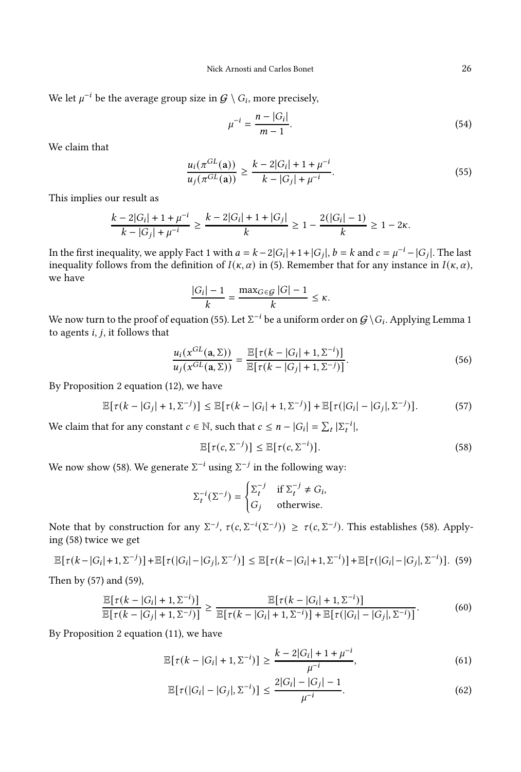We let $\mu^{-i}$ be the average group size in $\mathcal{G} \setminus G_i$, more precisely,

$$\mu^{-i} = \frac{n - |G_i|}{m - 1}. \tag{54}$$

We claim that

$$\frac{u_i(\pi^{GL}(\mathbf{a}))}{u_j(\pi^{GL}(\mathbf{a}))} \geq \frac{k - 2|G_i| + 1 + \mu^{-i}}{k - |G_j| + \mu^{-i}}. \tag{55}$$

This implies our result as

$$\frac{k - 2|G_i| + 1 + \mu^{-i}}{k - |G_j| + \mu^{-i}} \geq \frac{k - 2|G_i| + 1 + |G_j|}{k} \geq 1 - \frac{2(|G_i| - 1)}{k} \geq 1 - 2\kappa.$$

In the first inequality, we apply Fact 1 with $a = k - 2|G_i| + 1 + |G_j|$, $b = k$ and $c = \mu^{-i} - |G_j|$. The last inequality follows from the definition of $I(\kappa, \alpha)$ in (5). Remember that for any instance in $I(\kappa, \alpha)$, we have

$$\frac{|G_i| - 1}{k} = \frac{\max_{G \in \mathcal{G}} |G| - 1}{k} \leq \kappa.$$

We now turn to the proof of equation (55). Let $\Sigma^{-i}$ be a uniform order on $\mathcal{G} \setminus G_i$. Applying Lemma 1 to agents $i, j$, it follows that

$$\frac{u_i(x^{GL}(\mathbf{a}, \Sigma))}{u_j(x^{GL}(\mathbf{a}, \Sigma))} = \frac{\mathbb{E}[\tau(k - |G_i| + 1, \Sigma^{-i})]}{\mathbb{E}[\tau(k - |G_j| + 1, \Sigma^{-j})]}. \tag{56}$$

By Proposition 2 equation (12), we have

$$\mathbb{E}[\tau(k - |G_j| + 1, \Sigma^{-j})] \leq \mathbb{E}[\tau(k - |G_i| + 1, \Sigma^{-j})] + \mathbb{E}[\tau(|G_i| - |G_j|, \Sigma^{-j})]. \tag{57}$$

We claim that for any constant $c \in \mathbb{N}$, such that $c \leq n - |G_i| = \sum_t |\Sigma_t^{-i}|$,

$$\mathbb{E}[\tau(c, \Sigma^{-j})] \leq \mathbb{E}[\tau(c, \Sigma^{-i})]. \tag{58}$$

We now show (58). We generate $\Sigma^{-i}$ using $\Sigma^{-j}$ in the following way:

$$\Sigma_t^{-i}(\Sigma^{-j}) = \begin{cases} \Sigma_t^{-j} & \text{if } \Sigma_t^{-j} \neq G_i, \\ G_j & \text{otherwise.} \end{cases}$$

Note that by construction for any $\Sigma^{-j}$, $\tau(c, \Sigma^{-i}(\Sigma^{-j})) \geq \tau(c, \Sigma^{-j})$. This establishes (58). Applying (58) twice we get

$$\mathbb{E}[\tau(k - |G_i| + 1, \Sigma^{-j})] + \mathbb{E}[\tau(|G_i| - |G_j|, \Sigma^{-j})] \leq \mathbb{E}[\tau(k - |G_i| + 1, \Sigma^{-i})] + \mathbb{E}[\tau(|G_i| - |G_j|, \Sigma^{-i})]. \tag{59}$$

Then by (57) and (59),

$$\frac{\mathbb{E}[\tau(k - |G_i| + 1, \Sigma^{-i})]}{\mathbb{E}[\tau(k - |G_j| + 1, \Sigma^{-j})]} \geq \frac{\mathbb{E}[\tau(k - |G_i| + 1, \Sigma^{-i})]}{\mathbb{E}[\tau(k - |G_i| + 1, \Sigma^{-i})] + \mathbb{E}[\tau(|G_i| - |G_j|, \Sigma^{-i})]}. \tag{60}$$

By Proposition 2 equation (11), we have

$$\mathbb{E}[\tau(k - |G_i| + 1, \Sigma^{-i})] \geq \frac{k - 2|G_i| + 1 + \mu^{-i}}{\mu^{-i}}, \tag{61}$$

$$\mathbb{E}[\tau(|G_i| - |G_j|, \Sigma^{-i})] \leq \frac{2|G_i| - |G_j| - 1}{\mu^{-i}}. \tag{62}$$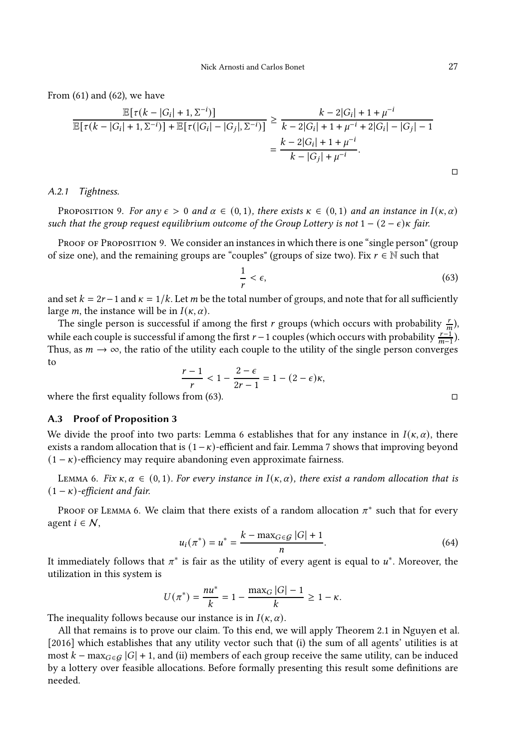From (61) and (62), we have

$$\frac{\mathbb{E}[\tau(k-|G_i|+1,\Sigma^{-i})]}{\mathbb{E}[\tau(k-|G_i|+1,\Sigma^{-i})]+\mathbb{E}[\tau(|G_i|-|G_j|,\Sigma^{-i})]} \geq \frac{k-2|G_i|+1+\mu^{-i}}{k-2|G_i|+1+\mu^{-i}+2|G_i|-|G_j|-1}$$
$$= \frac{k-2|G_i|+1+\mu^{-i}}{k-|G_j|+\mu^{-i}}.$$

□

### A.2.1 Tightness.

Proposition 9. *For any $\epsilon > 0$ and $\alpha \in (0,1)$, there exists $\kappa \in (0,1)$ and an instance in $I(\kappa,\alpha)$ such that the group request equilibrium outcome of the Group Lottery is not $1-(2-\epsilon)\kappa$ fair.*

Proof of Proposition 9. We consider an instances in which there is one "single person" (group of size one), and the remaining groups are "couples" (groups of size two). Fix $r \in \mathbb{N}$ such that

$$\frac{1}{r} < \epsilon, \tag{63}$$

and set $k = 2r-1$ and $\kappa = 1/k$. Let $m$ be the total number of groups, and note that for all sufficiently large $m$, the instance will be in $I(\kappa,\alpha)$.

The single person is successful if among the first $r$ groups (which occurs with probability $\frac{r}{m}$), while each couple is successful if among the first $r-1$ couples (which occurs with probability $\frac{r-1}{m-1}$). Thus, as $m \to \infty$, the ratio of the utility each couple to the utility of the single person converges to

$$\frac{r-1}{r} < 1 - \frac{2-\epsilon}{2r-1} = 1-(2-\epsilon)\kappa,$$

where the first equality follows from (63). □

## A.3 Proof of Proposition 3

We divide the proof into two parts: Lemma 6 establishes that for any instance in $I(\kappa,\alpha)$, there exists a random allocation that is $(1-\kappa)$-efficient and fair. Lemma 7 shows that improving beyond $(1-\kappa)$-efficiency may require abandoning even approximate fairness.

Lemma 6. *Fix $\kappa,\alpha \in (0,1)$. For every instance in $I(\kappa,\alpha)$, there exist a random allocation that is $(1-\kappa)$-efficient and fair.*

Proof of Lemma 6. We claim that there exists of a random allocation $\pi^*$ such that for every agent $i \in \mathcal{N}$,

$$u_i(\pi^*) = u^* = \frac{k - \max_{G\in\mathcal{G}}|G|+1}{n}. \tag{64}$$

It immediately follows that $\pi^*$ is fair as the utility of every agent is equal to $u^*$. Moreover, the utilization in this system is

$$U(\pi^*) = \frac{nu^*}{k} = 1 - \frac{\max_G |G|-1}{k} \geq 1-\kappa.$$

The inequality follows because our instance is in $I(\kappa,\alpha)$.

All that remains is to prove our claim. To this end, we will apply Theorem 2.1 in Nguyen et al. [2016] which establishes that any utility vector such that (i) the sum of all agents' utilities is at most $k - \max_{G\in\mathcal{G}}|G|+1$, and (ii) members of each group receive the same utility, can be induced by a lottery over feasible allocations. Before formally presenting this result some definitions are needed.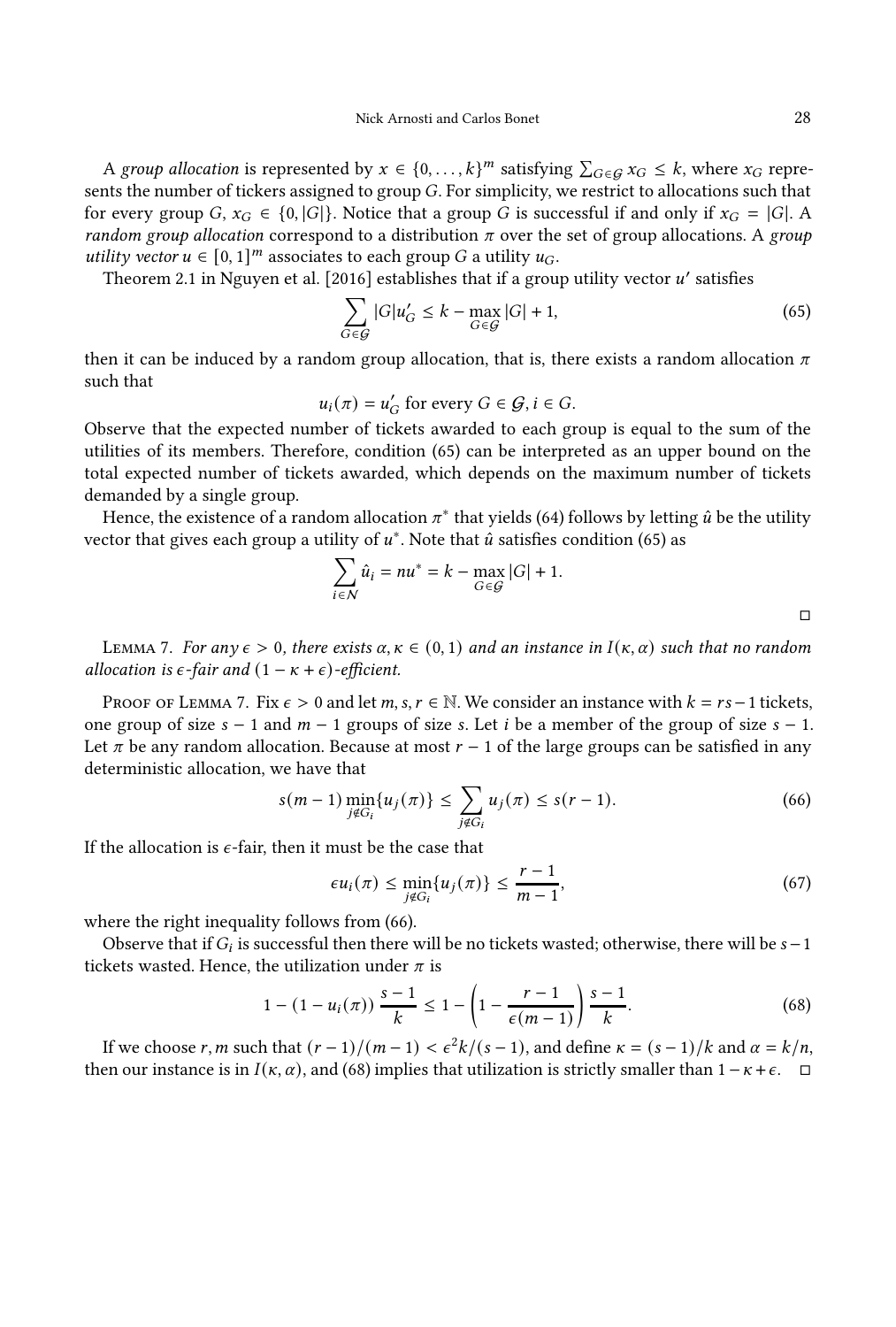A *group allocation* is represented by $x \in \{0, \ldots, k\}^m$ satisfying $\sum_{G \in \mathcal{G}} x_G \leq k$, where $x_G$ represents the number of tickers assigned to group $G$. For simplicity, we restrict to allocations such that for every group $G$, $x_G \in \{0, |G|\}$. Notice that a group $G$ is successful if and only if $x_G = |G|$. A *random group allocation* correspond to a distribution $\pi$ over the set of group allocations. A *group utility vector* $u \in [0,1]^m$ associates to each group $G$ a utility $u_G$.

Theorem 2.1 in Nguyen et al. [2016] establishes that if a group utility vector $u'$ satisfies

$$\sum_{G \in \mathcal{G}} |G| u'_G \leq k - \max_{G \in \mathcal{G}} |G| + 1, \tag{65}$$

then it can be induced by a random group allocation, that is, there exists a random allocation $\pi$ such that

$$u_i(\pi) = u'_G \text{ for every } G \in \mathcal{G}, i \in G.$$

Observe that the expected number of tickets awarded to each group is equal to the sum of the utilities of its members. Therefore, condition (65) can be interpreted as an upper bound on the total expected number of tickets awarded, which depends on the maximum number of tickets demanded by a single group.

Hence, the existence of a random allocation $\pi^*$ that yields (64) follows by letting $\hat{u}$ be the utility vector that gives each group a utility of $u^*$. Note that $\hat{u}$ satisfies condition (65) as

$$\sum_{i \in \mathcal{N}} \hat{u}_i = nu^* = k - \max_{G \in \mathcal{G}} |G| + 1.$$

□

Lemma 7. *For any $\epsilon > 0$, there exists $\alpha, \kappa \in (0,1)$ and an instance in $I(\kappa, \alpha)$ such that no random allocation is $\epsilon$-fair and $(1 - \kappa + \epsilon)$-efficient.*

Proof of Lemma 7. Fix $\epsilon > 0$ and let $m, s, r \in \mathbb{N}$. We consider an instance with $k = rs - 1$ tickets, one group of size $s - 1$ and $m - 1$ groups of size $s$. Let $i$ be a member of the group of size $s - 1$. Let $\pi$ be any random allocation. Because at most $r - 1$ of the large groups can be satisfied in any deterministic allocation, we have that

$$s(m-1) \min_{j \notin G_i} \{u_j(\pi)\} \leq \sum_{j \notin G_i} u_j(\pi) \leq s(r-1). \tag{66}$$

If the allocation is $\epsilon$-fair, then it must be the case that

$$\epsilon u_i(\pi) \leq \min_{j \notin G_i} \{u_j(\pi)\} \leq \frac{r-1}{m-1}, \tag{67}$$

where the right inequality follows from (66).

Observe that if $G_i$ is successful then there will be no tickets wasted; otherwise, there will be $s - 1$ tickets wasted. Hence, the utilization under $\pi$ is

$$1 - (1 - u_i(\pi)) \frac{s-1}{k} \leq 1 - \left(1 - \frac{r-1}{\epsilon(m-1)}\right) \frac{s-1}{k}. \tag{68}$$

If we choose $r, m$ such that $(r-1)/(m-1) < \epsilon^2 k/(s-1)$, and define $\kappa = (s-1)/k$ and $\alpha = k/n$, then our instance is in $I(\kappa, \alpha)$, and (68) implies that utilization is strictly smaller than $1 - \kappa + \epsilon$. □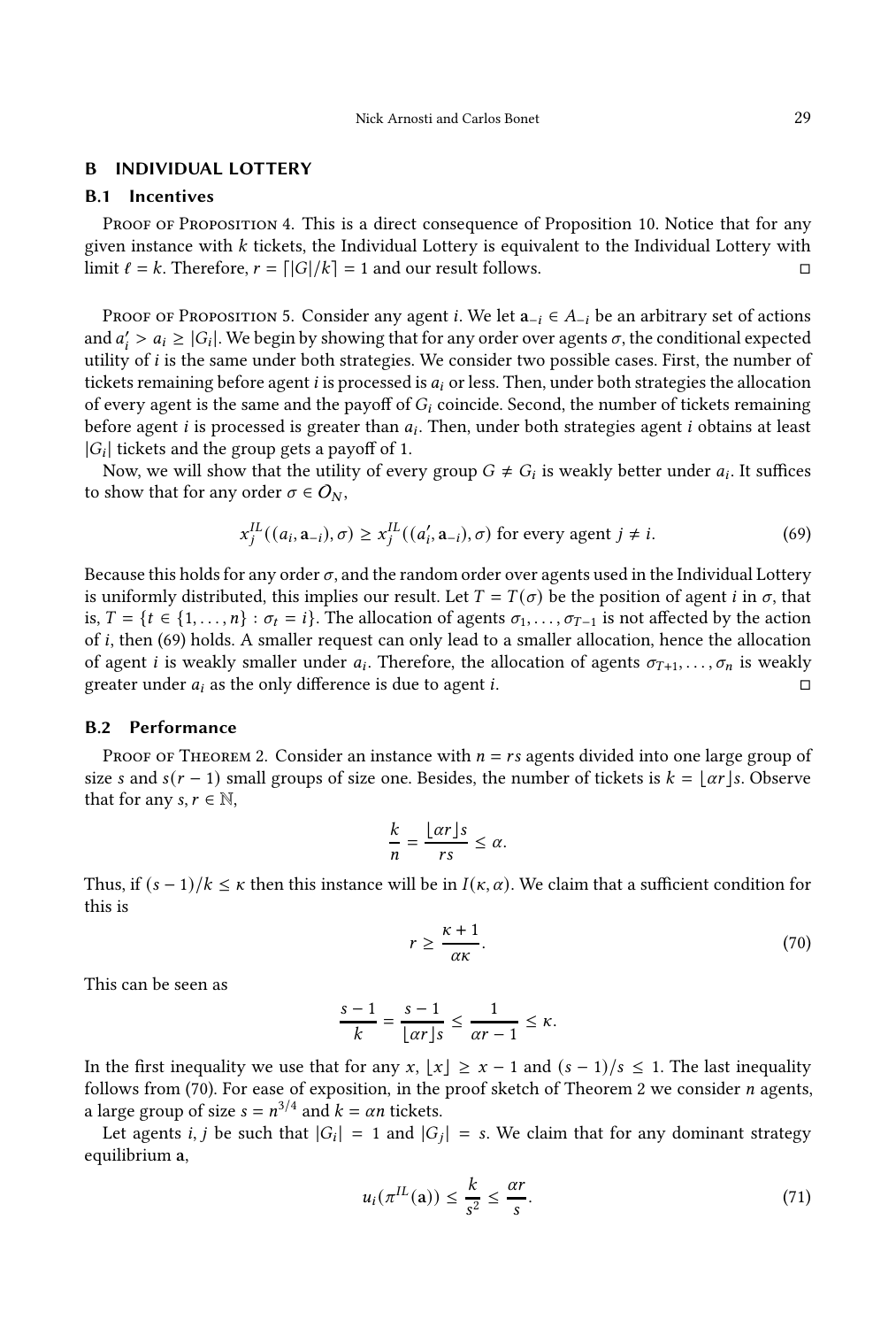## B INDIVIDUAL LOTTERY

### B.1 Incentives

Proof of Proposition 4. This is a direct consequence of Proposition 10. Notice that for any given instance with $k$ tickets, the Individual Lottery is equivalent to the Individual Lottery with limit $\ell = k$. Therefore, $r = \lceil |G|/k \rceil = 1$ and our result follows. □

Proof of Proposition 5. Consider any agent $i$. We let $\mathbf{a}_{-i} \in A_{-i}$ be an arbitrary set of actions and $a_i' > a_i \geq |G_i|$. We begin by showing that for any order over agents $\sigma$, the conditional expected utility of $i$ is the same under both strategies. We consider two possible cases. First, the number of tickets remaining before agent $i$ is processed is $a_i$ or less. Then, under both strategies the allocation of every agent is the same and the payoff of $G_i$ coincide. Second, the number of tickets remaining before agent $i$ is processed is greater than $a_i$. Then, under both strategies agent $i$ obtains at least $|G_i|$ tickets and the group gets a payoff of 1.

Now, we will show that the utility of every group $G \neq G_i$ is weakly better under $a_i$. It suffices to show that for any order $\sigma \in \mathcal{O}_N$,

$$x_j^{IL}((a_i, \mathbf{a}_{-i}), \sigma) \geq x_j^{IL}((a_i', \mathbf{a}_{-i}), \sigma) \text{ for every agent } j \neq i. \tag{69}$$

Because this holds for any order $\sigma$, and the random order over agents used in the Individual Lottery is uniformly distributed, this implies our result. Let $T = T(\sigma)$ be the position of agent $i$ in $\sigma$, that is, $T = \{t \in \{1, \dots, n\} : \sigma_t = i\}$. The allocation of agents $\sigma_1, \dots, \sigma_{T-1}$ is not affected by the action of $i$, then (69) holds. A smaller request can only lead to a smaller allocation, hence the allocation of agent $i$ is weakly smaller under $a_i$. Therefore, the allocation of agents $\sigma_{T+1}, \dots, \sigma_n$ is weakly greater under $a_i$ as the only difference is due to agent $i$. □

### B.2 Performance

Proof of Theorem 2. Consider an instance with $n = rs$ agents divided into one large group of size $s$ and $s(r-1)$ small groups of size one. Besides, the number of tickets is $k = \lfloor \alpha r \rfloor s$. Observe that for any $s, r \in \mathbb{N}$,

$$\frac{k}{n} = \frac{\lfloor \alpha r \rfloor s}{rs} \leq \alpha.$$

Thus, if $(s-1)/k \leq \kappa$ then this instance will be in $I(\kappa, \alpha)$. We claim that a sufficient condition for this is

$$r \geq \frac{\kappa + 1}{\alpha \kappa}. \tag{70}$$

This can be seen as

$$\frac{s-1}{k} = \frac{s-1}{\lfloor \alpha r \rfloor s} \leq \frac{1}{\alpha r - 1} \leq \kappa.$$

In the first inequality we use that for any $x$, $\lfloor x \rfloor \geq x - 1$ and $(s-1)/s \leq 1$. The last inequality follows from (70). For ease of exposition, in the proof sketch of Theorem 2 we consider $n$ agents, a large group of size $s = n^{3/4}$ and $k = \alpha n$ tickets.

Let agents $i, j$ be such that $|G_i| = 1$ and $|G_j| = s$. We claim that for any dominant strategy equilibrium $\mathbf{a}$,

$$u_i(\pi^{IL}(\mathbf{a})) \leq \frac{k}{s^2} \leq \frac{\alpha r}{s}. \tag{71}$$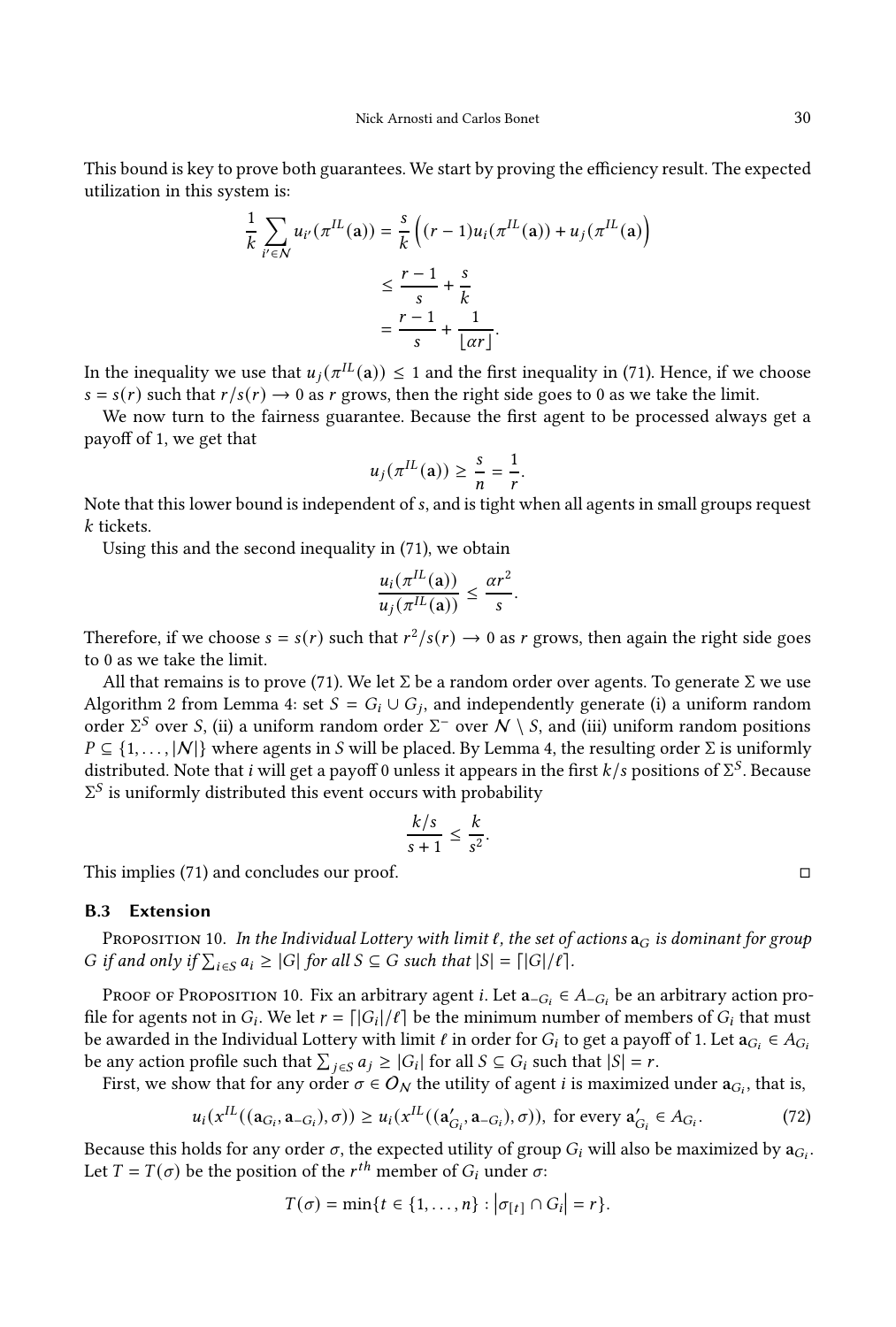This bound is key to prove both guarantees. We start by proving the efficiency result. The expected utilization in this system is:

$$\frac{1}{k}\sum_{i'\in\mathcal{N}} u_{i'}(\pi^{IL}(\mathbf{a})) = \frac{s}{k}\Big((r-1)u_i(\pi^{IL}(\mathbf{a})) + u_j(\pi^{IL}(\mathbf{a})\Big)$$
$$\leq \frac{r-1}{s} + \frac{s}{k}$$
$$= \frac{r-1}{s} + \frac{1}{\lfloor \alpha r \rfloor}.$$

In the inequality we use that $u_j(\pi^{IL}(\mathbf{a})) \leq 1$ and the first inequality in (71). Hence, if we choose $s = s(r)$ such that $r/s(r) \to 0$ as $r$ grows, then the right side goes to 0 as we take the limit.

We now turn to the fairness guarantee. Because the first agent to be processed always get a payoff of 1, we get that

$$u_j(\pi^{IL}(\mathbf{a})) \geq \frac{s}{n} = \frac{1}{r}.$$

Note that this lower bound is independent of $s$, and is tight when all agents in small groups request $k$ tickets.

Using this and the second inequality in (71), we obtain

$$\frac{u_i(\pi^{IL}(\mathbf{a}))}{u_j(\pi^{IL}(\mathbf{a}))} \leq \frac{\alpha r^2}{s}.$$

Therefore, if we choose $s = s(r)$ such that $r^2/s(r) \to 0$ as $r$ grows, then again the right side goes to 0 as we take the limit.

All that remains is to prove (71). We let $\Sigma$ be a random order over agents. To generate $\Sigma$ we use Algorithm 2 from Lemma 4: set $S = G_i \cup G_j$, and independently generate (i) a uniform random order $\Sigma^S$ over $S$, (ii) a uniform random order $\Sigma^-$ over $\mathcal{N} \setminus S$, and (iii) uniform random positions $P \subseteq \{1, \ldots, |\mathcal{N}|\}$ where agents in $S$ will be placed. By Lemma 4, the resulting order $\Sigma$ is uniformly distributed. Note that $i$ will get a payoff 0 unless it appears in the first $k/s$ positions of $\Sigma^S$. Because $\Sigma^S$ is uniformly distributed this event occurs with probability

$$\frac{k/s}{s+1} \leq \frac{k}{s^2}.$$

This implies (71) and concludes our proof. □

### B.3 Extension

Proposition 10. *In the Individual Lottery with limit $\ell$, the set of actions $\mathbf{a}_G$ is dominant for group $G$ if and only if $\sum_{i\in S} a_i \geq |G|$ for all $S \subseteq G$ such that $|S| = \lceil |G|/\ell \rceil$.*

Proof of Proposition 10. Fix an arbitrary agent $i$. Let $\mathbf{a}_{-G_i} \in A_{-G_i}$ be an arbitrary action profile for agents not in $G_i$. We let $r = \lceil |G_i|/\ell \rceil$ be the minimum number of members of $G_i$ that must be awarded in the Individual Lottery with limit $\ell$ in order for $G_i$ to get a payoff of 1. Let $\mathbf{a}_{G_i} \in A_{G_i}$ be any action profile such that $\sum_{j\in S} a_j \geq |G_i|$ for all $S \subseteq G_i$ such that $|S| = r$.

First, we show that for any order $\sigma \in O_{\mathcal{N}}$ the utility of agent $i$ is maximized under $\mathbf{a}_{G_i}$, that is,

$$u_i(x^{IL}((\mathbf{a}_{G_i}, \mathbf{a}_{-G_i}), \sigma)) \geq u_i(x^{IL}((\mathbf{a}'_{G_i}, \mathbf{a}_{-G_i}), \sigma)), \text{ for every } \mathbf{a}'_{G_i} \in A_{G_i}. \tag{72}$$

Because this holds for any order $\sigma$, the expected utility of group $G_i$ will also be maximized by $\mathbf{a}_{G_i}$. Let $T = T(\sigma)$ be the position of the $r^{th}$ member of $G_i$ under $\sigma$:

$$T(\sigma) = \min\{t \in \{1, \ldots, n\} : \left|\sigma_{[t]} \cap G_i\right| = r\}.$$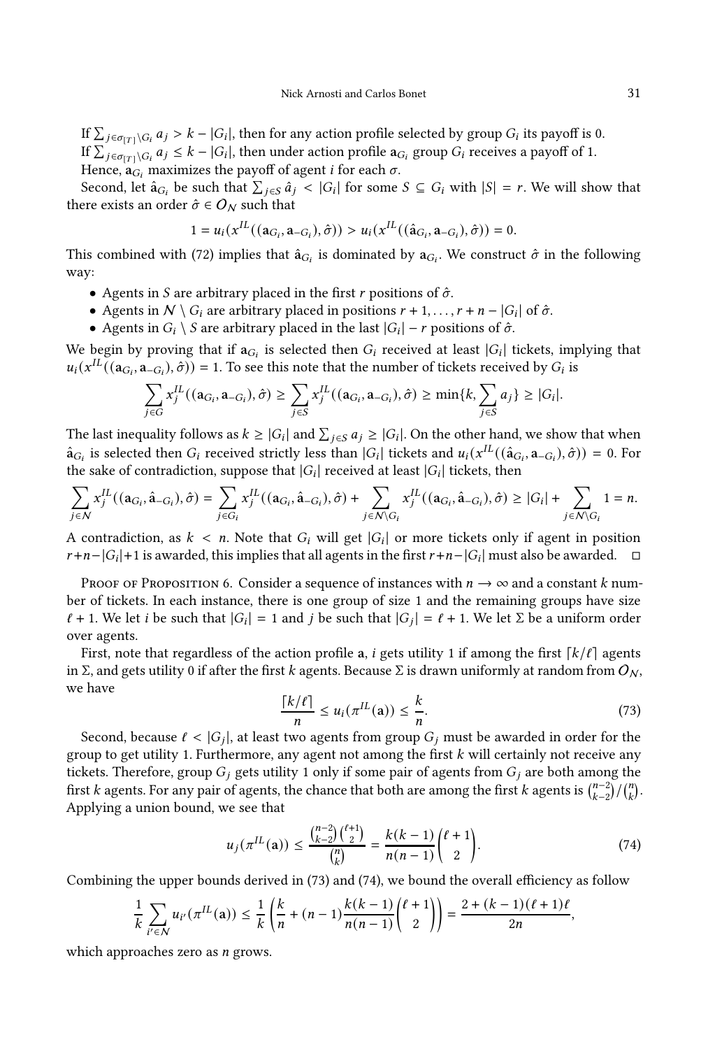If $\sum_{j \in \sigma_{[T]} \setminus G_i} a_j > k - |G_i|$, then for any action profile selected by group $G_i$ its payoff is 0.
If $\sum_{j \in \sigma_{[T]} \setminus G_i} a_j \leq k - |G_i|$, then under action profile $\mathbf{a}_{G_i}$ group $G_i$ receives a payoff of 1.
Hence, $\mathbf{a}_{G_i}$ maximizes the payoff of agent $i$ for each $\sigma$.

Second, let $\hat{\mathbf{a}}_{G_i}$ be such that $\sum_{j \in S} \hat{a}_j < |G_i|$ for some $S \subseteq G_i$ with $|S| = r$. We will show that there exists an order $\hat{\sigma} \in O_{\mathcal{N}}$ such that

$$1 = u_i(x^{IL}((\mathbf{a}_{G_i}, \mathbf{a}_{-G_i}), \hat{\sigma})) > u_i(x^{IL}((\hat{\mathbf{a}}_{G_i}, \mathbf{a}_{-G_i}), \hat{\sigma})) = 0.$$

This combined with (72) implies that $\hat{\mathbf{a}}_{G_i}$ is dominated by $\mathbf{a}_{G_i}$. We construct $\hat{\sigma}$ in the following way:

- Agents in $S$ are arbitrary placed in the first $r$ positions of $\hat{\sigma}$.
- Agents in $\mathcal{N} \setminus G_i$ are arbitrary placed in positions $r+1, \ldots, r+n-|G_i|$ of $\hat{\sigma}$.
- Agents in $G_i \setminus S$ are arbitrary placed in the last $|G_i| - r$ positions of $\hat{\sigma}$.

We begin by proving that if $\mathbf{a}_{G_i}$ is selected then $G_i$ received at least $|G_i|$ tickets, implying that $u_i(x^{IL}((\mathbf{a}_{G_i}, \mathbf{a}_{-G_i}), \hat{\sigma})) = 1$. To see this note that the number of tickets received by $G_i$ is

$$\sum_{j \in G} x_j^{IL}((\mathbf{a}_{G_i}, \mathbf{a}_{-G_i}), \hat{\sigma}) \geq \sum_{j \in S} x_j^{IL}((\mathbf{a}_{G_i}, \mathbf{a}_{-G_i}), \hat{\sigma}) \geq \min\{k, \sum_{j \in S} a_j\} \geq |G_i|.$$

The last inequality follows as $k \geq |G_i|$ and $\sum_{j \in S} a_j \geq |G_i|$. On the other hand, we show that when $\hat{\mathbf{a}}_{G_i}$ is selected then $G_i$ received strictly less than $|G_i|$ tickets and $u_i(x^{IL}((\hat{\mathbf{a}}_{G_i}, \mathbf{a}_{-G_i}), \hat{\sigma})) = 0$. For the sake of contradiction, suppose that $|G_i|$ received at least $|G_i|$ tickets, then

$$\sum_{j \in \mathcal{N}} x_j^{IL}((\mathbf{a}_{G_i}, \hat{\mathbf{a}}_{-G_i}), \hat{\sigma}) = \sum_{j \in G_i} x_j^{IL}((\mathbf{a}_{G_i}, \hat{\mathbf{a}}_{-G_i}), \hat{\sigma}) + \sum_{j \in \mathcal{N} \setminus G_i} x_j^{IL}((\mathbf{a}_{G_i}, \hat{\mathbf{a}}_{-G_i}), \hat{\sigma}) \geq |G_i| + \sum_{j \in \mathcal{N} \setminus G_i} 1 = n.$$

A contradiction, as $k < n$. Note that $G_i$ will get $|G_i|$ or more tickets only if agent in position $r+n-|G_i|+1$ is awarded, this implies that all agents in the first $r+n-|G_i|$ must also be awarded. □

Proof of Proposition 6. Consider a sequence of instances with $n \to \infty$ and a constant $k$ number of tickets. In each instance, there is one group of size 1 and the remaining groups have size $\ell + 1$. We let $i$ be such that $|G_i| = 1$ and $j$ be such that $|G_j| = \ell + 1$. We let $\Sigma$ be a uniform order over agents.

First, note that regardless of the action profile $\mathbf{a}$, $i$ gets utility 1 if among the first $\lceil k/\ell \rceil$ agents in $\Sigma$, and gets utility 0 if after the first $k$ agents. Because $\Sigma$ is drawn uniformly at random from $O_{\mathcal{N}}$, we have

$$\frac{\lceil k/\ell \rceil}{n} \leq u_i(\pi^{IL}(\mathbf{a})) \leq \frac{k}{n}. \tag{73}$$

Second, because $\ell < |G_j|$, at least two agents from group $G_j$ must be awarded in order for the group to get utility 1. Furthermore, any agent not among the first $k$ will certainly not receive any tickets. Therefore, group $G_j$ gets utility 1 only if some pair of agents from $G_j$ are both among the first $k$ agents. For any pair of agents, the chance that both are among the first $k$ agents is $\binom{n-2}{k-2}/\binom{n}{k}$. Applying a union bound, we see that

$$u_j(\pi^{IL}(\mathbf{a})) \leq \frac{\binom{n-2}{k-2}\binom{\ell+1}{2}}{\binom{n}{k}} = \frac{k(k-1)}{n(n-1)}\binom{\ell+1}{2}. \tag{74}$$

Combining the upper bounds derived in (73) and (74), we bound the overall efficiency as follow

$$\frac{1}{k}\sum_{i' \in \mathcal{N}} u_{i'}(\pi^{IL}(\mathbf{a})) \leq \frac{1}{k}\left(\frac{k}{n} + (n-1)\frac{k(k-1)}{n(n-1)}\binom{\ell+1}{2}\right) = \frac{2 + (k-1)(\ell+1)\ell}{2n},$$

which approaches zero as $n$ grows.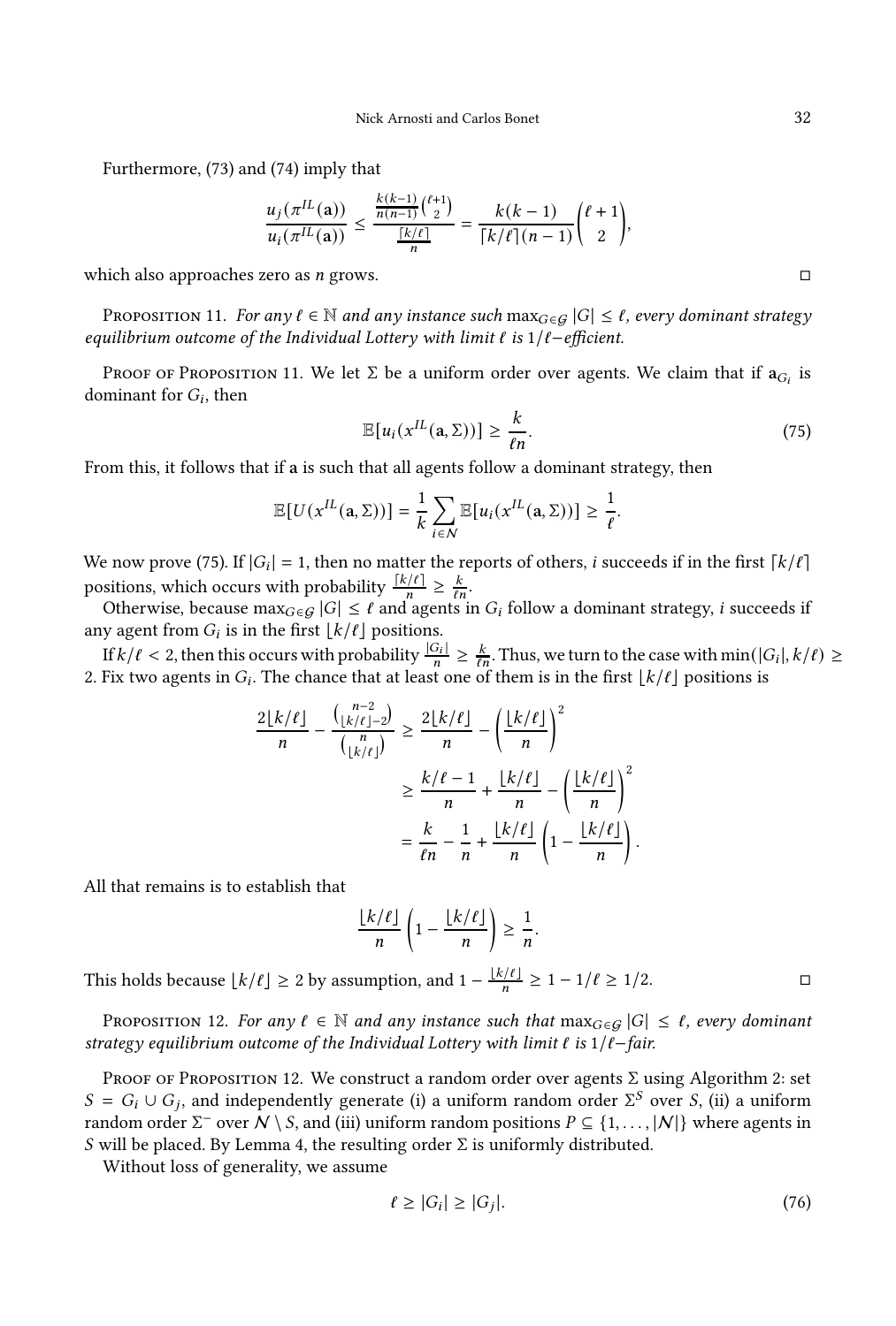Furthermore, (73) and (74) imply that

$$\frac{u_j(\pi^{IL}(\mathbf{a}))}{u_i(\pi^{IL}(\mathbf{a}))} \leq \frac{\frac{k(k-1)}{n(n-1)}\binom{\ell+1}{2}}{\frac{\lceil k/\ell \rceil}{n}} = \frac{k(k-1)}{\lceil k/\ell \rceil (n-1)}\binom{\ell+1}{2},$$

which also approaches zero as $n$ grows. □

Proposition 11. *For any $\ell \in \mathbb{N}$ and any instance such $\max_{G \in \mathcal{G}} |G| \leq \ell$, every dominant strategy equilibrium outcome of the Individual Lottery with limit $\ell$ is $1/\ell$−efficient.*

Proof of Proposition 11. We let $\Sigma$ be a uniform order over agents. We claim that if $\mathbf{a}_{G_i}$ is dominant for $G_i$, then

$$\mathbb{E}[u_i(x^{IL}(\mathbf{a}, \Sigma))] \geq \frac{k}{\ell n}. \tag{75}$$

From this, it follows that if $\mathbf{a}$ is such that all agents follow a dominant strategy, then

$$\mathbb{E}[U(x^{IL}(\mathbf{a}, \Sigma))] = \frac{1}{k}\sum_{i \in \mathcal{N}} \mathbb{E}[u_i(x^{IL}(\mathbf{a}, \Sigma))] \geq \frac{1}{\ell}.$$

We now prove (75). If $|G_i| = 1$, then no matter the reports of others, $i$ succeeds if in the first $\lceil k/\ell \rceil$ positions, which occurs with probability $\frac{\lceil k/\ell \rceil}{n} \geq \frac{k}{\ell n}$.

Otherwise, because $\max_{G \in \mathcal{G}} |G| \leq \ell$ and agents in $G_i$ follow a dominant strategy, $i$ succeeds if any agent from $G_i$ is in the first $\lfloor k/\ell \rfloor$ positions.

If $k/\ell < 2$, then this occurs with probability $\frac{|G_i|}{n} \geq \frac{k}{\ell n}$. Thus, we turn to the case with $\min(|G_i|, k/\ell) \geq 2$. Fix two agents in $G_i$. The chance that at least one of them is in the first $\lfloor k/\ell \rfloor$ positions is

$$\begin{aligned}
\frac{2\lfloor k/\ell \rfloor}{n} - \frac{\binom{n-2}{\lfloor k/\ell \rfloor - 2}}{\binom{n}{\lfloor k/\ell \rfloor}} &\geq \frac{2\lfloor k/\ell \rfloor}{n} - \left(\frac{\lfloor k/\ell \rfloor}{n}\right)^2 \\
&\geq \frac{k/\ell - 1}{n} + \frac{\lfloor k/\ell \rfloor}{n} - \left(\frac{\lfloor k/\ell \rfloor}{n}\right)^2 \\
&= \frac{k}{\ell n} - \frac{1}{n} + \frac{\lfloor k/\ell \rfloor}{n}\left(1 - \frac{\lfloor k/\ell \rfloor}{n}\right).
\end{aligned}$$

All that remains is to establish that

$$\frac{\lfloor k/\ell \rfloor}{n}\left(1 - \frac{\lfloor k/\ell \rfloor}{n}\right) \geq \frac{1}{n}.$$

This holds because $\lfloor k/\ell \rfloor \geq 2$ by assumption, and $1 - \frac{\lfloor k/\ell \rfloor}{n} \geq 1 - 1/\ell \geq 1/2$. □

Proposition 12. *For any $\ell \in \mathbb{N}$ and any instance such that $\max_{G \in \mathcal{G}} |G| \leq \ell$, every dominant strategy equilibrium outcome of the Individual Lottery with limit $\ell$ is $1/\ell$−fair.*

Proof of Proposition 12. We construct a random order over agents $\Sigma$ using Algorithm 2: set $S = G_i \cup G_j$, and independently generate (i) a uniform random order $\Sigma^S$ over $S$, (ii) a uniform random order $\Sigma^-$ over $\mathcal{N} \setminus S$, and (iii) uniform random positions $P \subseteq \{1, \ldots, |\mathcal{N}|\}$ where agents in $S$ will be placed. By Lemma 4, the resulting order $\Sigma$ is uniformly distributed.

Without loss of generality, we assume

$$\ell \geq |G_i| \geq |G_j|. \tag{76}$$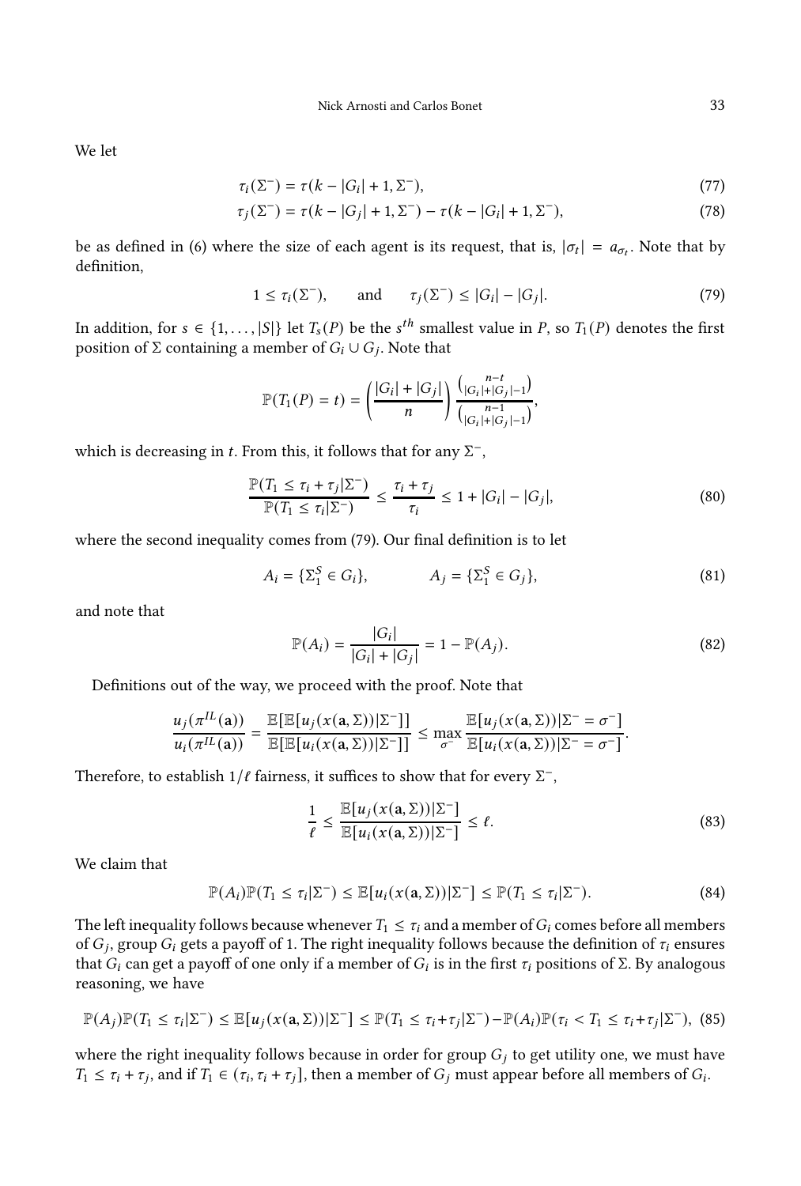We let

$$\tau_i(\Sigma^-) = \tau(k - |G_i| + 1, \Sigma^-), \tag{77}$$

$$\tau_j(\Sigma^-) = \tau(k - |G_j| + 1, \Sigma^-) - \tau(k - |G_i| + 1, \Sigma^-), \tag{78}$$

be as defined in (6) where the size of each agent is its request, that is, $|\sigma_t| = a_{\sigma_t}$. Note that by definition,

$$1 \leq \tau_i(\Sigma^-), \qquad \text{and} \qquad \tau_j(\Sigma^-) \leq |G_i| - |G_j|. \tag{79}$$

In addition, for $s \in \{1, \ldots, |S|\}$ let $T_s(P)$ be the $s^{th}$ smallest value in $P$, so $T_1(P)$ denotes the first position of $\Sigma$ containing a member of $G_i \cup G_j$. Note that

$$\mathbb{P}(T_1(P) = t) = \left(\frac{|G_i| + |G_j|}{n}\right) \frac{\binom{n-t}{|G_i|+|G_j|-1}}{\binom{n-1}{|G_i|+|G_j|-1}},$$

which is decreasing in $t$. From this, it follows that for any $\Sigma^-$,

$$\frac{\mathbb{P}(T_1 \leq \tau_i + \tau_j | \Sigma^-)}{\mathbb{P}(T_1 \leq \tau_i | \Sigma^-)} \leq \frac{\tau_i + \tau_j}{\tau_i} \leq 1 + |G_i| - |G_j|, \tag{80}$$

where the second inequality comes from (79). Our final definition is to let

$$A_i = \{\Sigma_1^S \in G_i\}, \qquad\qquad A_j = \{\Sigma_1^S \in G_j\}, \tag{81}$$

and note that

$$\mathbb{P}(A_i) = \frac{|G_i|}{|G_i| + |G_j|} = 1 - \mathbb{P}(A_j). \tag{82}$$

Definitions out of the way, we proceed with the proof. Note that

$$\frac{u_j(\pi^{IL}(\mathbf{a}))}{u_i(\pi^{IL}(\mathbf{a}))} = \frac{\mathbb{E}[\mathbb{E}[u_j(x(\mathbf{a}, \Sigma))|\Sigma^-]]}{\mathbb{E}[\mathbb{E}[u_i(x(\mathbf{a}, \Sigma))|\Sigma^-]]} \leq \max_{\sigma^-} \frac{\mathbb{E}[u_j(x(\mathbf{a}, \Sigma))|\Sigma^- = \sigma^-]}{\mathbb{E}[u_i(x(\mathbf{a}, \Sigma))|\Sigma^- = \sigma^-]}.$$

Therefore, to establish $1/\ell$ fairness, it suffices to show that for every $\Sigma^-$,

$$\frac{1}{\ell} \leq \frac{\mathbb{E}[u_j(x(\mathbf{a}, \Sigma))|\Sigma^-]}{\mathbb{E}[u_i(x(\mathbf{a}, \Sigma))|\Sigma^-]} \leq \ell. \tag{83}$$

We claim that

$$\mathbb{P}(A_i)\mathbb{P}(T_1 \leq \tau_i | \Sigma^-) \leq \mathbb{E}[u_i(x(\mathbf{a}, \Sigma))|\Sigma^-] \leq \mathbb{P}(T_1 \leq \tau_i | \Sigma^-). \tag{84}$$

The left inequality follows because whenever $T_1 \leq \tau_i$ and a member of $G_i$ comes before all members of $G_j$, group $G_i$ gets a payoff of 1. The right inequality follows because the definition of $\tau_i$ ensures that $G_i$ can get a payoff of one only if a member of $G_i$ is in the first $\tau_i$ positions of $\Sigma$. By analogous reasoning, we have

$$\mathbb{P}(A_j)\mathbb{P}(T_1 \leq \tau_i | \Sigma^-) \leq \mathbb{E}[u_j(x(\mathbf{a}, \Sigma))|\Sigma^-] \leq \mathbb{P}(T_1 \leq \tau_i + \tau_j | \Sigma^-) - \mathbb{P}(A_i)\mathbb{P}(\tau_i < T_1 \leq \tau_i + \tau_j | \Sigma^-), \tag{85}$$

where the right inequality follows because in order for group $G_j$ to get utility one, we must have $T_1 \leq \tau_i + \tau_j$, and if $T_1 \in (\tau_i, \tau_i + \tau_j]$, then a member of $G_j$ must appear before all members of $G_i$.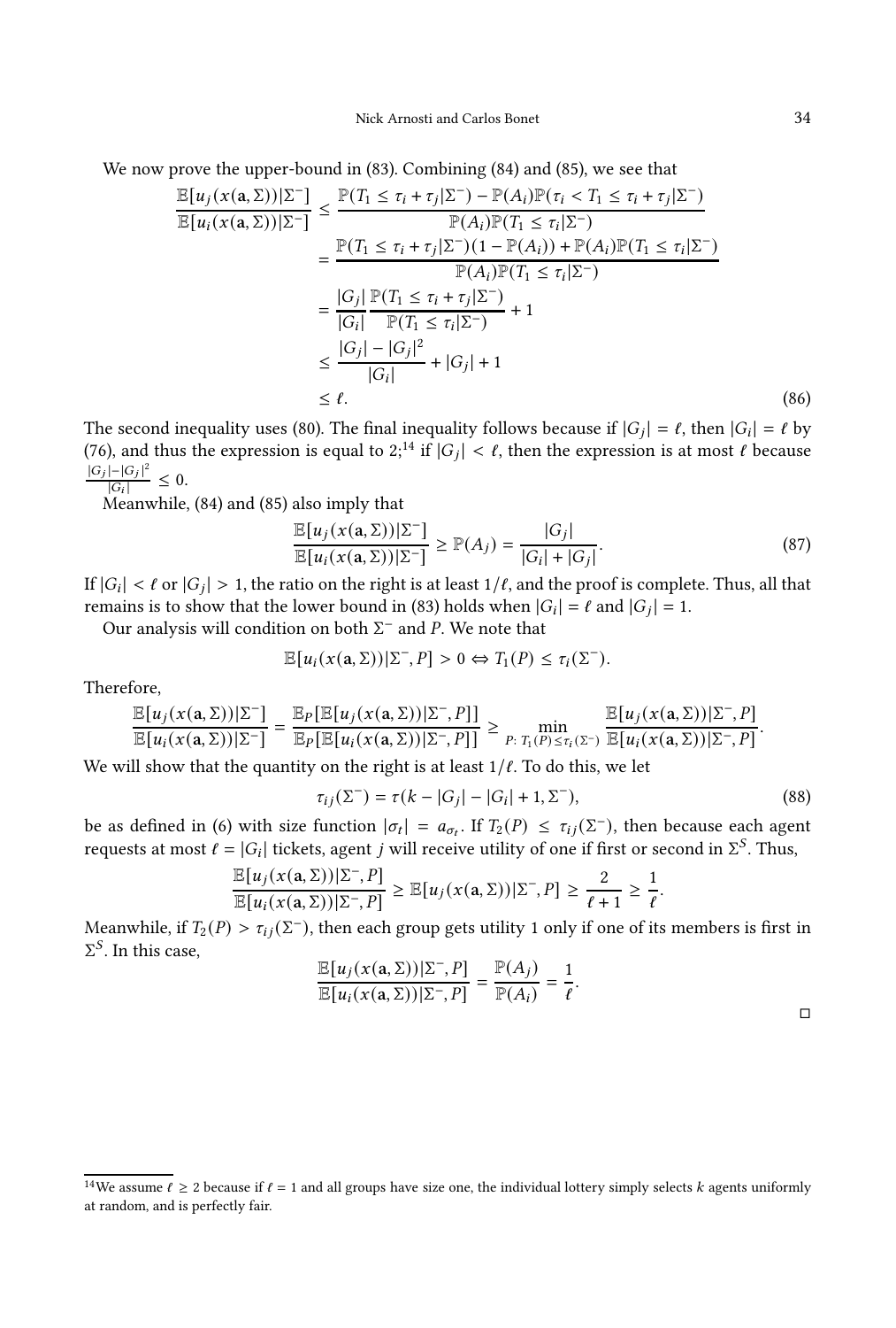We now prove the upper-bound in (83). Combining (84) and (85), we see that

$$
\begin{aligned}
\frac{\mathbb{E}[u_j(x(\mathbf{a},\Sigma))|\Sigma^-]}{\mathbb{E}[u_i(x(\mathbf{a},\Sigma))|\Sigma^-]} &\le \frac{\mathbb{P}(T_1 \le \tau_i + \tau_j|\Sigma^-) - \mathbb{P}(A_i)\mathbb{P}(\tau_i < T_1 \le \tau_i + \tau_j|\Sigma^-)}{\mathbb{P}(A_i)\mathbb{P}(T_1 \le \tau_i|\Sigma^-)} \\
&= \frac{\mathbb{P}(T_1 \le \tau_i + \tau_j|\Sigma^-)(1 - \mathbb{P}(A_i)) + \mathbb{P}(A_i)\mathbb{P}(T_1 \le \tau_i|\Sigma^-)}{\mathbb{P}(A_i)\mathbb{P}(T_1 \le \tau_i|\Sigma^-)} \\
&= \frac{|G_j|}{|G_i|}\frac{\mathbb{P}(T_1 \le \tau_i + \tau_j|\Sigma^-)}{\mathbb{P}(T_1 \le \tau_i|\Sigma^-)} + 1 \\
&\le \frac{|G_j| - |G_j|^2}{|G_i|} + |G_j| + 1 \\
&\le \ell.
\end{aligned} \tag{86}
$$

The second inequality uses (80). The final inequality follows because if $|G_j| = \ell$, then $|G_i| = \ell$ by (76), and thus the expression is equal to 2;[14] if $|G_j| < \ell$, then the expression is at most $\ell$ because $\frac{|G_j|-|G_j|^2}{|G_i|} \le 0$.

Meanwhile, (84) and (85) also imply that

$$
\frac{\mathbb{E}[u_j(x(\mathbf{a},\Sigma))|\Sigma^-]}{\mathbb{E}[u_i(x(\mathbf{a},\Sigma))|\Sigma^-]} \ge \mathbb{P}(A_j) = \frac{|G_j|}{|G_i| + |G_j|}. \tag{87}
$$

If $|G_i| < \ell$ or $|G_j| > 1$, the ratio on the right is at least $1/\ell$, and the proof is complete. Thus, all that remains is to show that the lower bound in (83) holds when $|G_i| = \ell$ and $|G_j| = 1$.

Our analysis will condition on both $\Sigma^-$ and $P$. We note that

$$
\mathbb{E}[u_i(x(\mathbf{a},\Sigma))|\Sigma^-, P] > 0 \Leftrightarrow T_1(P) \le \tau_i(\Sigma^-).
$$

Therefore,

$$
\frac{\mathbb{E}[u_j(x(\mathbf{a},\Sigma))|\Sigma^-]}{\mathbb{E}[u_i(x(\mathbf{a},\Sigma))|\Sigma^-]} = \frac{\mathbb{E}_P[\mathbb{E}[u_j(x(\mathbf{a},\Sigma))|\Sigma^-, P]]}{\mathbb{E}_P[\mathbb{E}[u_i(x(\mathbf{a},\Sigma))|\Sigma^-, P]]} \ge \min_{P\colon T_1(P) \le \tau_i(\Sigma^-)} \frac{\mathbb{E}[u_j(x(\mathbf{a},\Sigma))|\Sigma^-, P]}{\mathbb{E}[u_i(x(\mathbf{a},\Sigma))|\Sigma^-, P]}.
$$

We will show that the quantity on the right is at least $1/\ell$. To do this, we let

$$
\tau_{ij}(\Sigma^-) = \tau(k - |G_j| - |G_i| + 1, \Sigma^-), \tag{88}
$$

be as defined in (6) with size function $|\sigma_t| = a_{\sigma_t}$. If $T_2(P) \le \tau_{ij}(\Sigma^-)$, then because each agent requests at most $\ell = |G_i|$ tickets, agent $j$ will receive utility of one if first or second in $\Sigma^S$. Thus,

$$
\frac{\mathbb{E}[u_j(x(\mathbf{a},\Sigma))|\Sigma^-, P]}{\mathbb{E}[u_i(x(\mathbf{a},\Sigma))|\Sigma^-, P]} \ge \mathbb{E}[u_j(x(\mathbf{a},\Sigma))|\Sigma^-, P] \ge \frac{2}{\ell + 1} \ge \frac{1}{\ell}.
$$

Meanwhile, if $T_2(P) > \tau_{ij}(\Sigma^-)$, then each group gets utility 1 only if one of its members is first in $\Sigma^S$. In this case,

$$
\frac{\mathbb{E}[u_j(x(\mathbf{a},\Sigma))|\Sigma^-, P]}{\mathbb{E}[u_i(x(\mathbf{a},\Sigma))|\Sigma^-, P]} = \frac{\mathbb{P}(A_j)}{\mathbb{P}(A_i)} = \frac{1}{\ell}.
$$

□

[14] We assume $\ell \ge 2$ because if $\ell = 1$ and all groups have size one, the individual lottery simply selects $k$ agents uniformly at random, and is perfectly fair.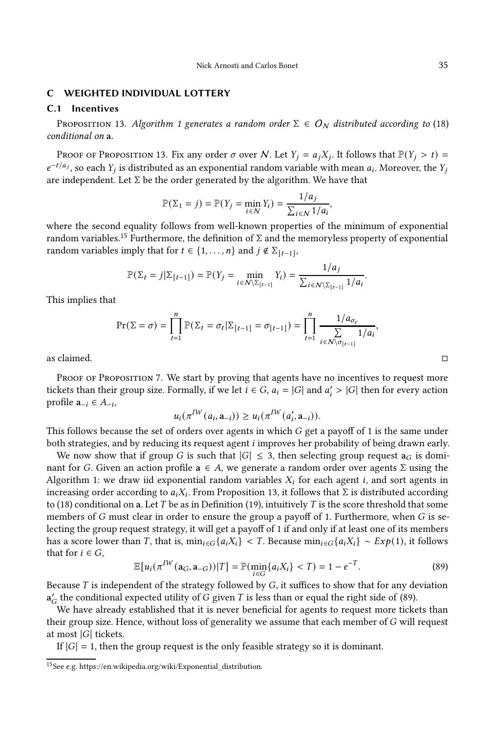## C WEIGHTED INDIVIDUAL LOTTERY

### C.1 Incentives

Proposition 13. *Algorithm 1 generates a random order $\Sigma \in O_{\mathcal{N}}$ distributed according to* (18) *conditional on* **a**.

Proof of Proposition 13. Fix any order $\sigma$ over $\mathcal{N}$. Let $Y_j = a_j X_j$. It follows that $\mathbb{P}(Y_j > t) = e^{-t/a_j}$, so each $Y_j$ is distributed as an exponential random variable with mean $a_i$. Moreover, the $Y_j$ are independent. Let $\Sigma$ be the order generated by the algorithm. We have that

$$\mathbb{P}(\Sigma_1 = j) = \mathbb{P}(Y_j = \min_{i \in \mathcal{N}} Y_i) = \frac{1/a_j}{\sum_{i \in \mathcal{N}} 1/a_i},$$

where the second equality follows from well-known properties of the minimum of exponential random variables.[15] Furthermore, the definition of $\Sigma$ and the memoryless property of exponential random variables imply that for $t \in \{1, \ldots, n\}$ and $j \notin \Sigma_{[t-1]}$,

$$\mathbb{P}(\Sigma_t = j | \Sigma_{[t-1]}) = \mathbb{P}(Y_j = \min_{i \in \mathcal{N} \setminus \Sigma_{[t-1]}} Y_i) = \frac{1/a_j}{\sum_{i \in \mathcal{N} \setminus \Sigma_{[t-1]}} 1/a_i}.$$

This implies that

$$\Pr(\Sigma = \sigma) = \prod_{t=1}^{n} \mathbb{P}(\Sigma_t = \sigma_t | \Sigma_{[t-1]} = \sigma_{[t-1]}) = \prod_{t=1}^{n} \frac{1/a_{\sigma_t}}{\sum_{i \in \mathcal{N} \setminus \sigma_{[t-1]}} 1/a_i},$$

as claimed. □

Proof of Proposition 7. We start by proving that agents have no incentives to request more tickets than their group size. Formally, if we let $i \in G$, $a_i = |G|$ and $a_i' > |G|$ then for every action profile $\mathbf{a}_{-i} \in A_{-i}$,

$$u_i(\pi^{IW}(a_i, \mathbf{a}_{-i})) \geq u_i(\pi^{IW}(a_i', \mathbf{a}_{-i})).$$

This follows because the set of orders over agents in which $G$ get a payoff of 1 is the same under both strategies, and by reducing its request agent $i$ improves her probability of being drawn early.

We now show that if group $G$ is such that $|G| \leq 3$, then selecting group request $\mathbf{a}_G$ is dominant for $G$. Given an action profile $\mathbf{a} \in A$, we generate a random order over agents $\Sigma$ using the Algorithm 1: we draw iid exponential random variables $X_i$ for each agent $i$, and sort agents in increasing order according to $a_i X_i$. From Proposition 13, it follows that $\Sigma$ is distributed according to (18) conditional on **a**. Let $T$ be as in Definition (19), intuitively $T$ is the score threshold that some members of $G$ must clear in order to ensure the group a payoff of 1. Furthermore, when $G$ is selecting the group request strategy, it will get a payoff of 1 if and only if at least one of its members has a score lower than $T$, that is, $\min_{i \in G}\{a_i X_i\} < T$. Because $\min_{i \in G}\{a_i X_i\} \sim Exp(1)$, it follows that for $i \in G$,

$$\mathbb{E}[u_i(\pi^{IW}(\mathbf{a}_G, \mathbf{a}_{-G}))|T] = \mathbb{P}(\min_{i \in G}\{a_i X_i\} < T) = 1 - e^{-T}. \tag{89}$$

Because $T$ is independent of the strategy followed by $G$, it suffices to show that for any deviation $\mathbf{a}_G'$ the conditional expected utility of $G$ given $T$ is less than or equal the right side of (89).

We have already established that it is never beneficial for agents to request more tickets than their group size. Hence, without loss of generality we assume that each member of $G$ will request at most $|G|$ tickets.

If $|G| = 1$, then the group request is the only feasible strategy so it is dominant.

[15] See e.g. https://en.wikipedia.org/wiki/Exponential_distribution.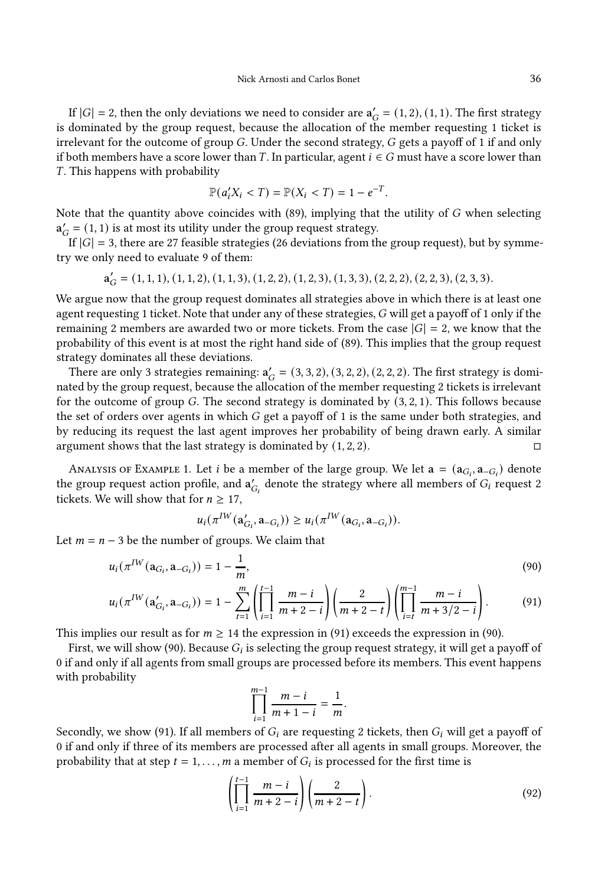If $|G| = 2$, then the only deviations we need to consider are $\mathbf{a}'_G = (1, 2), (1, 1)$. The first strategy is dominated by the group request, because the allocation of the member requesting 1 ticket is irrelevant for the outcome of group $G$. Under the second strategy, $G$ gets a payoff of 1 if and only if both members have a score lower than $T$. In particular, agent $i \in G$ must have a score lower than $T$. This happens with probability

$$\mathbb{P}(a'_i X_i < T) = \mathbb{P}(X_i < T) = 1 - e^{-T}.$$

Note that the quantity above coincides with (89), implying that the utility of $G$ when selecting $\mathbf{a}'_G = (1, 1)$ is at most its utility under the group request strategy.

If $|G| = 3$, there are 27 feasible strategies (26 deviations from the group request), but by symmetry we only need to evaluate 9 of them:

$$\mathbf{a}'_G = (1, 1, 1), (1, 1, 2), (1, 1, 3), (1, 2, 2), (1, 2, 3), (1, 3, 3), (2, 2, 2), (2, 2, 3), (2, 3, 3).$$

We argue now that the group request dominates all strategies above in which there is at least one agent requesting 1 ticket. Note that under any of these strategies, $G$ will get a payoff of 1 only if the remaining 2 members are awarded two or more tickets. From the case $|G| = 2$, we know that the probability of this event is at most the right hand side of (89). This implies that the group request strategy dominates all these deviations.

There are only 3 strategies remaining: $\mathbf{a}'_G = (3, 3, 2), (3, 2, 2), (2, 2, 2)$. The first strategy is dominated by the group request, because the allocation of the member requesting 2 tickets is irrelevant for the outcome of group $G$. The second strategy is dominated by $(3, 2, 1)$. This follows because the set of orders over agents in which $G$ get a payoff of 1 is the same under both strategies, and by reducing its request the last agent improves her probability of being drawn early. A similar argument shows that the last strategy is dominated by $(1, 2, 2)$. □

Analysis of Example 1. Let $i$ be a member of the large group. We let $\mathbf{a} = (\mathbf{a}_{G_i}, \mathbf{a}_{-G_i})$ denote the group request action profile, and $\mathbf{a}'_{G_i}$ denote the strategy where all members of $G_i$ request 2 tickets. We will show that for $n \geq 17$,

$$u_i(\pi^{IW}(\mathbf{a}'_{G_i}, \mathbf{a}_{-G_i})) \geq u_i(\pi^{IW}(\mathbf{a}_{G_i}, \mathbf{a}_{-G_i})).$$

Let $m = n - 3$ be the number of groups. We claim that

$$u_i(\pi^{IW}(\mathbf{a}_{G_i}, \mathbf{a}_{-G_i})) = 1 - \frac{1}{m}, \tag{90}$$

$$u_i(\pi^{IW}(\mathbf{a}'_{G_i}, \mathbf{a}_{-G_i})) = 1 - \sum_{t=1}^{m} \left( \prod_{i=1}^{t-1} \frac{m-i}{m+2-i} \right) \left( \frac{2}{m+2-t} \right) \left( \prod_{i=t}^{m-1} \frac{m-i}{m+3/2-i} \right). \tag{91}$$

This implies our result as for $m \geq 14$ the expression in (91) exceeds the expression in (90).

First, we will show (90). Because $G_i$ is selecting the group request strategy, it will get a payoff of 0 if and only if all agents from small groups are processed before its members. This event happens with probability

$$\prod_{i=1}^{m-1} \frac{m-i}{m+1-i} = \frac{1}{m}.$$

Secondly, we show (91). If all members of $G_i$ are requesting 2 tickets, then $G_i$ will get a payoff of 0 if and only if three of its members are processed after all agents in small groups. Moreover, the probability that at step $t = 1, \ldots, m$ a member of $G_i$ is processed for the first time is

$$\left( \prod_{i=1}^{t-1} \frac{m-i}{m+2-i} \right) \left( \frac{2}{m+2-t} \right). \tag{92}$$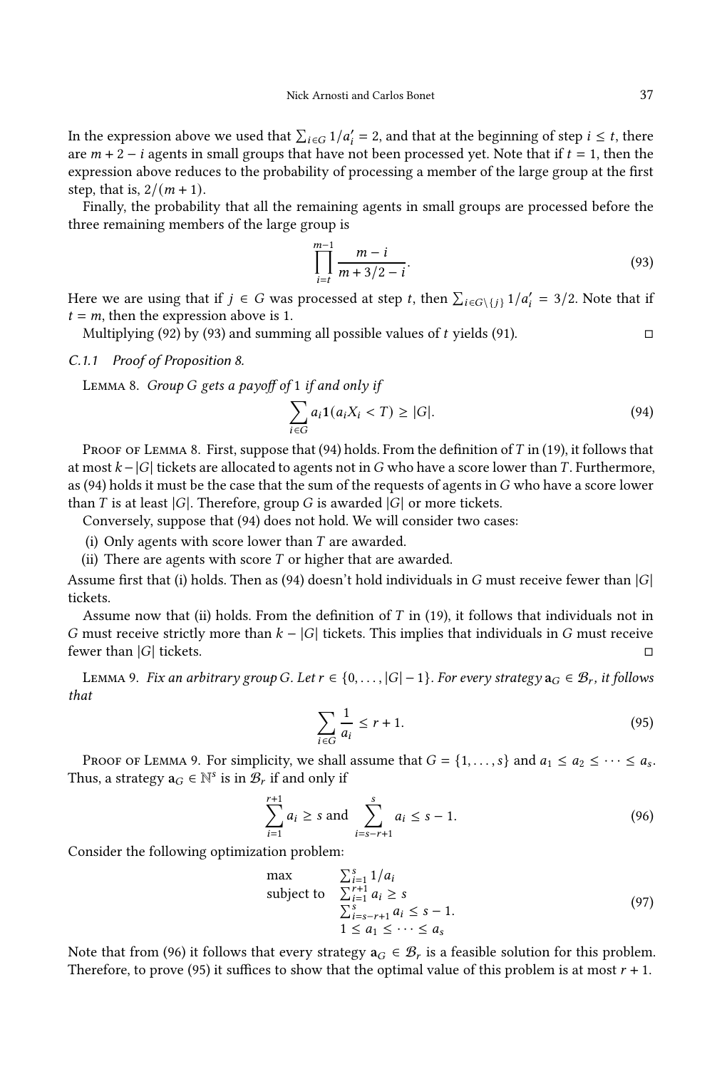In the expression above we used that $\sum_{i\in G} 1/a'_i = 2$, and that at the beginning of step $i \leq t$, there are $m + 2 - i$ agents in small groups that have not been processed yet. Note that if $t = 1$, then the expression above reduces to the probability of processing a member of the large group at the first step, that is, $2/(m + 1)$.

Finally, the probability that all the remaining agents in small groups are processed before the three remaining members of the large group is

$$\prod_{i=t}^{m-1} \frac{m-i}{m+3/2-i}. \tag{93}$$

Here we are using that if $j \in G$ was processed at step $t$, then $\sum_{i\in G\setminus\{j\}} 1/a'_i = 3/2$. Note that if $t = m$, then the expression above is 1.

Multiplying (92) by (93) and summing all possible values of $t$ yields (91). ◻

### C.1.1 Proof of Proposition 8.

Lemma 8. *Group $G$ gets a payoff of 1 if and only if*

$$\sum_{i\in G} a_i \mathbf{1}(a_i X_i < T) \geq |G|. \tag{94}$$

Proof of Lemma 8. First, suppose that (94) holds. From the definition of $T$ in (19), it follows that at most $k - |G|$ tickets are allocated to agents not in $G$ who have a score lower than $T$. Furthermore, as (94) holds it must be the case that the sum of the requests of agents in $G$ who have a score lower than $T$ is at least $|G|$. Therefore, group $G$ is awarded $|G|$ or more tickets.

Conversely, suppose that (94) does not hold. We will consider two cases:

(i) Only agents with score lower than $T$ are awarded.
(ii) There are agents with score $T$ or higher that are awarded.

Assume first that (i) holds. Then as (94) doesn't hold individuals in $G$ must receive fewer than $|G|$ tickets.

Assume now that (ii) holds. From the definition of $T$ in (19), it follows that individuals not in $G$ must receive strictly more than $k - |G|$ tickets. This implies that individuals in $G$ must receive fewer than $|G|$ tickets. ◻

Lemma 9. *Fix an arbitrary group $G$. Let $r \in \{0, \ldots, |G| - 1\}$. For every strategy $\mathbf{a}_G \in \mathcal{B}_r$, it follows that*

$$\sum_{i\in G} \frac{1}{a_i} \leq r + 1. \tag{95}$$

Proof of Lemma 9. For simplicity, we shall assume that $G = \{1, \ldots, s\}$ and $a_1 \leq a_2 \leq \cdots \leq a_s$. Thus, a strategy $\mathbf{a}_G \in \mathbb{N}^s$ is in $\mathcal{B}_r$ if and only if

$$\sum_{i=1}^{r+1} a_i \geq s \text{ and } \sum_{i=s-r+1}^{s} a_i \leq s - 1. \tag{96}$$

Consider the following optimization problem:

$$\begin{array}{ll} \max & \sum_{i=1}^{s} 1/a_i \\ \text{subject to} & \sum_{i=1}^{r+1} a_i \geq s \\ & \sum_{i=s-r+1}^{s} a_i \leq s-1. \\ & 1 \leq a_1 \leq \cdots \leq a_s \end{array} \tag{97}$$

Note that from (96) it follows that every strategy $\mathbf{a}_G \in \mathcal{B}_r$ is a feasible solution for this problem. Therefore, to prove (95) it suffices to show that the optimal value of this problem is at most $r + 1$.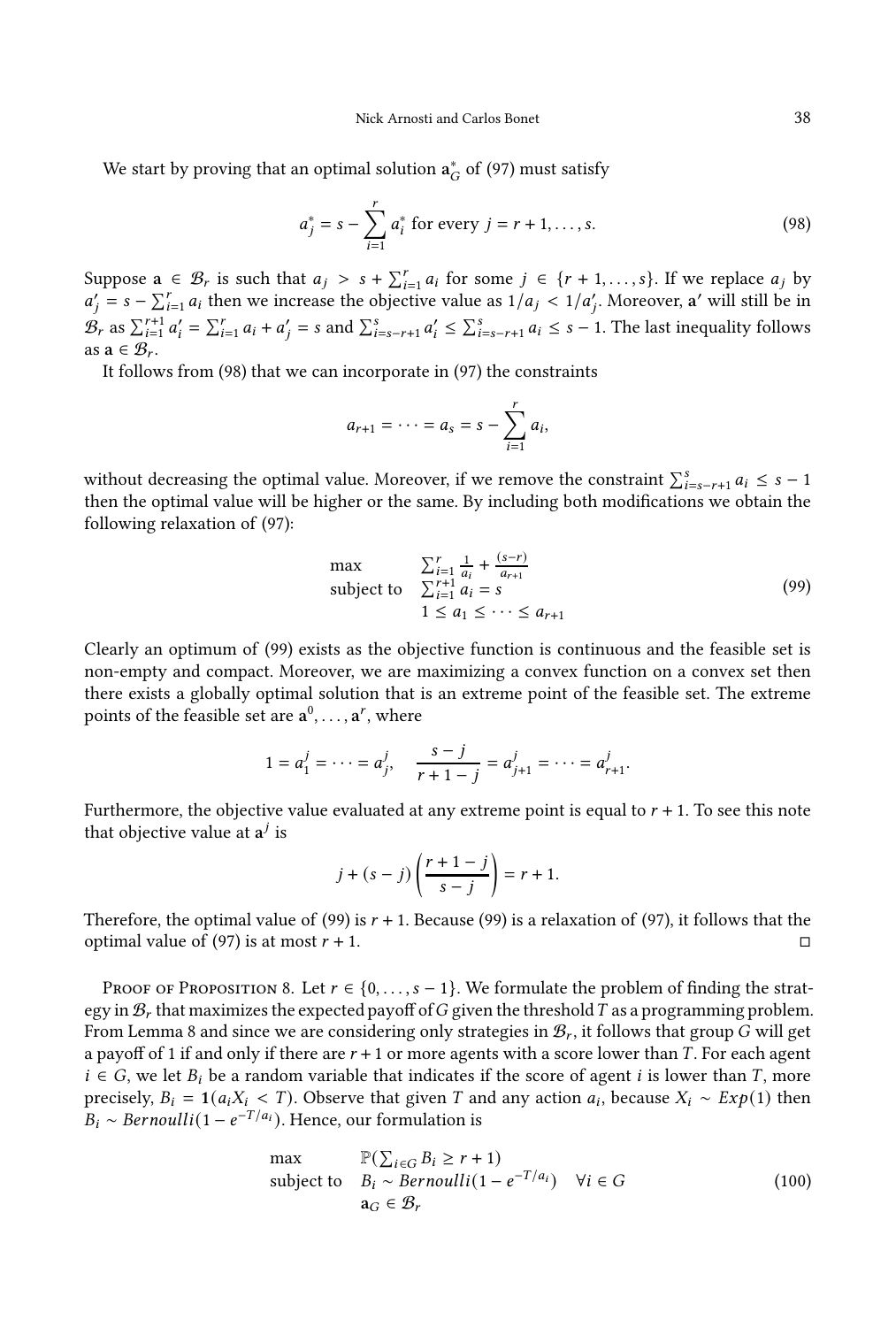We start by proving that an optimal solution $\mathbf{a}_G^*$ of (97) must satisfy

$$a_j^* = s - \sum_{i=1}^{r} a_i^* \text{ for every } j = r+1, \dots, s. \tag{98}$$

Suppose $\mathbf{a} \in \mathcal{B}_r$ is such that $a_j > s + \sum_{i=1}^{r} a_i$ for some $j \in \{r+1, \dots, s\}$. If we replace $a_j$ by $a'_j = s - \sum_{i=1}^{r} a_i$ then we increase the objective value as $1/a_j < 1/a'_j$. Moreover, $\mathbf{a}'$ will still be in $\mathcal{B}_r$ as $\sum_{i=1}^{r+1} a'_i = \sum_{i=1}^{r} a_i + a'_j = s$ and $\sum_{i=s-r+1}^{s} a'_i \leq \sum_{i=s-r+1}^{s} a_i \leq s-1$. The last inequality follows as $\mathbf{a} \in \mathcal{B}_r$.

It follows from (98) that we can incorporate in (97) the constraints

$$a_{r+1} = \dots = a_s = s - \sum_{i=1}^{r} a_i,$$

without decreasing the optimal value. Moreover, if we remove the constraint $\sum_{i=s-r+1}^{s} a_i \leq s-1$ then the optimal value will be higher or the same. By including both modifications we obtain the following relaxation of (97):

$$\begin{array}{ll} \max & \sum_{i=1}^{r} \frac{1}{a_i} + \frac{(s-r)}{a_{r+1}} \\ \text{subject to} & \sum_{i=1}^{r+1} a_i = s \\ & 1 \leq a_1 \leq \dots \leq a_{r+1} \end{array} \tag{99}$$

Clearly an optimum of (99) exists as the objective function is continuous and the feasible set is non-empty and compact. Moreover, we are maximizing a convex function on a convex set then there exists a globally optimal solution that is an extreme point of the feasible set. The extreme points of the feasible set are $\mathbf{a}^0, \dots, \mathbf{a}^r$, where

$$1 = a_1^j = \dots = a_j^j, \quad \frac{s-j}{r+1-j} = a_{j+1}^j = \dots = a_{r+1}^j.$$

Furthermore, the objective value evaluated at any extreme point is equal to $r+1$. To see this note that objective value at $\mathbf{a}^j$ is

$$j + (s-j)\left(\frac{r+1-j}{s-j}\right) = r+1.$$

Therefore, the optimal value of (99) is $r+1$. Because (99) is a relaxation of (97), it follows that the optimal value of (97) is at most $r+1$. □

Proof of Proposition 8. Let $r \in \{0, \dots, s-1\}$. We formulate the problem of finding the strategy in $\mathcal{B}_r$ that maximizes the expected payoff of $G$ given the threshold $T$ as a programming problem. From Lemma 8 and since we are considering only strategies in $\mathcal{B}_r$, it follows that group $G$ will get a payoff of 1 if and only if there are $r+1$ or more agents with a score lower than $T$. For each agent $i \in G$, we let $B_i$ be a random variable that indicates if the score of agent $i$ is lower than $T$, more precisely, $B_i = \mathbf{1}(a_i X_i < T)$. Observe that given $T$ and any action $a_i$, because $X_i \sim Exp(1)$ then $B_i \sim Bernoulli(1 - e^{-T/a_i})$. Hence, our formulation is

$$\begin{array}{lll} \max & \mathbb{P}(\sum_{i \in G} B_i \geq r+1) & \\ \text{subject to} & B_i \sim Bernoulli(1 - e^{-T/a_i}) & \forall i \in G \\ & \mathbf{a}_G \in \mathcal{B}_r & \end{array} \tag{100}$$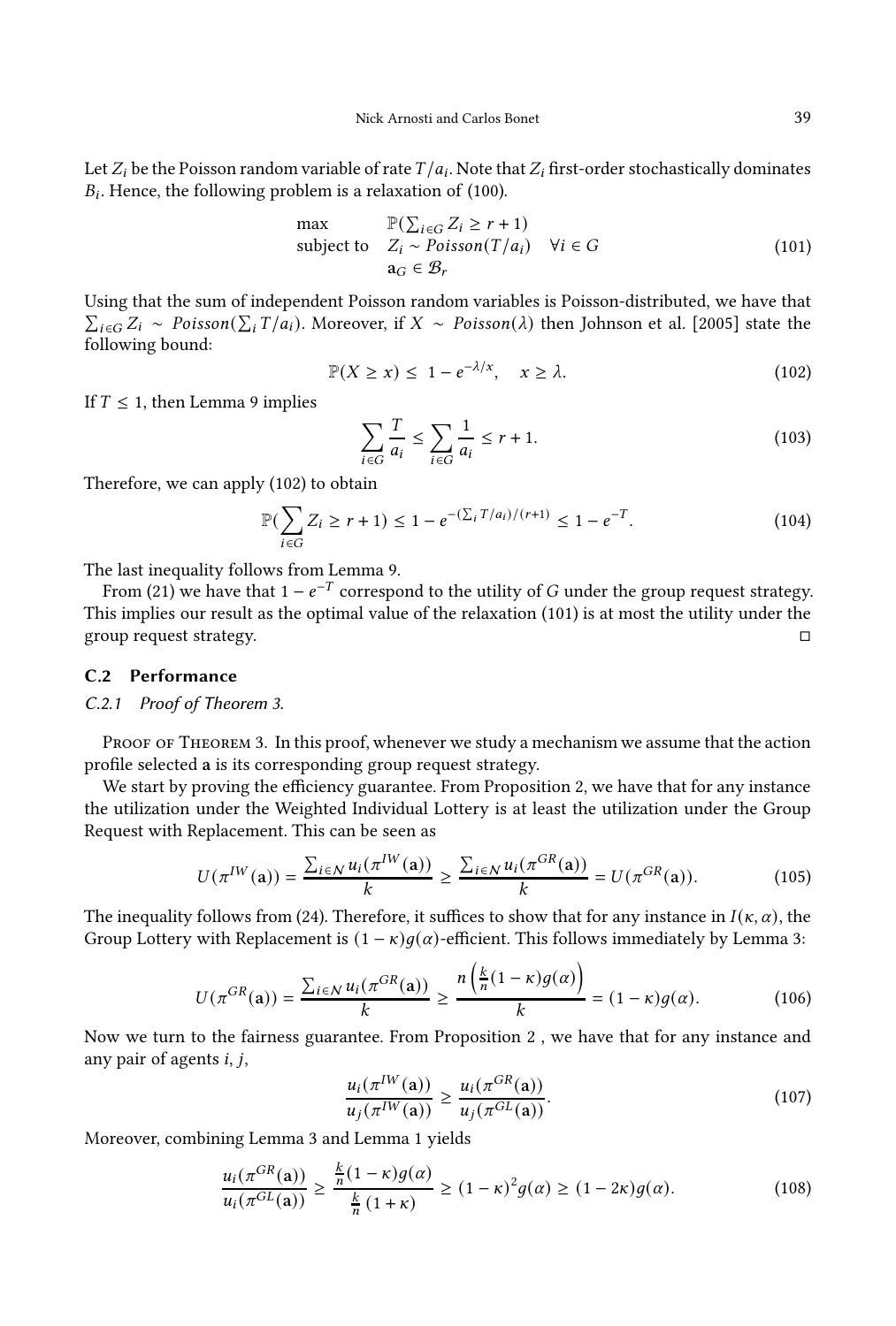Let $Z_i$ be the Poisson random variable of rate $T/a_i$. Note that $Z_i$ first-order stochastically dominates $B_i$. Hence, the following problem is a relaxation of (100).

$$
\begin{array}{ll}
\max & \mathbb{P}(\sum_{i\in G} Z_i \geq r+1) \\
\text{subject to} & Z_i \sim Poisson(T/a_i) \quad \forall i \in G \\
 & \mathbf{a}_G \in \mathcal{B}_r
\end{array}
\tag{101}
$$

Using that the sum of independent Poisson random variables is Poisson-distributed, we have that $\sum_{i\in G} Z_i \sim Poisson(\sum_i T/a_i)$. Moreover, if $X \sim Poisson(\lambda)$ then Johnson et al. [2005] state the following bound:

$$
\mathbb{P}(X \geq x) \leq 1 - e^{-\lambda/x}, \quad x \geq \lambda. \tag{102}
$$

If $T \leq 1$, then Lemma 9 implies

$$
\sum_{i\in G} \frac{T}{a_i} \leq \sum_{i\in G} \frac{1}{a_i} \leq r+1. \tag{103}
$$

Therefore, we can apply (102) to obtain

$$
\mathbb{P}(\sum_{i\in G} Z_i \geq r+1) \leq 1 - e^{-(\sum_i T/a_i)/(r+1)} \leq 1 - e^{-T}. \tag{104}
$$

The last inequality follows from Lemma 9.

From (21) we have that $1 - e^{-T}$ correspond to the utility of $G$ under the group request strategy. This implies our result as the optimal value of the relaxation (101) is at most the utility under the group request strategy. □

### C.2 Performance

#### C.2.1 Proof of Theorem 3.

Proof of Theorem 3. In this proof, whenever we study a mechanism we assume that the action profile selected $\mathbf{a}$ is its corresponding group request strategy.

We start by proving the efficiency guarantee. From Proposition 2, we have that for any instance the utilization under the Weighted Individual Lottery is at least the utilization under the Group Request with Replacement. This can be seen as

$$
U(\pi^{IW}(\mathbf{a})) = \frac{\sum_{i\in\mathcal{N}} u_i(\pi^{IW}(\mathbf{a}))}{k} \geq \frac{\sum_{i\in\mathcal{N}} u_i(\pi^{GR}(\mathbf{a}))}{k} = U(\pi^{GR}(\mathbf{a})). \tag{105}
$$

The inequality follows from (24). Therefore, it suffices to show that for any instance in $I(\kappa, \alpha)$, the Group Lottery with Replacement is $(1-\kappa)g(\alpha)$-efficient. This follows immediately by Lemma 3:

$$
U(\pi^{GR}(\mathbf{a})) = \frac{\sum_{i\in\mathcal{N}} u_i(\pi^{GR}(\mathbf{a}))}{k} \geq \frac{n\left(\frac{k}{n}(1-\kappa)g(\alpha)\right)}{k} = (1-\kappa)g(\alpha). \tag{106}
$$

Now we turn to the fairness guarantee. From Proposition 2 , we have that for any instance and any pair of agents $i, j$,

$$
\frac{u_i(\pi^{IW}(\mathbf{a}))}{u_j(\pi^{IW}(\mathbf{a}))} \geq \frac{u_i(\pi^{GR}(\mathbf{a}))}{u_j(\pi^{GL}(\mathbf{a}))}. \tag{107}
$$

Moreover, combining Lemma 3 and Lemma 1 yields

$$
\frac{u_i(\pi^{GR}(\mathbf{a}))}{u_i(\pi^{GL}(\mathbf{a}))} \geq \frac{\frac{k}{n}(1-\kappa)g(\alpha)}{\frac{k}{n}(1+\kappa)} \geq (1-\kappa)^2 g(\alpha) \geq (1-2\kappa)g(\alpha). \tag{108}
$$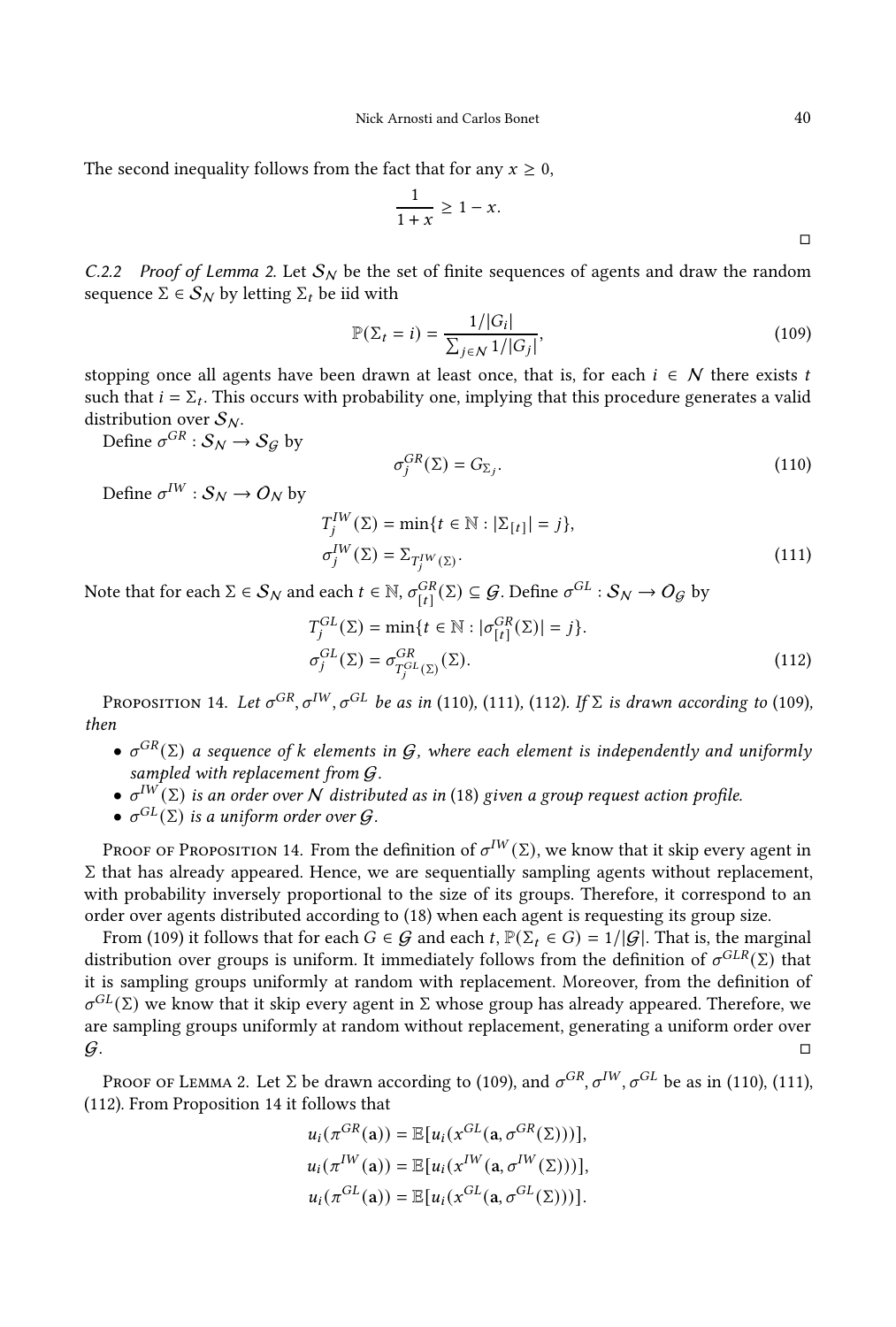The second inequality follows from the fact that for any $x \geq 0$,

$$\frac{1}{1+x} \geq 1 - x.$$

□

*C.2.2 Proof of Lemma 2.* Let $\mathcal{S}_\mathcal{N}$ be the set of finite sequences of agents and draw the random sequence $\Sigma \in \mathcal{S}_\mathcal{N}$ by letting $\Sigma_t$ be iid with

$$\mathbb{P}(\Sigma_t = i) = \frac{1/|G_i|}{\sum_{j \in \mathcal{N}} 1/|G_j|}, \tag{109}$$

stopping once all agents have been drawn at least once, that is, for each $i \in \mathcal{N}$ there exists $t$ such that $i = \Sigma_t$. This occurs with probability one, implying that this procedure generates a valid distribution over $\mathcal{S}_\mathcal{N}$.

Define $\sigma^{GR} : \mathcal{S}_\mathcal{N} \to \mathcal{S}_\mathcal{G}$ by

$$\sigma_j^{GR}(\Sigma) = G_{\Sigma_j}. \tag{110}$$

Define $\sigma^{IW} : \mathcal{S}_\mathcal{N} \to \mathcal{O}_\mathcal{N}$ by

$$\begin{aligned} T_j^{IW}(\Sigma) &= \min\{t \in \mathbb{N} : |\Sigma_{[t]}| = j\}, \\ \sigma_j^{IW}(\Sigma) &= \Sigma_{T_j^{IW}(\Sigma)}. \end{aligned} \tag{111}$$

Note that for each $\Sigma \in \mathcal{S}_\mathcal{N}$ and each $t \in \mathbb{N}$, $\sigma_{[t]}^{GR}(\Sigma) \subseteq \mathcal{G}$. Define $\sigma^{GL} : \mathcal{S}_\mathcal{N} \to \mathcal{O}_\mathcal{G}$ by

$$\begin{aligned} T_j^{GL}(\Sigma) &= \min\{t \in \mathbb{N} : |\sigma_{[t]}^{GR}(\Sigma)| = j\}. \\ \sigma_j^{GL}(\Sigma) &= \sigma_{T_j^{GL}(\Sigma)}^{GR}(\Sigma). \end{aligned} \tag{112}$$

Proposition 14. *Let $\sigma^{GR}, \sigma^{IW}, \sigma^{GL}$ be as in (110), (111), (112). If $\Sigma$ is drawn according to (109), then*

- *$\sigma^{GR}(\Sigma)$ a sequence of $k$ elements in $\mathcal{G}$, where each element is independently and uniformly sampled with replacement from $\mathcal{G}$.*
- *$\sigma^{IW}(\Sigma)$ is an order over $\mathcal{N}$ distributed as in (18) given a group request action profile.*
- *$\sigma^{GL}(\Sigma)$ is a uniform order over $\mathcal{G}$.*

Proof of Proposition 14. From the definition of $\sigma^{IW}(\Sigma)$, we know that it skip every agent in $\Sigma$ that has already appeared. Hence, we are sequentially sampling agents without replacement, with probability inversely proportional to the size of its groups. Therefore, it correspond to an order over agents distributed according to (18) when each agent is requesting its group size.

From (109) it follows that for each $G \in \mathcal{G}$ and each $t$, $\mathbb{P}(\Sigma_t \in G) = 1/|\mathcal{G}|$. That is, the marginal distribution over groups is uniform. It immediately follows from the definition of $\sigma^{GLR}(\Sigma)$ that it is sampling groups uniformly at random with replacement. Moreover, from the definition of $\sigma^{GL}(\Sigma)$ we know that it skip every agent in $\Sigma$ whose group has already appeared. Therefore, we are sampling groups uniformly at random without replacement, generating a uniform order over $\mathcal{G}$. □

Proof of Lemma 2. Let $\Sigma$ be drawn according to (109), and $\sigma^{GR}, \sigma^{IW}, \sigma^{GL}$ be as in (110), (111), (112). From Proposition 14 it follows that

$$\begin{aligned} u_i(\pi^{GR}(\mathbf{a})) &= \mathbb{E}[u_i(x^{GL}(\mathbf{a}, \sigma^{GR}(\Sigma)))], \\ u_i(\pi^{IW}(\mathbf{a})) &= \mathbb{E}[u_i(x^{IW}(\mathbf{a}, \sigma^{IW}(\Sigma)))], \\ u_i(\pi^{GL}(\mathbf{a})) &= \mathbb{E}[u_i(x^{GL}(\mathbf{a}, \sigma^{GL}(\Sigma)))]. \end{aligned}$$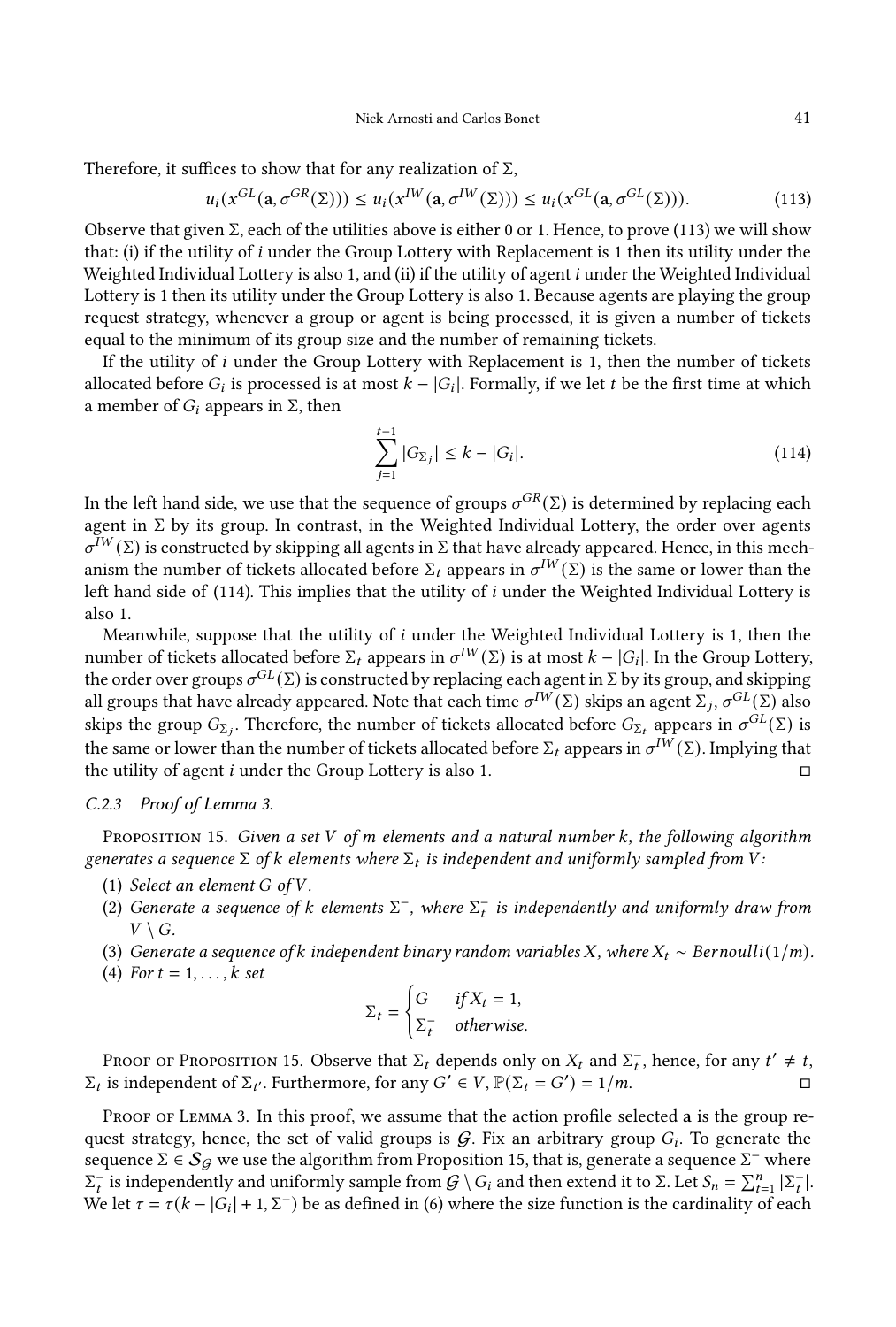Therefore, it suffices to show that for any realization of $\Sigma$,

$$u_i(x^{GL}(\mathbf{a}, \sigma^{GR}(\Sigma))) \leq u_i(x^{IW}(\mathbf{a}, \sigma^{IW}(\Sigma))) \leq u_i(x^{GL}(\mathbf{a}, \sigma^{GL}(\Sigma))). \tag{113}$$

Observe that given $\Sigma$, each of the utilities above is either 0 or 1. Hence, to prove (113) we will show that: (i) if the utility of $i$ under the Group Lottery with Replacement is 1 then its utility under the Weighted Individual Lottery is also 1, and (ii) if the utility of agent $i$ under the Weighted Individual Lottery is 1 then its utility under the Group Lottery is also 1. Because agents are playing the group request strategy, whenever a group or agent is being processed, it is given a number of tickets equal to the minimum of its group size and the number of remaining tickets.

If the utility of $i$ under the Group Lottery with Replacement is 1, then the number of tickets allocated before $G_i$ is processed is at most $k - |G_i|$. Formally, if we let $t$ be the first time at which a member of $G_i$ appears in $\Sigma$, then

$$\sum_{j=1}^{t-1} |G_{\Sigma_j}| \leq k - |G_i|. \tag{114}$$

In the left hand side, we use that the sequence of groups $\sigma^{GR}(\Sigma)$ is determined by replacing each agent in $\Sigma$ by its group. In contrast, in the Weighted Individual Lottery, the order over agents $\sigma^{IW}(\Sigma)$ is constructed by skipping all agents in $\Sigma$ that have already appeared. Hence, in this mechanism the number of tickets allocated before $\Sigma_t$ appears in $\sigma^{IW}(\Sigma)$ is the same or lower than the left hand side of (114). This implies that the utility of $i$ under the Weighted Individual Lottery is also 1.

Meanwhile, suppose that the utility of $i$ under the Weighted Individual Lottery is 1, then the number of tickets allocated before $\Sigma_t$ appears in $\sigma^{IW}(\Sigma)$ is at most $k - |G_i|$. In the Group Lottery, the order over groups $\sigma^{GL}(\Sigma)$ is constructed by replacing each agent in $\Sigma$ by its group, and skipping all groups that have already appeared. Note that each time $\sigma^{IW}(\Sigma)$ skips an agent $\Sigma_j$, $\sigma^{GL}(\Sigma)$ also skips the group $G_{\Sigma_j}$. Therefore, the number of tickets allocated before $G_{\Sigma_t}$ appears in $\sigma^{GL}(\Sigma)$ is the same or lower than the number of tickets allocated before $\Sigma_t$ appears in $\sigma^{IW}(\Sigma)$. Implying that the utility of agent $i$ under the Group Lottery is also 1. □

### C.2.3 Proof of Lemma 3.

**Proposition 15.** *Given a set $V$ of $m$ elements and a natural number $k$, the following algorithm generates a sequence $\Sigma$ of $k$ elements where $\Sigma_t$ is independent and uniformly sampled from $V$:*

1. *Select an element $G$ of $V$.*
2. *Generate a sequence of $k$ elements $\Sigma^-$, where $\Sigma^-_t$ is independently and uniformly draw from $V \setminus G$.*
3. *Generate a sequence of $k$ independent binary random variables $X$, where $X_t \sim Bernoulli(1/m)$.*
4. *For $t = 1, \ldots, k$ set*

$$\Sigma_t = \begin{cases} G & \text{if } X_t = 1, \\ \Sigma^-_t & \text{otherwise.} \end{cases}$$

Proof of Proposition 15. Observe that $\Sigma_t$ depends only on $X_t$ and $\Sigma^-_t$, hence, for any $t' \neq t$, $\Sigma_t$ is independent of $\Sigma_{t'}$. Furthermore, for any $G' \in V$, $\mathbb{P}(\Sigma_t = G') = 1/m$. □

Proof of Lemma 3. In this proof, we assume that the action profile selected $\mathbf{a}$ is the group request strategy, hence, the set of valid groups is $\mathcal{G}$. Fix an arbitrary group $G_i$. To generate the sequence $\Sigma \in \mathcal{S}_{\mathcal{G}}$ we use the algorithm from Proposition 15, that is, generate a sequence $\Sigma^-$ where $\Sigma^-_t$ is independently and uniformly sample from $\mathcal{G} \setminus G_i$ and then extend it to $\Sigma$. Let $S_n = \sum_{t=1}^{n} |\Sigma^-_t|$. We let $\tau = \tau(k - |G_i| + 1, \Sigma^-)$ be as defined in (6) where the size function is the cardinality of each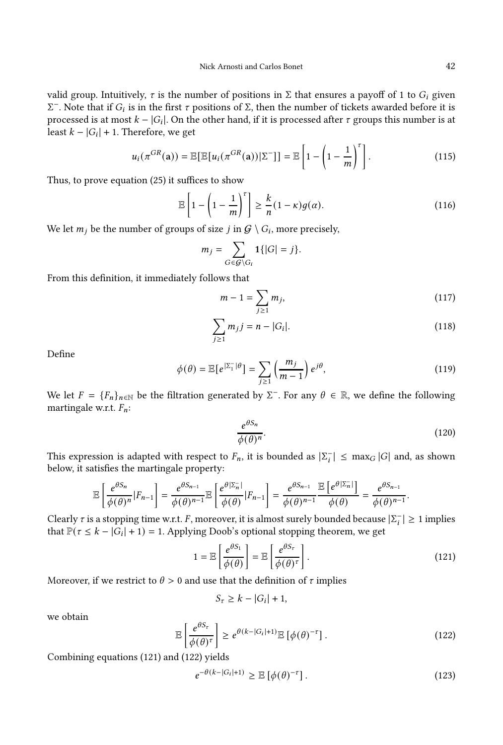valid group. Intuitively, $\tau$ is the number of positions in $\Sigma$ that ensures a payoff of 1 to $G_i$ given $\Sigma^-$. Note that if $G_i$ is in the first $\tau$ positions of $\Sigma$, then the number of tickets awarded before it is processed is at most $k - |G_i|$. On the other hand, if it is processed after $\tau$ groups this number is at least $k - |G_i| + 1$. Therefore, we get

$$u_i(\pi^{GR}(\mathbf{a})) = \mathbb{E}[\mathbb{E}[u_i(\pi^{GR}(\mathbf{a}))|\Sigma^-]] = \mathbb{E}\left[1 - \left(1 - \frac{1}{m}\right)^{\tau}\right]. \tag{115}$$

Thus, to prove equation (25) it suffices to show

$$\mathbb{E}\left[1 - \left(1 - \frac{1}{m}\right)^{\tau}\right] \geq \frac{k}{n}(1-\kappa)g(\alpha). \tag{116}$$

We let $m_j$ be the number of groups of size $j$ in $\mathcal{G} \setminus G_i$, more precisely,

$$m_j = \sum_{G \in \mathcal{G} \setminus G_i} \mathbf{1}\{|G| = j\}.$$

From this definition, it immediately follows that

$$m - 1 = \sum_{j \geq 1} m_j, \tag{117}$$

$$\sum_{j \geq 1} m_j j = n - |G_i|. \tag{118}$$

Define

$$\phi(\theta) = \mathbb{E}[e^{|\Sigma_1^-|\theta}] = \sum_{j \geq 1} \left(\frac{m_j}{m-1}\right) e^{j\theta}, \tag{119}$$

We let $F = \{F_n\}_{n \in \mathbb{N}}$ be the filtration generated by $\Sigma^-$. For any $\theta \in \mathbb{R}$, we define the following martingale w.r.t. $F_n$:

$$\frac{e^{\theta S_n}}{\phi(\theta)^n}. \tag{120}$$

This expression is adapted with respect to $F_n$, it is bounded as $|\Sigma_i^-| \leq \max_G |G|$ and, as shown below, it satisfies the martingale property:

$$\mathbb{E}\left[\frac{e^{\theta S_n}}{\phi(\theta)^n}|F_{n-1}\right] = \frac{e^{\theta S_{n-1}}}{\phi(\theta)^{n-1}}\mathbb{E}\left[\frac{e^{\theta|\Sigma_n^-|}}{\phi(\theta)}|F_{n-1}\right] = \frac{e^{\theta S_{n-1}}}{\phi(\theta)^{n-1}}\frac{\mathbb{E}\left[e^{\theta|\Sigma_n^-|}\right]}{\phi(\theta)} = \frac{e^{\theta S_{n-1}}}{\phi(\theta)^{n-1}}.$$

Clearly $\tau$ is a stopping time w.r.t. $F$, moreover, it is almost surely bounded because $|\Sigma_i^-| \geq 1$ implies that $\mathbb{P}(\tau \leq k - |G_i| + 1) = 1$. Applying Doob's optional stopping theorem, we get

$$1 = \mathbb{E}\left[\frac{e^{\theta S_1}}{\phi(\theta)}\right] = \mathbb{E}\left[\frac{e^{\theta S_\tau}}{\phi(\theta)^\tau}\right]. \tag{121}$$

Moreover, if we restrict to $\theta > 0$ and use that the definition of $\tau$ implies

$$S_\tau \geq k - |G_i| + 1,$$

we obtain

$$\mathbb{E}\left[\frac{e^{\theta S_\tau}}{\phi(\theta)^\tau}\right] \geq e^{\theta(k-|G_i|+1)}\mathbb{E}\left[\phi(\theta)^{-\tau}\right]. \tag{122}$$

Combining equations (121) and (122) yields

$$e^{-\theta(k-|G_i|+1)} \geq \mathbb{E}\left[\phi(\theta)^{-\tau}\right]. \tag{123}$$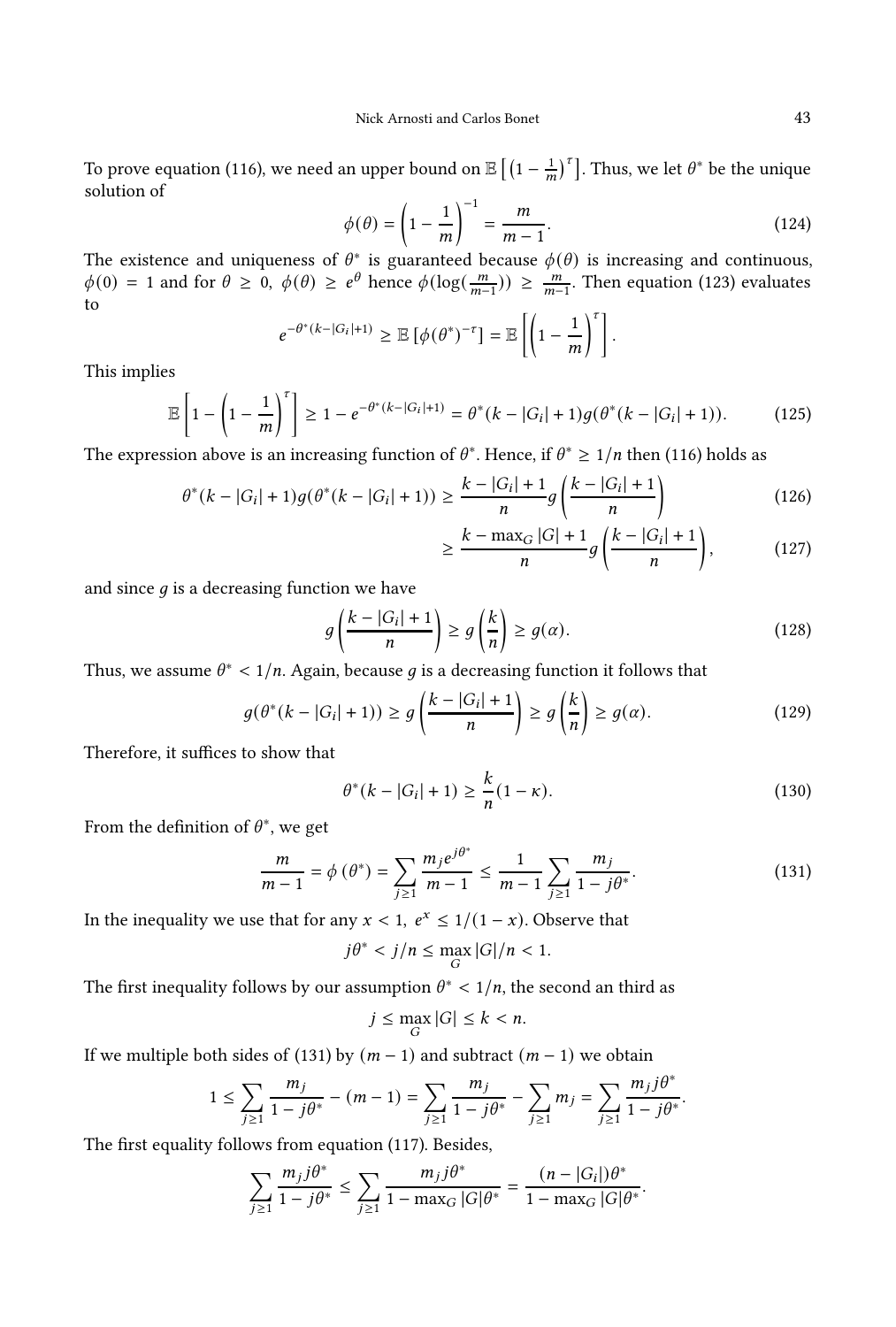To prove equation (116), we need an upper bound on $\mathbb{E}\left[\left(1-\frac{1}{m}\right)^{\tau}\right]$. Thus, we let $\theta^*$ be the unique solution of

$$\phi(\theta) = \left(1 - \frac{1}{m}\right)^{-1} = \frac{m}{m-1}. \tag{124}$$

The existence and uniqueness of $\theta^*$ is guaranteed because $\phi(\theta)$ is increasing and continuous, $\phi(0) = 1$ and for $\theta \geq 0$, $\phi(\theta) \geq e^{\theta}$ hence $\phi(\log(\frac{m}{m-1})) \geq \frac{m}{m-1}$. Then equation (123) evaluates to

$$e^{-\theta^*(k-|G_i|+1)} \geq \mathbb{E}\left[\phi(\theta^*)^{-\tau}\right] = \mathbb{E}\left[\left(1 - \frac{1}{m}\right)^{\tau}\right].$$

This implies

$$\mathbb{E}\left[1 - \left(1 - \frac{1}{m}\right)^{\tau}\right] \geq 1 - e^{-\theta^*(k-|G_i|+1)} = \theta^*(k - |G_i| + 1)g(\theta^*(k - |G_i| + 1)). \tag{125}$$

The expression above is an increasing function of $\theta^*$. Hence, if $\theta^* \geq 1/n$ then (116) holds as

$$\theta^*(k - |G_i| + 1)g(\theta^*(k - |G_i| + 1)) \geq \frac{k - |G_i| + 1}{n} g\left(\frac{k - |G_i| + 1}{n}\right) \tag{126}$$

$$\geq \frac{k - \max_G |G| + 1}{n} g\left(\frac{k - |G_i| + 1}{n}\right), \tag{127}$$

and since $g$ is a decreasing function we have

$$g\left(\frac{k - |G_i| + 1}{n}\right) \geq g\left(\frac{k}{n}\right) \geq g(\alpha). \tag{128}$$

Thus, we assume $\theta^* < 1/n$. Again, because $g$ is a decreasing function it follows that

$$g(\theta^*(k - |G_i| + 1)) \geq g\left(\frac{k - |G_i| + 1}{n}\right) \geq g\left(\frac{k}{n}\right) \geq g(\alpha). \tag{129}$$

Therefore, it suffices to show that

$$\theta^*(k - |G_i| + 1) \geq \frac{k}{n}(1 - \kappa). \tag{130}$$

From the definition of $\theta^*$, we get

$$\frac{m}{m-1} = \phi(\theta^*) = \sum_{j \geq 1} \frac{m_j e^{j\theta^*}}{m-1} \leq \frac{1}{m-1} \sum_{j \geq 1} \frac{m_j}{1 - j\theta^*}. \tag{131}$$

In the inequality we use that for any $x < 1$, $e^x \leq 1/(1-x)$. Observe that

$$j\theta^* < j/n \leq \max_G |G|/n < 1.$$

The first inequality follows by our assumption $\theta^* < 1/n$, the second an third as

$$j \leq \max_G |G| \leq k < n.$$

If we multiple both sides of (131) by $(m-1)$ and subtract $(m-1)$ we obtain

$$1 \leq \sum_{j \geq 1} \frac{m_j}{1 - j\theta^*} - (m-1) = \sum_{j \geq 1} \frac{m_j}{1 - j\theta^*} - \sum_{j \geq 1} m_j = \sum_{j \geq 1} \frac{m_j j\theta^*}{1 - j\theta^*}.$$

The first equality follows from equation (117). Besides,

$$\sum_{j \geq 1} \frac{m_j j\theta^*}{1 - j\theta^*} \leq \sum_{j \geq 1} \frac{m_j j\theta^*}{1 - \max_G |G|\theta^*} = \frac{(n - |G_i|)\theta^*}{1 - \max_G |G|\theta^*}.$$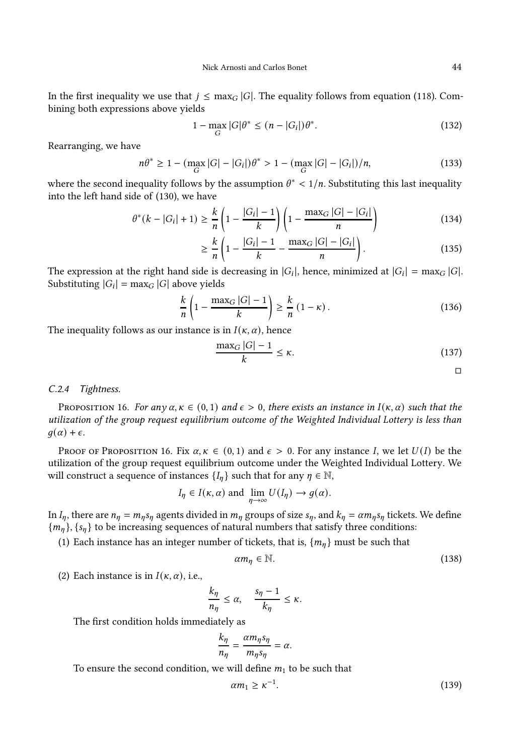In the first inequality we use that $j \leq \max_G |G|$. The equality follows from equation (118). Combining both expressions above yields

$$1 - \max_G |G|\theta^* \leq (n - |G_i|)\theta^*. \tag{132}$$

Rearranging, we have

$$n\theta^* \geq 1 - (\max_G |G| - |G_i|)\theta^* > 1 - (\max_G |G| - |G_i|)/n, \tag{133}$$

where the second inequality follows by the assumption $\theta^* < 1/n$. Substituting this last inequality into the left hand side of (130), we have

$$\theta^*(k - |G_i| + 1) \geq \frac{k}{n}\left(1 - \frac{|G_i| - 1}{k}\right)\left(1 - \frac{\max_G |G| - |G_i|}{n}\right) \tag{134}$$

$$\geq \frac{k}{n}\left(1 - \frac{|G_i| - 1}{k} - \frac{\max_G |G| - |G_i|}{n}\right). \tag{135}$$

The expression at the right hand side is decreasing in $|G_i|$, hence, minimized at $|G_i| = \max_G |G|$. Substituting $|G_i| = \max_G |G|$ above yields

$$\frac{k}{n}\left(1 - \frac{\max_G |G| - 1}{k}\right) \geq \frac{k}{n}(1 - \kappa). \tag{136}$$

The inequality follows as our instance is in $I(\kappa, \alpha)$, hence

$$\frac{\max_G |G| - 1}{k} \leq \kappa. \tag{137}$$

□

### C.2.4 Tightness.

**Proposition 16.** *For any $\alpha, \kappa \in (0, 1)$ and $\epsilon > 0$, there exists an instance in $I(\kappa, \alpha)$ such that the utilization of the group request equilibrium outcome of the Weighted Individual Lottery is less than $g(\alpha) + \epsilon$.*

Proof of Proposition 16. Fix $\alpha, \kappa \in (0, 1)$ and $\epsilon > 0$. For any instance $I$, we let $U(I)$ be the utilization of the group request equilibrium outcome under the Weighted Individual Lottery. We will construct a sequence of instances $\{I_\eta\}$ such that for any $\eta \in \mathbb{N}$,

$$I_\eta \in I(\kappa, \alpha) \text{ and } \lim_{\eta \to \infty} U(I_\eta) \to g(\alpha).$$

In $I_\eta$, there are $n_\eta = m_\eta s_\eta$ agents divided in $m_\eta$ groups of size $s_\eta$, and $k_\eta = \alpha m_\eta s_\eta$ tickets. We define $\{m_\eta\}, \{s_\eta\}$ to be increasing sequences of natural numbers that satisfy three conditions:

(1) Each instance has an integer number of tickets, that is, $\{m_\eta\}$ must be such that

$$\alpha m_\eta \in \mathbb{N}. \tag{138}$$

(2) Each instance is in $I(\kappa, \alpha)$, i.e.,

$$\frac{k_\eta}{n_\eta} \leq \alpha, \quad \frac{s_\eta - 1}{k_\eta} \leq \kappa.$$

The first condition holds immediately as

$$\frac{k_\eta}{n_\eta} = \frac{\alpha m_\eta s_\eta}{m_\eta s_\eta} = \alpha.$$

To ensure the second condition, we will define $m_1$ to be such that

$$\alpha m_1 \geq \kappa^{-1}. \tag{139}$$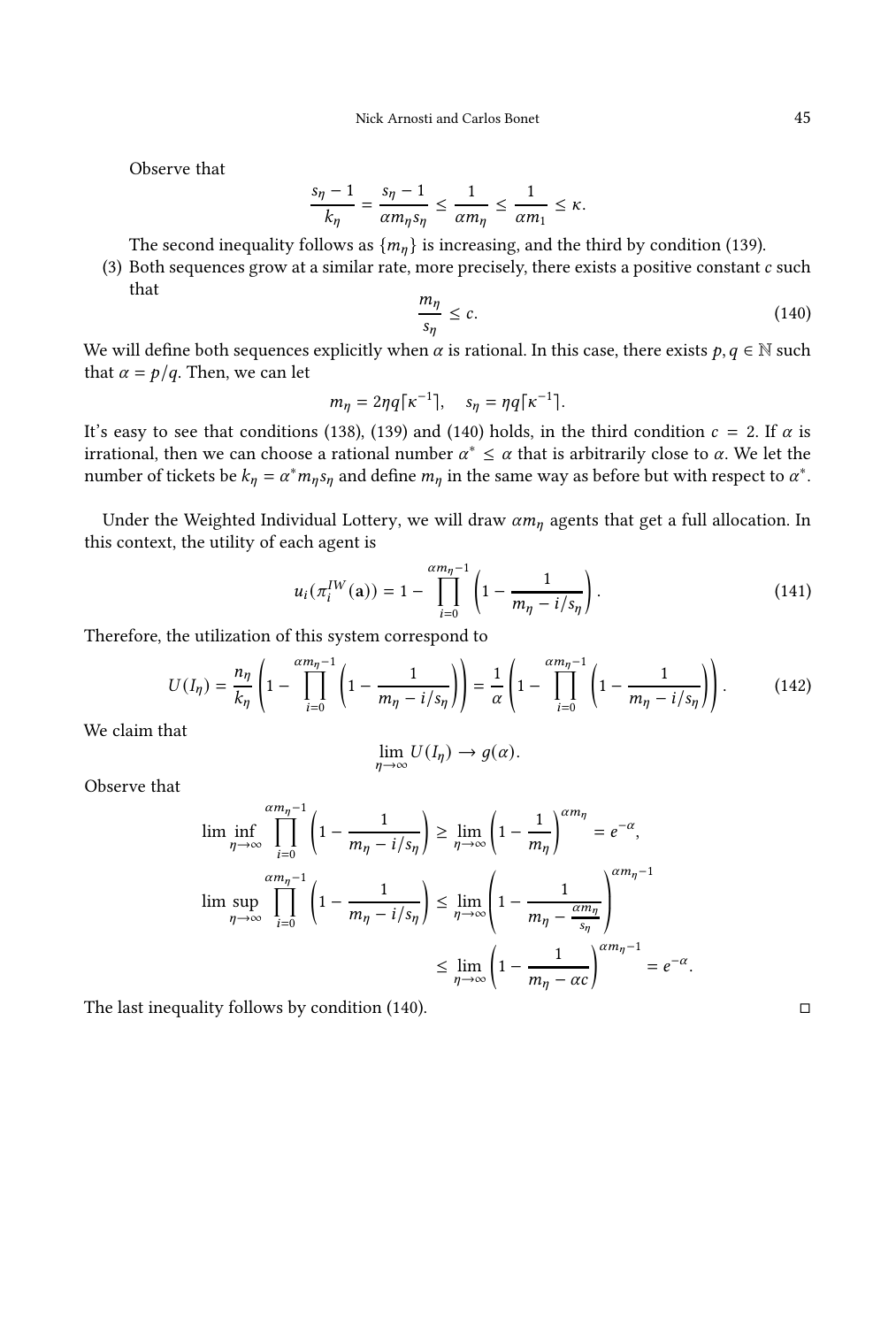Observe that

$$\frac{s_\eta - 1}{k_\eta} = \frac{s_\eta - 1}{\alpha m_\eta s_\eta} \leq \frac{1}{\alpha m_\eta} \leq \frac{1}{\alpha m_1} \leq \kappa.$$

The second inequality follows as $\{m_\eta\}$ is increasing, and the third by condition (139).

(3) Both sequences grow at a similar rate, more precisely, there exists a positive constant $c$ such that

$$\frac{m_\eta}{s_\eta} \leq c. \tag{140}$$

We will define both sequences explicitly when $\alpha$ is rational. In this case, there exists $p, q \in \mathbb{N}$ such that $\alpha = p/q$. Then, we can let

$$m_\eta = 2\eta q \lceil \kappa^{-1} \rceil, \quad s_\eta = \eta q \lceil \kappa^{-1} \rceil.$$

It's easy to see that conditions (138), (139) and (140) holds, in the third condition $c = 2$. If $\alpha$ is irrational, then we can choose a rational number $\alpha^* \leq \alpha$ that is arbitrarily close to $\alpha$. We let the number of tickets be $k_\eta = \alpha^* m_\eta s_\eta$ and define $m_\eta$ in the same way as before but with respect to $\alpha^*$.

Under the Weighted Individual Lottery, we will draw $\alpha m_\eta$ agents that get a full allocation. In this context, the utility of each agent is

$$u_i(\pi_i^{IW}(\mathbf{a})) = 1 - \prod_{i=0}^{\alpha m_\eta - 1} \left(1 - \frac{1}{m_\eta - i/s_\eta}\right). \tag{141}$$

Therefore, the utilization of this system correspond to

$$U(I_\eta) = \frac{n_\eta}{k_\eta}\left(1 - \prod_{i=0}^{\alpha m_\eta - 1}\left(1 - \frac{1}{m_\eta - i/s_\eta}\right)\right) = \frac{1}{\alpha}\left(1 - \prod_{i=0}^{\alpha m_\eta - 1}\left(1 - \frac{1}{m_\eta - i/s_\eta}\right)\right). \tag{142}$$

We claim that

$$\lim_{\eta\to\infty} U(I_\eta) \to g(\alpha).$$

Observe that

$$\liminf_{\eta\to\infty} \prod_{i=0}^{\alpha m_\eta - 1}\left(1 - \frac{1}{m_\eta - i/s_\eta}\right) \geq \lim_{\eta\to\infty}\left(1 - \frac{1}{m_\eta}\right)^{\alpha m_\eta} = e^{-\alpha},$$

$$\limsup_{\eta\to\infty} \prod_{i=0}^{\alpha m_\eta - 1}\left(1 - \frac{1}{m_\eta - i/s_\eta}\right) \leq \lim_{\eta\to\infty}\left(1 - \frac{1}{m_\eta - \frac{\alpha m_\eta}{s_\eta}}\right)^{\alpha m_\eta - 1}$$

$$\leq \lim_{\eta\to\infty}\left(1 - \frac{1}{m_\eta - \alpha c}\right)^{\alpha m_\eta - 1} = e^{-\alpha}.$$

The last inequality follows by condition (140). □